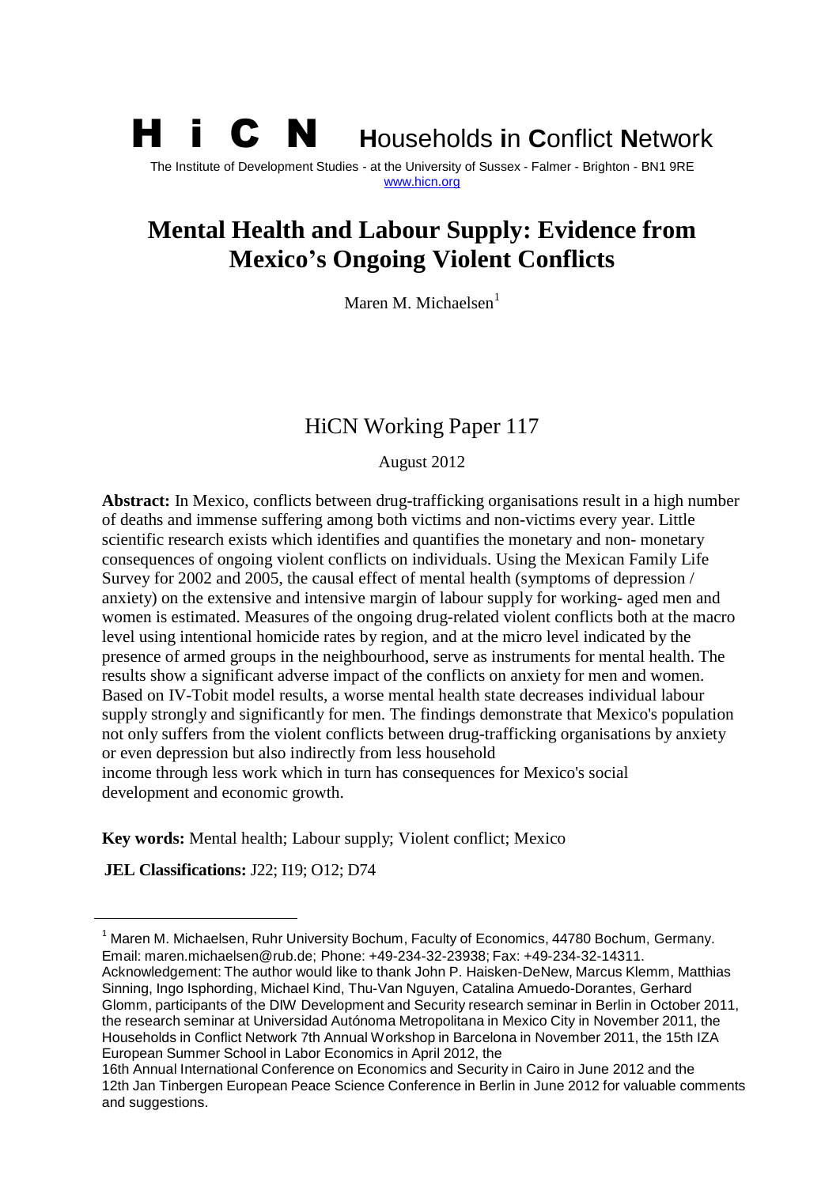# H i C N **H**ouseholds **i**n **C**onflict **N**etwork

The Institute of Development Studies - at the University of Sussex - Falmer - Brighton - BN1 9RE
www.hicn.org

# Mental Health and Labour Supply: Evidence from Mexico's Ongoing Violent Conflicts

Maren M. Michaelsen[1]

## HiCN Working Paper 117

August 2012

**Abstract:** In Mexico, conflicts between drug-trafficking organisations result in a high number of deaths and immense suffering among both victims and non-victims every year. Little scientific research exists which identifies and quantifies the monetary and non- monetary consequences of ongoing violent conflicts on individuals. Using the Mexican Family Life Survey for 2002 and 2005, the causal effect of mental health (symptoms of depression / anxiety) on the extensive and intensive margin of labour supply for working- aged men and women is estimated. Measures of the ongoing drug-related violent conflicts both at the macro level using intentional homicide rates by region, and at the micro level indicated by the presence of armed groups in the neighbourhood, serve as instruments for mental health. The results show a significant adverse impact of the conflicts on anxiety for men and women. Based on IV-Tobit model results, a worse mental health state decreases individual labour supply strongly and significantly for men. The findings demonstrate that Mexico's population not only suffers from the violent conflicts between drug-trafficking organisations by anxiety or even depression but also indirectly from less household income through less work which in turn has consequences for Mexico's social development and economic growth.

**Key words:** Mental health; Labour supply; Violent conflict; Mexico

**JEL Classifications:** J22; I19; O12; D74

---

[1] Maren M. Michaelsen, Ruhr University Bochum, Faculty of Economics, 44780 Bochum, Germany. Email: maren.michaelsen@rub.de; Phone: +49-234-32-23938; Fax: +49-234-32-14311.
Acknowledgement: The author would like to thank John P. Haisken-DeNew, Marcus Klemm, Matthias Sinning, Ingo Isphording, Michael Kind, Thu-Van Nguyen, Catalina Amuedo-Dorantes, Gerhard Glomm, participants of the DIW Development and Security research seminar in Berlin in October 2011, the research seminar at Universidad Autónoma Metropolitana in Mexico City in November 2011, the Households in Conflict Network 7th Annual Workshop in Barcelona in November 2011, the 15th IZA European Summer School in Labor Economics in April 2012, the 16th Annual International Conference on Economics and Security in Cairo in June 2012 and the 12th Jan Tinbergen European Peace Science Conference in Berlin in June 2012 for valuable comments and suggestions.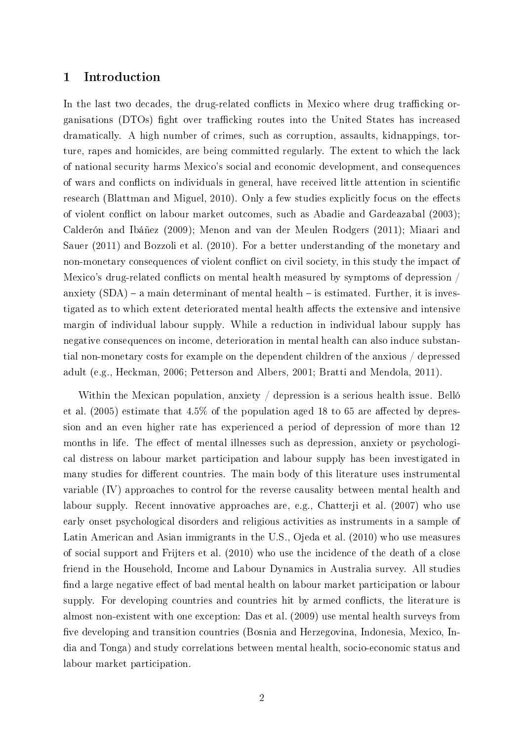## 1 Introduction

In the last two decades, the drug-related conflicts in Mexico where drug trafficking organisations (DTOs) fight over trafficking routes into the United States has increased dramatically. A high number of crimes, such as corruption, assaults, kidnappings, torture, rapes and homicides, are being committed regularly. The extent to which the lack of national security harms Mexico's social and economic development, and consequences of wars and conflicts on individuals in general, have received little attention in scientific research (Blattman and Miguel, 2010). Only a few studies explicitly focus on the effects of violent conflict on labour market outcomes, such as Abadie and Gardeazabal (2003); Calderón and Ibáñez (2009); Menon and van der Meulen Rodgers (2011); Miaari and Sauer (2011) and Bozzoli et al. (2010). For a better understanding of the monetary and non-monetary consequences of violent conflict on civil society, in this study the impact of Mexico's drug-related conflicts on mental health measured by symptoms of depression / anxiety (SDA) – a main determinant of mental health – is estimated. Further, it is investigated as to which extent deteriorated mental health affects the extensive and intensive margin of individual labour supply. While a reduction in individual labour supply has negative consequences on income, deterioration in mental health can also induce substantial non-monetary costs for example on the dependent children of the anxious / depressed adult (e.g., Heckman, 2006; Petterson and Albers, 2001; Bratti and Mendola, 2011).

Within the Mexican population, anxiety / depression is a serious health issue. Belló et al. (2005) estimate that 4.5% of the population aged 18 to 65 are affected by depression and an even higher rate has experienced a period of depression of more than 12 months in life. The effect of mental illnesses such as depression, anxiety or psychological distress on labour market participation and labour supply has been investigated in many studies for different countries. The main body of this literature uses instrumental variable (IV) approaches to control for the reverse causality between mental health and labour supply. Recent innovative approaches are, e.g., Chatterji et al. (2007) who use early onset psychological disorders and religious activities as instruments in a sample of Latin American and Asian immigrants in the U.S., Ojeda et al. (2010) who use measures of social support and Frijters et al. (2010) who use the incidence of the death of a close friend in the Household, Income and Labour Dynamics in Australia survey. All studies find a large negative effect of bad mental health on labour market participation or labour supply. For developing countries and countries hit by armed conflicts, the literature is almost non-existent with one exception: Das et al. (2009) use mental health surveys from five developing and transition countries (Bosnia and Herzegovina, Indonesia, Mexico, India and Tonga) and study correlations between mental health, socio-economic status and labour market participation.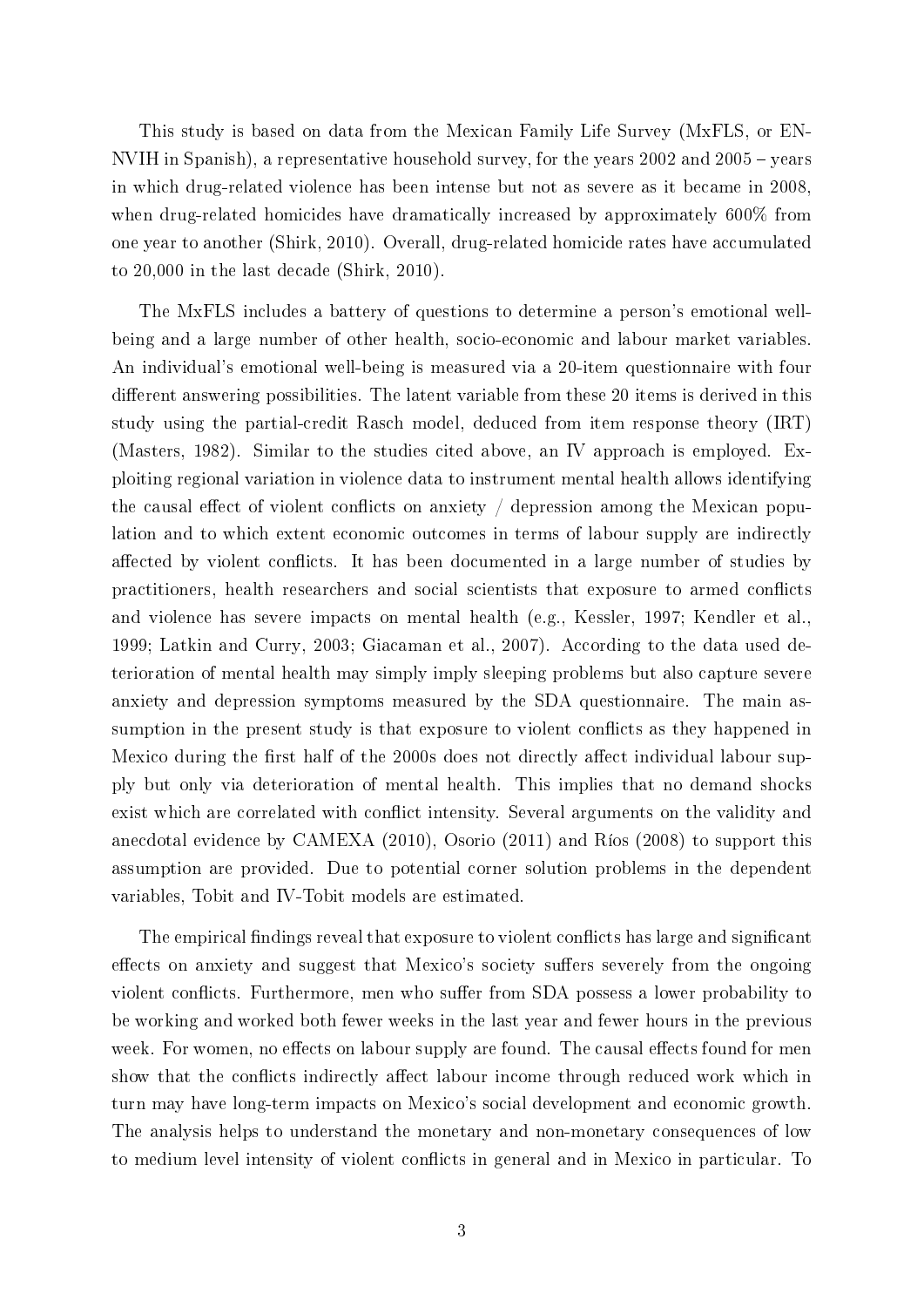This study is based on data from the Mexican Family Life Survey (MxFLS, or ENNVIH in Spanish), a representative household survey, for the years 2002 and 2005 – years in which drug-related violence has been intense but not as severe as it became in 2008, when drug-related homicides have dramatically increased by approximately 600% from one year to another (Shirk, 2010). Overall, drug-related homicide rates have accumulated to 20,000 in the last decade (Shirk, 2010).

The MxFLS includes a battery of questions to determine a person's emotional well-being and a large number of other health, socio-economic and labour market variables. An individual's emotional well-being is measured via a 20-item questionnaire with four different answering possibilities. The latent variable from these 20 items is derived in this study using the partial-credit Rasch model, deduced from item response theory (IRT) (Masters, 1982). Similar to the studies cited above, an IV approach is employed. Exploiting regional variation in violence data to instrument mental health allows identifying the causal effect of violent conflicts on anxiety / depression among the Mexican population and to which extent economic outcomes in terms of labour supply are indirectly affected by violent conflicts. It has been documented in a large number of studies by practitioners, health researchers and social scientists that exposure to armed conflicts and violence has severe impacts on mental health (e.g., Kessler, 1997; Kendler et al., 1999; Latkin and Curry, 2003; Giacaman et al., 2007). According to the data used deterioration of mental health may simply imply sleeping problems but also capture severe anxiety and depression symptoms measured by the SDA questionnaire. The main assumption in the present study is that exposure to violent conflicts as they happened in Mexico during the first half of the 2000s does not directly affect individual labour supply but only via deterioration of mental health. This implies that no demand shocks exist which are correlated with conflict intensity. Several arguments on the validity and anecdotal evidence by CAMEXA (2010), Osorio (2011) and Ríos (2008) to support this assumption are provided. Due to potential corner solution problems in the dependent variables, Tobit and IV-Tobit models are estimated.

The empirical findings reveal that exposure to violent conflicts has large and significant effects on anxiety and suggest that Mexico's society suffers severely from the ongoing violent conflicts. Furthermore, men who suffer from SDA possess a lower probability to be working and worked both fewer weeks in the last year and fewer hours in the previous week. For women, no effects on labour supply are found. The causal effects found for men show that the conflicts indirectly affect labour income through reduced work which in turn may have long-term impacts on Mexico's social development and economic growth. The analysis helps to understand the monetary and non-monetary consequences of low to medium level intensity of violent conflicts in general and in Mexico in particular. To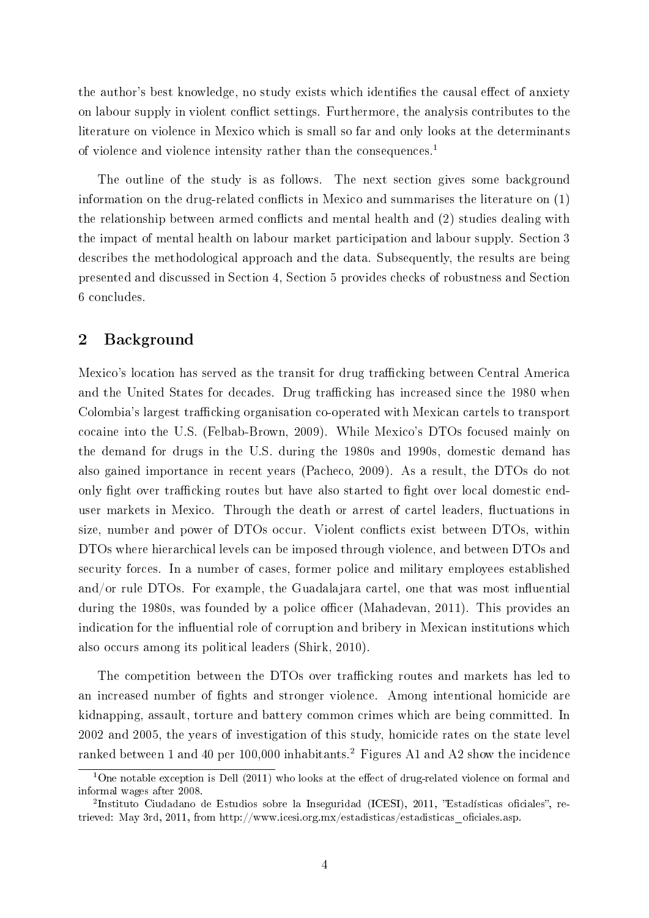the author's best knowledge, no study exists which identifies the causal effect of anxiety on labour supply in violent conflict settings. Furthermore, the analysis contributes to the literature on violence in Mexico which is small so far and only looks at the determinants of violence and violence intensity rather than the consequences.[1]

The outline of the study is as follows. The next section gives some background information on the drug-related conflicts in Mexico and summarises the literature on (1) the relationship between armed conflicts and mental health and (2) studies dealing with the impact of mental health on labour market participation and labour supply. Section 3 describes the methodological approach and the data. Subsequently, the results are being presented and discussed in Section 4, Section 5 provides checks of robustness and Section 6 concludes.

## 2 Background

Mexico's location has served as the transit for drug trafficking between Central America and the United States for decades. Drug trafficking has increased since the 1980 when Colombia's largest trafficking organisation co-operated with Mexican cartels to transport cocaine into the U.S. (Felbab-Brown, 2009). While Mexico's DTOs focused mainly on the demand for drugs in the U.S. during the 1980s and 1990s, domestic demand has also gained importance in recent years (Pacheco, 2009). As a result, the DTOs do not only fight over trafficking routes but have also started to fight over local domestic end-user markets in Mexico. Through the death or arrest of cartel leaders, fluctuations in size, number and power of DTOs occur. Violent conflicts exist between DTOs, within DTOs where hierarchical levels can be imposed through violence, and between DTOs and security forces. In a number of cases, former police and military employees established and/or rule DTOs. For example, the Guadalajara cartel, one that was most influential during the 1980s, was founded by a police officer (Mahadevan, 2011). This provides an indication for the influential role of corruption and bribery in Mexican institutions which also occurs among its political leaders (Shirk, 2010).

The competition between the DTOs over trafficking routes and markets has led to an increased number of fights and stronger violence. Among intentional homicide are kidnapping, assault, torture and battery common crimes which are being committed. In 2002 and 2005, the years of investigation of this study, homicide rates on the state level ranked between 1 and 40 per 100,000 inhabitants.[2] Figures A1 and A2 show the incidence

[1] One notable exception is Dell (2011) who looks at the effect of drug-related violence on formal and informal wages after 2008.

[2] Instituto Ciudadano de Estudios sobre la Inseguridad (ICESI), 2011, "Estadísticas oficiales", retrieved: May 3rd, 2011, from http://www.icesi.org.mx/estadisticas/estadisticas_oficiales.asp.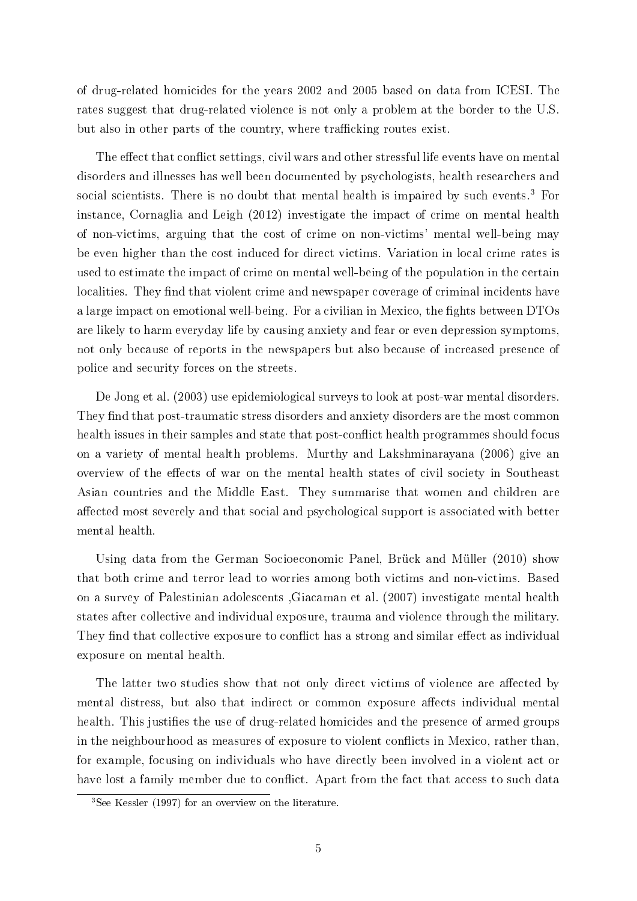of drug-related homicides for the years 2002 and 2005 based on data from ICESI. The rates suggest that drug-related violence is not only a problem at the border to the U.S. but also in other parts of the country, where trafficking routes exist.

The effect that conflict settings, civil wars and other stressful life events have on mental disorders and illnesses has well been documented by psychologists, health researchers and social scientists. There is no doubt that mental health is impaired by such events.[3] For instance, Cornaglia and Leigh (2012) investigate the impact of crime on mental health of non-victims, arguing that the cost of crime on non-victims' mental well-being may be even higher than the cost induced for direct victims. Variation in local crime rates is used to estimate the impact of crime on mental well-being of the population in the certain localities. They find that violent crime and newspaper coverage of criminal incidents have a large impact on emotional well-being. For a civilian in Mexico, the fights between DTOs are likely to harm everyday life by causing anxiety and fear or even depression symptoms, not only because of reports in the newspapers but also because of increased presence of police and security forces on the streets.

De Jong et al. (2003) use epidemiological surveys to look at post-war mental disorders. They find that post-traumatic stress disorders and anxiety disorders are the most common health issues in their samples and state that post-conflict health programmes should focus on a variety of mental health problems. Murthy and Lakshminarayana (2006) give an overview of the effects of war on the mental health states of civil society in Southeast Asian countries and the Middle East. They summarise that women and children are affected most severely and that social and psychological support is associated with better mental health.

Using data from the German Socioeconomic Panel, Brück and Müller (2010) show that both crime and terror lead to worries among both victims and non-victims. Based on a survey of Palestinian adolescents ,Giacaman et al. (2007) investigate mental health states after collective and individual exposure, trauma and violence through the military. They find that collective exposure to conflict has a strong and similar effect as individual exposure on mental health.

The latter two studies show that not only direct victims of violence are affected by mental distress, but also that indirect or common exposure affects individual mental health. This justifies the use of drug-related homicides and the presence of armed groups in the neighbourhood as measures of exposure to violent conflicts in Mexico, rather than, for example, focusing on individuals who have directly been involved in a violent act or have lost a family member due to conflict. Apart from the fact that access to such data

[3] See Kessler (1997) for an overview on the literature.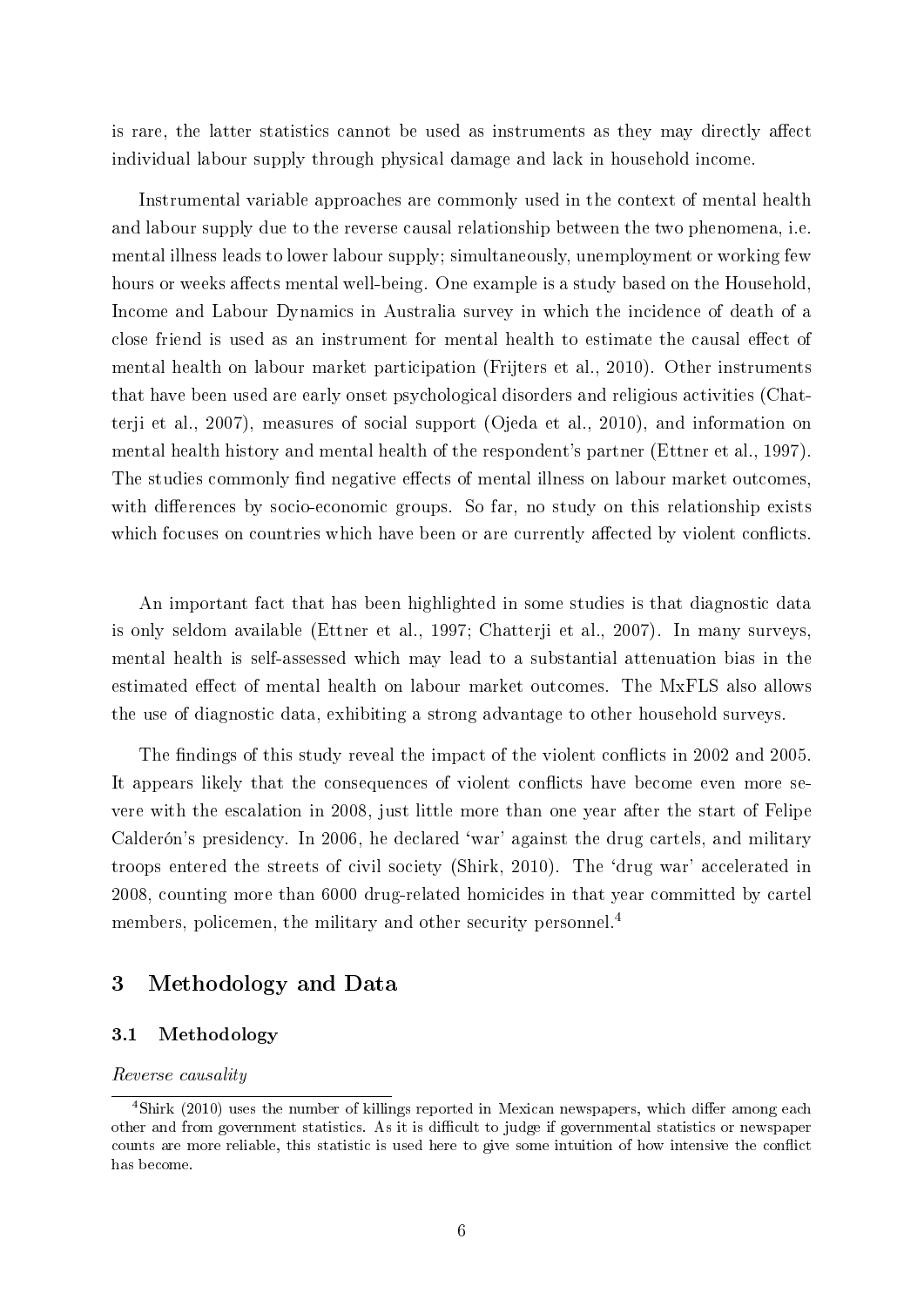is rare, the latter statistics cannot be used as instruments as they may directly affect individual labour supply through physical damage and lack in household income.

Instrumental variable approaches are commonly used in the context of mental health and labour supply due to the reverse causal relationship between the two phenomena, i.e. mental illness leads to lower labour supply; simultaneously, unemployment or working few hours or weeks affects mental well-being. One example is a study based on the Household, Income and Labour Dynamics in Australia survey in which the incidence of death of a close friend is used as an instrument for mental health to estimate the causal effect of mental health on labour market participation (Frijters et al., 2010). Other instruments that have been used are early onset psychological disorders and religious activities (Chatterji et al., 2007), measures of social support (Ojeda et al., 2010), and information on mental health history and mental health of the respondent's partner (Ettner et al., 1997). The studies commonly find negative effects of mental illness on labour market outcomes, with differences by socio-economic groups. So far, no study on this relationship exists which focuses on countries which have been or are currently affected by violent conflicts.

An important fact that has been highlighted in some studies is that diagnostic data is only seldom available (Ettner et al., 1997; Chatterji et al., 2007). In many surveys, mental health is self-assessed which may lead to a substantial attenuation bias in the estimated effect of mental health on labour market outcomes. The MxFLS also allows the use of diagnostic data, exhibiting a strong advantage to other household surveys.

The findings of this study reveal the impact of the violent conflicts in 2002 and 2005. It appears likely that the consequences of violent conflicts have become even more severe with the escalation in 2008, just little more than one year after the start of Felipe Calderón's presidency. In 2006, he declared 'war' against the drug cartels, and military troops entered the streets of civil society (Shirk, 2010). The 'drug war' accelerated in 2008, counting more than 6000 drug-related homicides in that year committed by cartel members, policemen, the military and other security personnel.[4]

## 3 Methodology and Data

### 3.1 Methodology

*Reverse causality*

[4] Shirk (2010) uses the number of killings reported in Mexican newspapers, which differ among each other and from government statistics. As it is difficult to judge if governmental statistics or newspaper counts are more reliable, this statistic is used here to give some intuition of how intensive the conflict has become.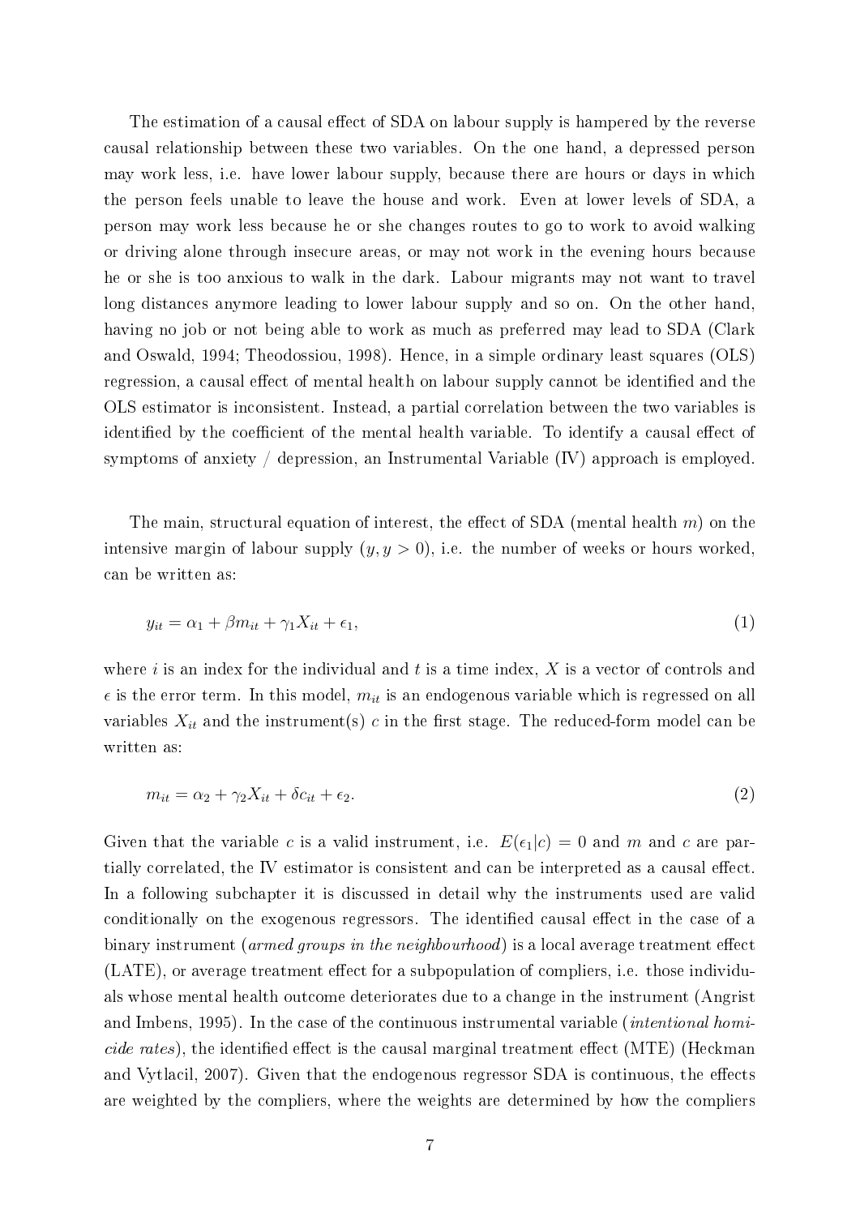The estimation of a causal effect of SDA on labour supply is hampered by the reverse causal relationship between these two variables. On the one hand, a depressed person may work less, i.e. have lower labour supply, because there are hours or days in which the person feels unable to leave the house and work. Even at lower levels of SDA, a person may work less because he or she changes routes to go to work to avoid walking or driving alone through insecure areas, or may not work in the evening hours because he or she is too anxious to walk in the dark. Labour migrants may not want to travel long distances anymore leading to lower labour supply and so on. On the other hand, having no job or not being able to work as much as preferred may lead to SDA (Clark and Oswald, 1994; Theodossiou, 1998). Hence, in a simple ordinary least squares (OLS) regression, a causal effect of mental health on labour supply cannot be identified and the OLS estimator is inconsistent. Instead, a partial correlation between the two variables is identified by the coefficient of the mental health variable. To identify a causal effect of symptoms of anxiety / depression, an Instrumental Variable (IV) approach is employed.

The main, structural equation of interest, the effect of SDA (mental health $m$) on the intensive margin of labour supply ($y, y > 0$), i.e. the number of weeks or hours worked, can be written as:

$$y_{it} = \alpha_1 + \beta m_{it} + \gamma_1 X_{it} + \epsilon_1, \tag{1}$$

where $i$ is an index for the individual and $t$ is a time index, $X$ is a vector of controls and $\epsilon$ is the error term. In this model, $m_{it}$ is an endogenous variable which is regressed on all variables $X_{it}$ and the instrument(s) $c$ in the first stage. The reduced-form model can be written as:

$$m_{it} = \alpha_2 + \gamma_2 X_{it} + \delta c_{it} + \epsilon_2. \tag{2}$$

Given that the variable $c$ is a valid instrument, i.e. $E(\epsilon_1|c) = 0$ and $m$ and $c$ are partially correlated, the IV estimator is consistent and can be interpreted as a causal effect. In a following subchapter it is discussed in detail why the instruments used are valid conditionally on the exogenous regressors. The identified causal effect in the case of a binary instrument (*armed groups in the neighbourhood*) is a local average treatment effect (LATE), or average treatment effect for a subpopulation of compliers, i.e. those individuals whose mental health outcome deteriorates due to a change in the instrument (Angrist and Imbens, 1995). In the case of the continuous instrumental variable (*intentional homicide rates*), the identified effect is the causal marginal treatment effect (MTE) (Heckman and Vytlacil, 2007). Given that the endogenous regressor SDA is continuous, the effects are weighted by the compliers, where the weights are determined by how the compliers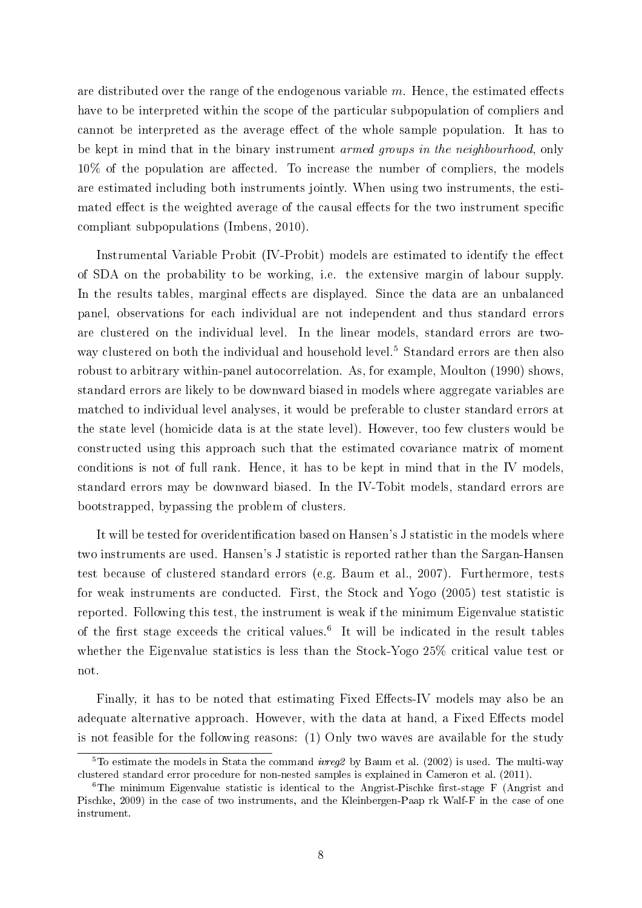are distributed over the range of the endogenous variable $m$. Hence, the estimated effects have to be interpreted within the scope of the particular subpopulation of compliers and cannot be interpreted as the average effect of the whole sample population. It has to be kept in mind that in the binary instrument *armed groups in the neighbourhood*, only 10% of the population are affected. To increase the number of compliers, the models are estimated including both instruments jointly. When using two instruments, the estimated effect is the weighted average of the causal effects for the two instrument specific compliant subpopulations (Imbens, 2010).

Instrumental Variable Probit (IV-Probit) models are estimated to identify the effect of SDA on the probability to be working, i.e. the extensive margin of labour supply. In the results tables, marginal effects are displayed. Since the data are an unbalanced panel, observations for each individual are not independent and thus standard errors are clustered on the individual level. In the linear models, standard errors are two-way clustered on both the individual and household level.[5] Standard errors are then also robust to arbitrary within-panel autocorrelation. As, for example, Moulton (1990) shows, standard errors are likely to be downward biased in models where aggregate variables are matched to individual level analyses, it would be preferable to cluster standard errors at the state level (homicide data is at the state level). However, too few clusters would be constructed using this approach such that the estimated covariance matrix of moment conditions is not of full rank. Hence, it has to be kept in mind that in the IV models, standard errors may be downward biased. In the IV-Tobit models, standard errors are bootstrapped, bypassing the problem of clusters.

It will be tested for overidentification based on Hansen's J statistic in the models where two instruments are used. Hansen's J statistic is reported rather than the Sargan-Hansen test because of clustered standard errors (e.g. Baum et al., 2007). Furthermore, tests for weak instruments are conducted. First, the Stock and Yogo (2005) test statistic is reported. Following this test, the instrument is weak if the minimum Eigenvalue statistic of the first stage exceeds the critical values.[6] It will be indicated in the result tables whether the Eigenvalue statistics is less than the Stock-Yogo 25% critical value test or not.

Finally, it has to be noted that estimating Fixed Effects-IV models may also be an adequate alternative approach. However, with the data at hand, a Fixed Effects model is not feasible for the following reasons: (1) Only two waves are available for the study

[5] To estimate the models in Stata the command *ivreg2* by Baum et al. (2002) is used. The multi-way clustered standard error procedure for non-nested samples is explained in Cameron et al. (2011).

[6] The minimum Eigenvalue statistic is identical to the Angrist-Pischke first-stage F (Angrist and Pischke, 2009) in the case of two instruments, and the Kleinbergen-Paap rk Walf-F in the case of one instrument.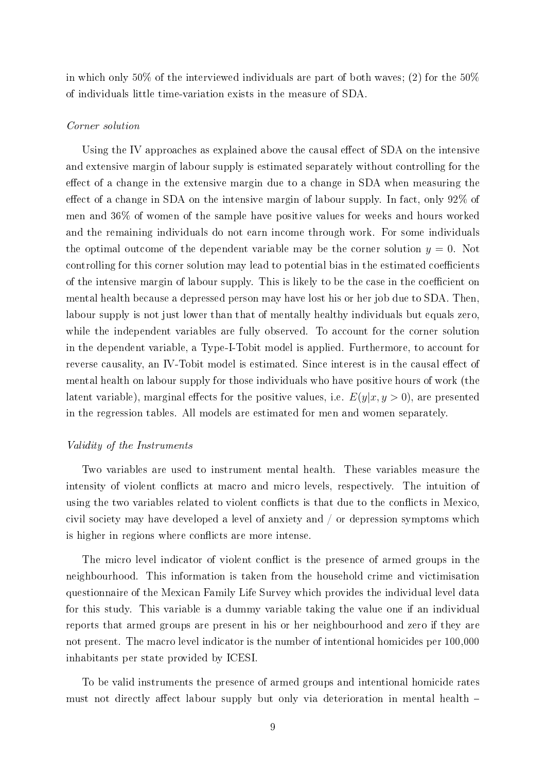in which only 50% of the interviewed individuals are part of both waves; (2) for the 50% of individuals little time-variation exists in the measure of SDA.

*Corner solution*

Using the IV approaches as explained above the causal effect of SDA on the intensive and extensive margin of labour supply is estimated separately without controlling for the effect of a change in the extensive margin due to a change in SDA when measuring the effect of a change in SDA on the intensive margin of labour supply. In fact, only 92% of men and 36% of women of the sample have positive values for weeks and hours worked and the remaining individuals do not earn income through work. For some individuals the optimal outcome of the dependent variable may be the corner solution $y = 0$. Not controlling for this corner solution may lead to potential bias in the estimated coefficients of the intensive margin of labour supply. This is likely to be the case in the coefficient on mental health because a depressed person may have lost his or her job due to SDA. Then, labour supply is not just lower than that of mentally healthy individuals but equals zero, while the independent variables are fully observed. To account for the corner solution in the dependent variable, a Type-I-Tobit model is applied. Furthermore, to account for reverse causality, an IV-Tobit model is estimated. Since interest is in the causal effect of mental health on labour supply for those individuals who have positive hours of work (the latent variable), marginal effects for the positive values, i.e. $E(y|x, y > 0)$, are presented in the regression tables. All models are estimated for men and women separately.

*Validity of the Instruments*

Two variables are used to instrument mental health. These variables measure the intensity of violent conflicts at macro and micro levels, respectively. The intuition of using the two variables related to violent conflicts is that due to the conflicts in Mexico, civil society may have developed a level of anxiety and / or depression symptoms which is higher in regions where conflicts are more intense.

The micro level indicator of violent conflict is the presence of armed groups in the neighbourhood. This information is taken from the household crime and victimisation questionnaire of the Mexican Family Life Survey which provides the individual level data for this study. This variable is a dummy variable taking the value one if an individual reports that armed groups are present in his or her neighbourhood and zero if they are not present. The macro level indicator is the number of intentional homicides per 100,000 inhabitants per state provided by ICESI.

To be valid instruments the presence of armed groups and intentional homicide rates must not directly affect labour supply but only via deterioration in mental health –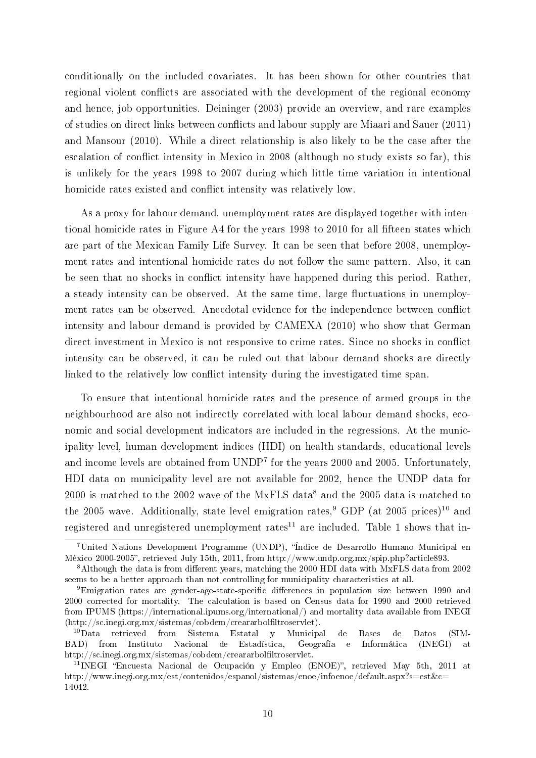conditionally on the included covariates. It has been shown for other countries that regional violent conflicts are associated with the development of the regional economy and hence, job opportunities. Deininger (2003) provide an overview, and rare examples of studies on direct links between conflicts and labour supply are Miaari and Sauer (2011) and Mansour (2010). While a direct relationship is also likely to be the case after the escalation of conflict intensity in Mexico in 2008 (although no study exists so far), this is unlikely for the years 1998 to 2007 during which little time variation in intentional homicide rates existed and conflict intensity was relatively low.

As a proxy for labour demand, unemployment rates are displayed together with intentional homicide rates in Figure A4 for the years 1998 to 2010 for all fifteen states which are part of the Mexican Family Life Survey. It can be seen that before 2008, unemployment rates and intentional homicide rates do not follow the same pattern. Also, it can be seen that no shocks in conflict intensity have happened during this period. Rather, a steady intensity can be observed. At the same time, large fluctuations in unemployment rates can be observed. Anecdotal evidence for the independence between conflict intensity and labour demand is provided by CAMEXA (2010) who show that German direct investment in Mexico is not responsive to crime rates. Since no shocks in conflict intensity can be observed, it can be ruled out that labour demand shocks are directly linked to the relatively low conflict intensity during the investigated time span.

To ensure that intentional homicide rates and the presence of armed groups in the neighbourhood are also not indirectly correlated with local labour demand shocks, economic and social development indicators are included in the regressions. At the municipality level, human development indices (HDI) on health standards, educational levels and income levels are obtained from UNDP[7] for the years 2000 and 2005. Unfortunately, HDI data on municipality level are not available for 2002, hence the UNDP data for 2000 is matched to the 2002 wave of the MxFLS data[8] and the 2005 data is matched to the 2005 wave. Additionally, state level emigration rates,[9] GDP (at 2005 prices)[10] and registered and unregistered unemployment rates[11] are included. Table 1 shows that in-

[7] United Nations Development Programme (UNDP), "Índice de Desarrollo Humano Municipal en México 2000-2005", retrieved July 15th, 2011, from http://www.undp.org.mx/spip.php?article893.

[8] Although the data is from different years, matching the 2000 HDI data with MxFLS data from 2002 seems to be a better approach than not controlling for municipality characteristics at all.

[9] Emigration rates are gender-age-state-specific differences in population size between 1990 and 2000 corrected for mortality. The calculation is based on Census data for 1990 and 2000 retrieved from IPUMS (https://international.ipums.org/international/) and mortality data available from INEGI (http://sc.inegi.org.mx/sistemas/cobdem/creararbolfiltroservlet).

[10] Data retrieved from Sistema Estatal y Municipal de Bases de Datos (SIMBAD) from Instituto Nacional de Estadística, Geografía e Informática (INEGI) at http://sc.inegi.org.mx/sistemas/cobdem/creararbolfiltroservlet.

[11] INEGI "Encuesta Nacional de Ocupación y Empleo (ENOE)", retrieved May 5th, 2011 at http://www.inegi.org.mx/est/contenidos/espanol/sistemas/enoe/infoenoe/default.aspx?s=est&c=14042.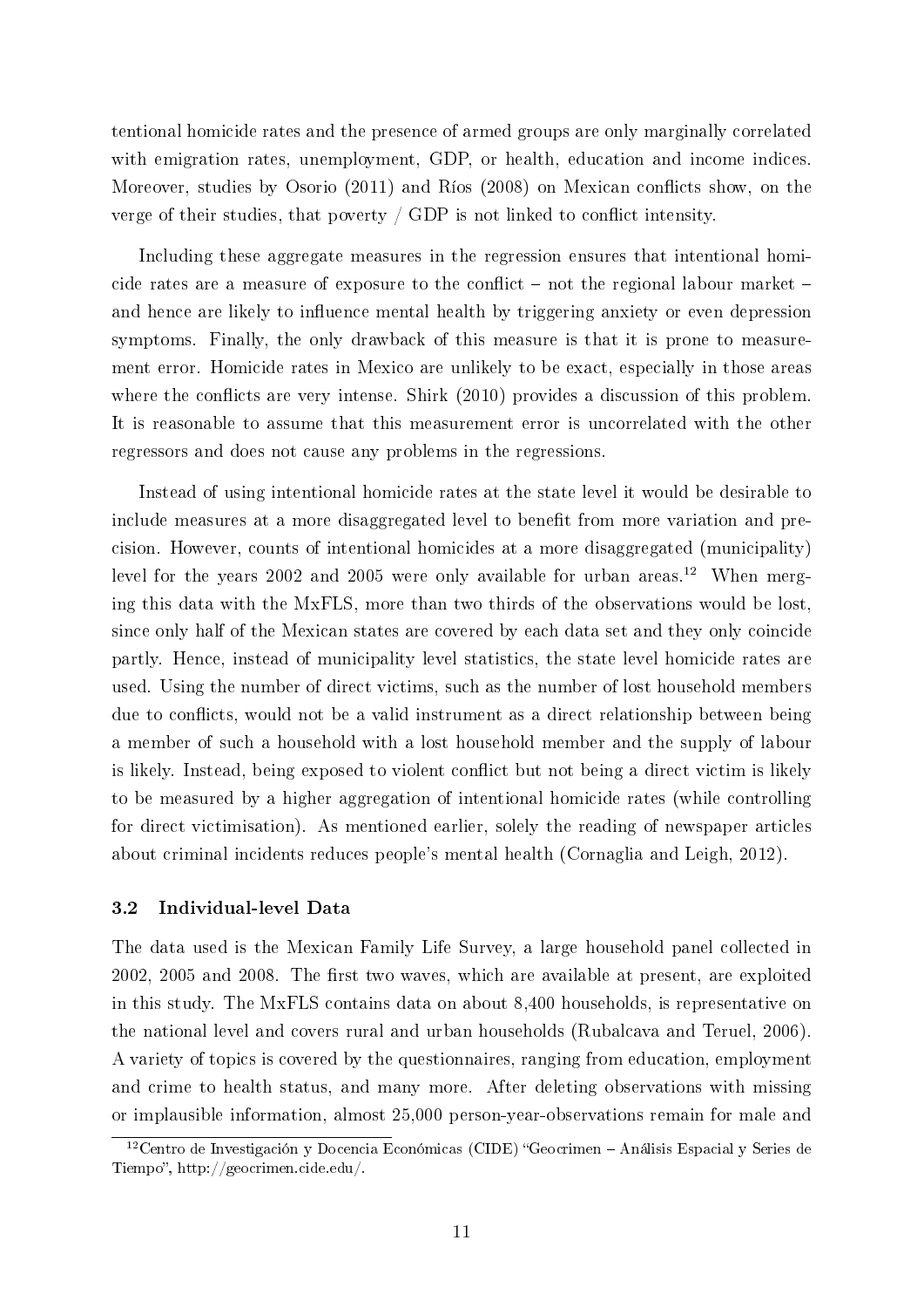tentional homicide rates and the presence of armed groups are only marginally correlated with emigration rates, unemployment, GDP, or health, education and income indices. Moreover, studies by Osorio (2011) and Ríos (2008) on Mexican conflicts show, on the verge of their studies, that poverty / GDP is not linked to conflict intensity.

Including these aggregate measures in the regression ensures that intentional homicide rates are a measure of exposure to the conflict – not the regional labour market – and hence are likely to influence mental health by triggering anxiety or even depression symptoms. Finally, the only drawback of this measure is that it is prone to measurement error. Homicide rates in Mexico are unlikely to be exact, especially in those areas where the conflicts are very intense. Shirk (2010) provides a discussion of this problem. It is reasonable to assume that this measurement error is uncorrelated with the other regressors and does not cause any problems in the regressions.

Instead of using intentional homicide rates at the state level it would be desirable to include measures at a more disaggregated level to benefit from more variation and precision. However, counts of intentional homicides at a more disaggregated (municipality) level for the years 2002 and 2005 were only available for urban areas.[12] When merging this data with the MxFLS, more than two thirds of the observations would be lost, since only half of the Mexican states are covered by each data set and they only coincide partly. Hence, instead of municipality level statistics, the state level homicide rates are used. Using the number of direct victims, such as the number of lost household members due to conflicts, would not be a valid instrument as a direct relationship between being a member of such a household with a lost household member and the supply of labour is likely. Instead, being exposed to violent conflict but not being a direct victim is likely to be measured by a higher aggregation of intentional homicide rates (while controlling for direct victimisation). As mentioned earlier, solely the reading of newspaper articles about criminal incidents reduces people's mental health (Cornaglia and Leigh, 2012).

### 3.2 Individual-level Data

The data used is the Mexican Family Life Survey, a large household panel collected in 2002, 2005 and 2008. The first two waves, which are available at present, are exploited in this study. The MxFLS contains data on about 8,400 households, is representative on the national level and covers rural and urban households (Rubalcava and Teruel, 2006). A variety of topics is covered by the questionnaires, ranging from education, employment and crime to health status, and many more. After deleting observations with missing or implausible information, almost 25,000 person-year-observations remain for male and

[12] Centro de Investigación y Docencia Económicas (CIDE) "Geocrimen – Análisis Espacial y Series de Tiempo", http://geocrimen.cide.edu/.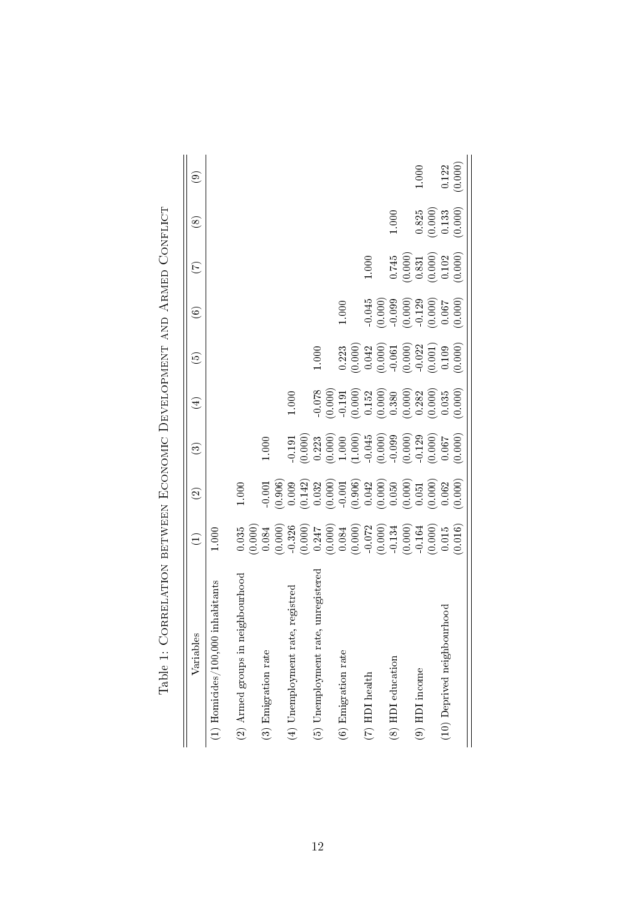Table 1: Correlation between Economic Development and Armed Conflict

| Variables | (1) | (2) | (3) | (4) | (5) | (6) | (7) | (8) | (9) |
|---|---|---|---|---|---|---|---|---|---|
| (1) Homicides/100,000 inhabitants | 1.000 | | | | | | | | |
| (2) Armed groups in neighbourhood | 0.035 | 1.000 | | | | | | | |
| | (0.000) | | | | | | | | |
| (3) Emigration rate | 0.084 | -0.001 | 1.000 | | | | | | |
| | (0.000) | (0.906) | | | | | | | |
| (4) Unemployment rate, registred | -0.326 | 0.009 | -0.191 | 1.000 | | | | | |
| | (0.000) | (0.142) | (0.000) | | | | | | |
| (5) Unemployment rate, unregistered | 0.247 | 0.032 | 0.223 | -0.078 | 1.000 | | | | |
| | (0.000) | (0.000) | (0.000) | (0.000) | | | | | |
| (6) Emigration rate | 0.084 | -0.001 | 1.000 | -0.191 | 0.223 | 1.000 | | | |
| | (0.000) | (0.906) | (1.000) | (0.000) | (0.000) | | | | |
| (7) HDI health | -0.072 | 0.042 | -0.045 | 0.152 | 0.042 | -0.045 | 1.000 | | |
| | (0.000) | (0.000) | (0.000) | (0.000) | (0.000) | (0.000) | | | |
| (8) HDI education | -0.134 | 0.050 | -0.099 | 0.380 | -0.061 | -0.099 | 0.745 | 1.000 | |
| | (0.000) | (0.000) | (0.000) | (0.000) | (0.000) | (0.000) | (0.000) | | |
| (9) HDI income | -0.164 | 0.051 | -0.129 | 0.282 | -0.022 | -0.129 | 0.831 | 0.825 | 1.000 |
| | (0.000) | (0.000) | (0.000) | (0.000) | (0.001) | (0.000) | (0.000) | (0.000) | |
| (10) Deprived neighbourhood | 0.015 | 0.062 | 0.067 | 0.035 | 0.109 | 0.067 | 0.102 | 0.133 | 0.122 |
| | (0.016) | (0.000) | (0.000) | (0.000) | (0.000) | (0.000) | (0.000) | (0.000) | (0.000) |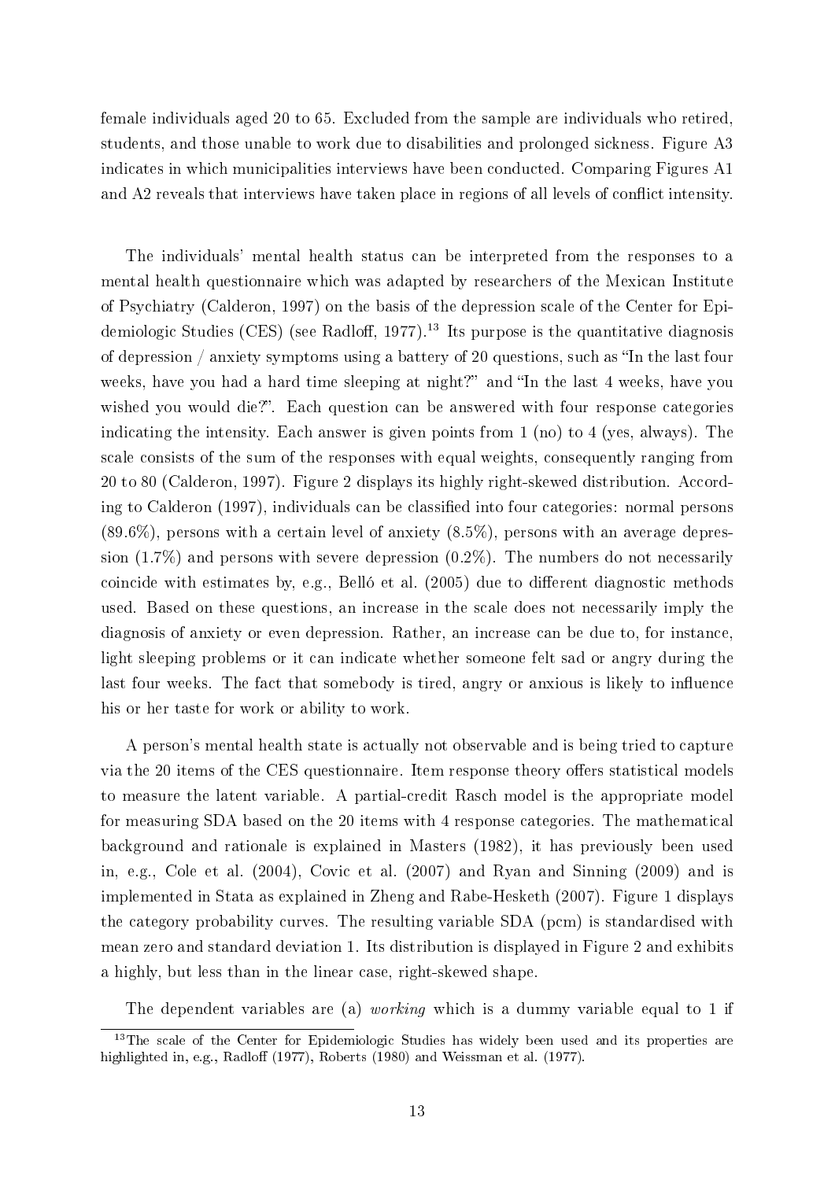female individuals aged 20 to 65. Excluded from the sample are individuals who retired, students, and those unable to work due to disabilities and prolonged sickness. Figure A3 indicates in which municipalities interviews have been conducted. Comparing Figures A1 and A2 reveals that interviews have taken place in regions of all levels of conflict intensity.

The individuals' mental health status can be interpreted from the responses to a mental health questionnaire which was adapted by researchers of the Mexican Institute of Psychiatry (Calderon, 1997) on the basis of the depression scale of the Center for Epidemiologic Studies (CES) (see Radloff, 1977).[13] Its purpose is the quantitative diagnosis of depression / anxiety symptoms using a battery of 20 questions, such as "In the last four weeks, have you had a hard time sleeping at night?" and "In the last 4 weeks, have you wished you would die?". Each question can be answered with four response categories indicating the intensity. Each answer is given points from 1 (no) to 4 (yes, always). The scale consists of the sum of the responses with equal weights, consequently ranging from 20 to 80 (Calderon, 1997). Figure 2 displays its highly right-skewed distribution. According to Calderon (1997), individuals can be classified into four categories: normal persons (89.6%), persons with a certain level of anxiety (8.5%), persons with an average depression (1.7%) and persons with severe depression (0.2%). The numbers do not necessarily coincide with estimates by, e.g., Belló et al. (2005) due to different diagnostic methods used. Based on these questions, an increase in the scale does not necessarily imply the diagnosis of anxiety or even depression. Rather, an increase can be due to, for instance, light sleeping problems or it can indicate whether someone felt sad or angry during the last four weeks. The fact that somebody is tired, angry or anxious is likely to influence his or her taste for work or ability to work.

A person's mental health state is actually not observable and is being tried to capture via the 20 items of the CES questionnaire. Item response theory offers statistical models to measure the latent variable. A partial-credit Rasch model is the appropriate model for measuring SDA based on the 20 items with 4 response categories. The mathematical background and rationale is explained in Masters (1982), it has previously been used in, e.g., Cole et al. (2004), Covic et al. (2007) and Ryan and Sinning (2009) and is implemented in Stata as explained in Zheng and Rabe-Hesketh (2007). Figure 1 displays the category probability curves. The resulting variable SDA (pcm) is standardised with mean zero and standard deviation 1. Its distribution is displayed in Figure 2 and exhibits a highly, but less than in the linear case, right-skewed shape.

The dependent variables are (a) *working* which is a dummy variable equal to 1 if

[13] The scale of the Center for Epidemiologic Studies has widely been used and its properties are highlighted in, e.g., Radloff (1977), Roberts (1980) and Weissman et al. (1977).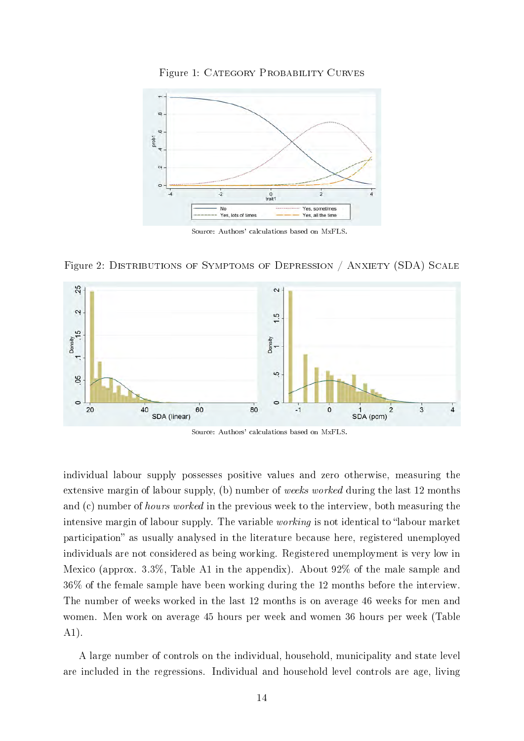Figure 1: Category Probability Curves

Source: Authors' calculations based on MxFLS.

Figure 2: Distributions of Symptoms of Depression / Anxiety (SDA) Scale

Source: Authors' calculations based on MxFLS.

individual labour supply possesses positive values and zero otherwise, measuring the extensive margin of labour supply, (b) number of *weeks worked* during the last 12 months and (c) number of *hours worked* in the previous week to the interview, both measuring the intensive margin of labour supply. The variable *working* is not identical to "labour market participation" as usually analysed in the literature because here, registered unemployed individuals are not considered as being working. Registered unemployment is very low in Mexico (approx. 3.3%, Table A1 in the appendix). About 92% of the male sample and 36% of the female sample have been working during the 12 months before the interview. The number of weeks worked in the last 12 months is on average 46 weeks for men and women. Men work on average 45 hours per week and women 36 hours per week (Table A1).

A large number of controls on the individual, household, municipality and state level are included in the regressions. Individual and household level controls are age, living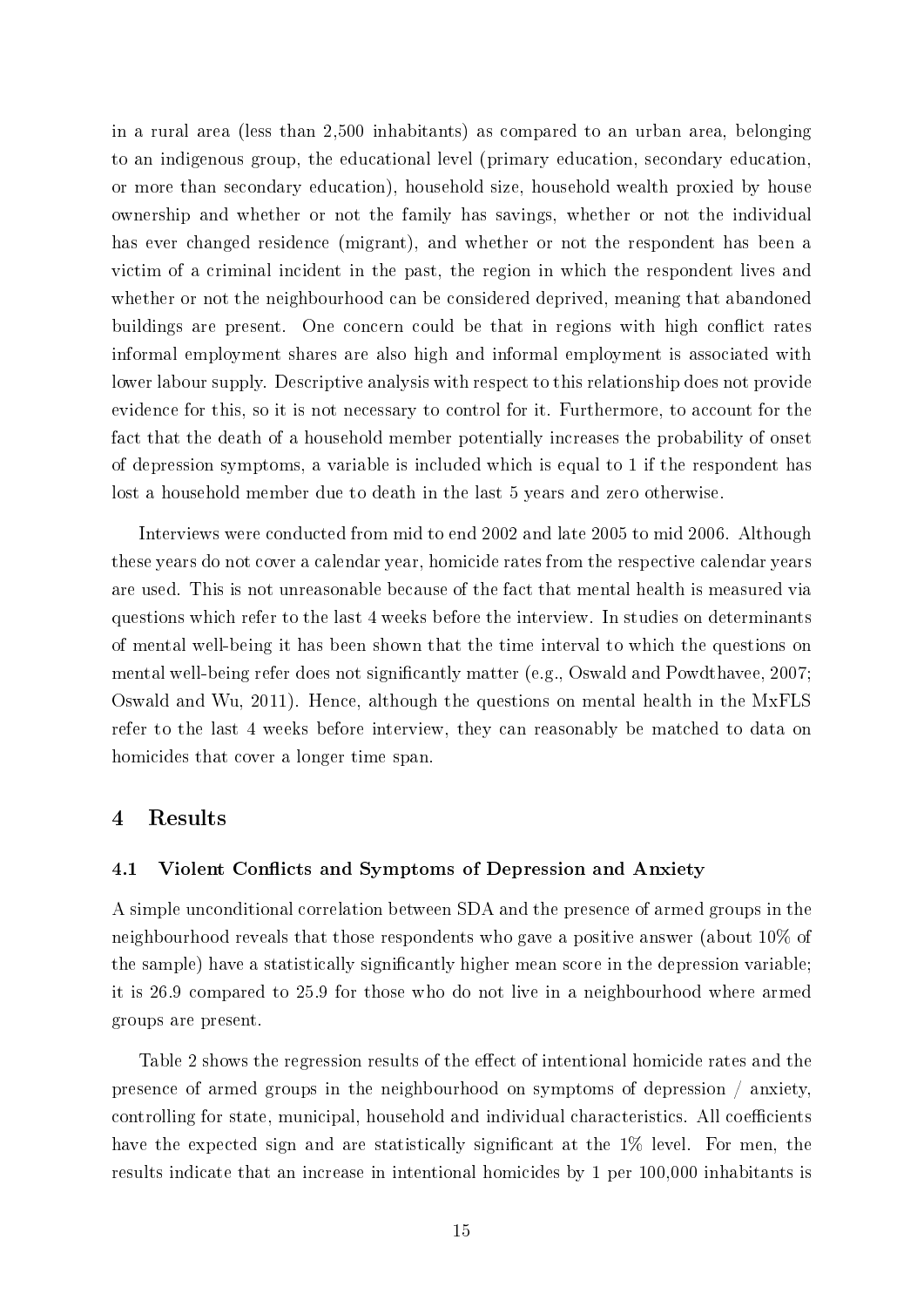in a rural area (less than 2,500 inhabitants) as compared to an urban area, belonging to an indigenous group, the educational level (primary education, secondary education, or more than secondary education), household size, household wealth proxied by house ownership and whether or not the family has savings, whether or not the individual has ever changed residence (migrant), and whether or not the respondent has been a victim of a criminal incident in the past, the region in which the respondent lives and whether or not the neighbourhood can be considered deprived, meaning that abandoned buildings are present. One concern could be that in regions with high conflict rates informal employment shares are also high and informal employment is associated with lower labour supply. Descriptive analysis with respect to this relationship does not provide evidence for this, so it is not necessary to control for it. Furthermore, to account for the fact that the death of a household member potentially increases the probability of onset of depression symptoms, a variable is included which is equal to 1 if the respondent has lost a household member due to death in the last 5 years and zero otherwise.

Interviews were conducted from mid to end 2002 and late 2005 to mid 2006. Although these years do not cover a calendar year, homicide rates from the respective calendar years are used. This is not unreasonable because of the fact that mental health is measured via questions which refer to the last 4 weeks before the interview. In studies on determinants of mental well-being it has been shown that the time interval to which the questions on mental well-being refer does not significantly matter (e.g., Oswald and Powdthavee, 2007; Oswald and Wu, 2011). Hence, although the questions on mental health in the MxFLS refer to the last 4 weeks before interview, they can reasonably be matched to data on homicides that cover a longer time span.

# 4 Results

## 4.1 Violent Conflicts and Symptoms of Depression and Anxiety

A simple unconditional correlation between SDA and the presence of armed groups in the neighbourhood reveals that those respondents who gave a positive answer (about 10% of the sample) have a statistically significantly higher mean score in the depression variable; it is 26.9 compared to 25.9 for those who do not live in a neighbourhood where armed groups are present.

Table 2 shows the regression results of the effect of intentional homicide rates and the presence of armed groups in the neighbourhood on symptoms of depression / anxiety, controlling for state, municipal, household and individual characteristics. All coefficients have the expected sign and are statistically significant at the 1% level. For men, the results indicate that an increase in intentional homicides by 1 per 100,000 inhabitants is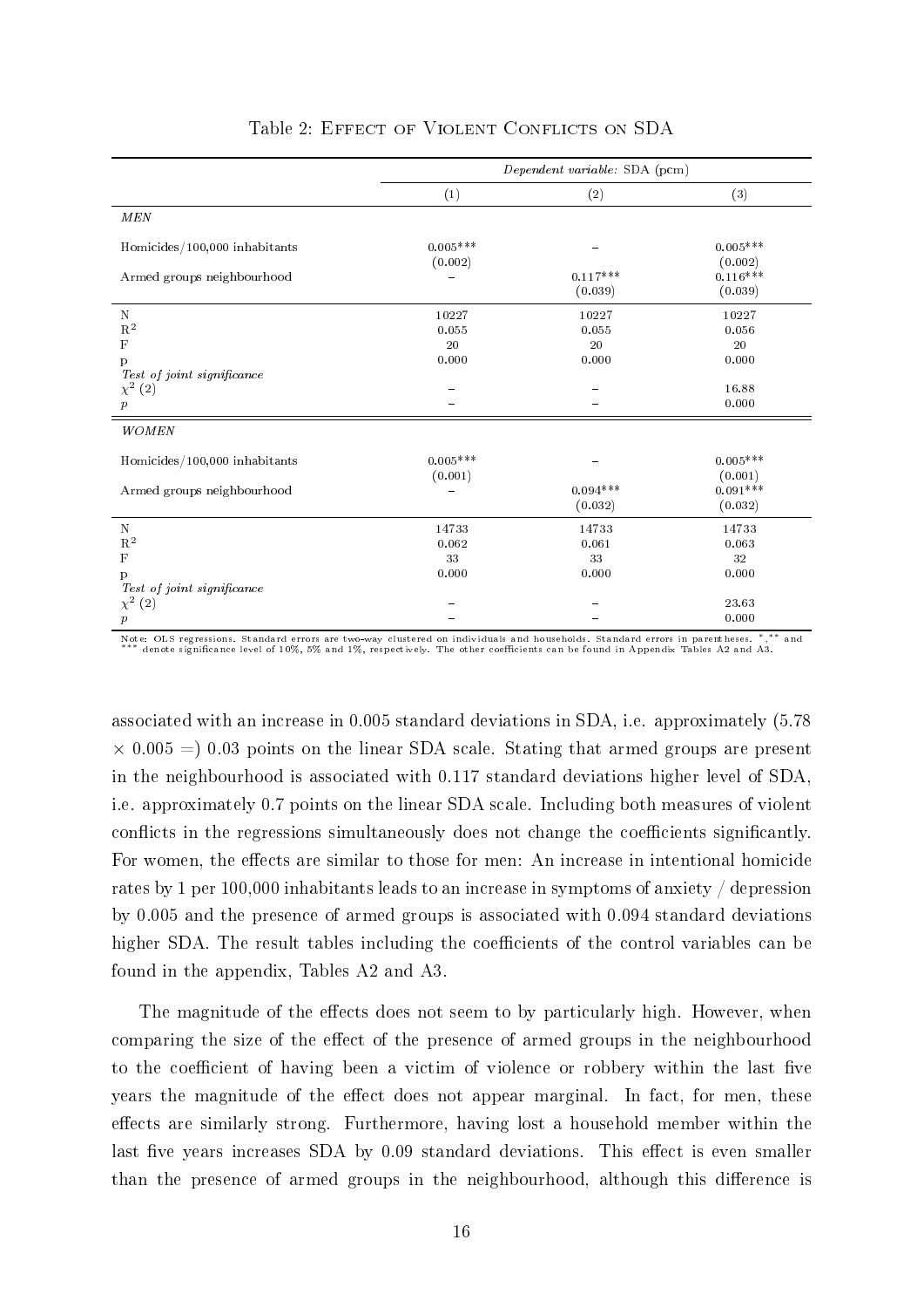Table 2: Effect of Violent Conflicts on SDA

| | *Dependent variable:* SDA (pcm) | | |
|---|---|---|---|
| | (1) | (2) | (3) |
| *MEN* | | | |
| Homicides/100,000 inhabitants | 0.005*** | – | 0.005*** |
| | (0.002) | | (0.002) |
| Armed groups neighbourhood | – | 0.117*** | 0.116*** |
| | | (0.039) | (0.039) |
| N | 10227 | 10227 | 10227 |
| $R^2$ | 0.055 | 0.055 | 0.056 |
| F | 20 | 20 | 20 |
| p | 0.000 | 0.000 | 0.000 |
| *Test of joint significance* | | | |
| $\chi^2$ (2) | – | – | 16.88 |
| *p* | – | – | 0.000 |
| *WOMEN* | | | |
| Homicides/100,000 inhabitants | 0.005*** | – | 0.005*** |
| | (0.001) | | (0.001) |
| Armed groups neighbourhood | – | 0.094*** | 0.091*** |
| | | (0.032) | (0.032) |
| N | 14733 | 14733 | 14733 |
| $R^2$ | 0.062 | 0.061 | 0.063 |
| F | 33 | 33 | 32 |
| p | 0.000 | 0.000 | 0.000 |
| *Test of joint significance* | | | |
| $\chi^2$ (2) | – | – | 23.63 |
| *p* | – | – | 0.000 |

Note: OLS regressions. Standard errors are two-way clustered on individuals and households. Standard errors in parentheses. *,** and *** denote significance level of 10%, 5% and 1%, respectively. The other coefficients can be found in Appendix Tables A2 and A3.

associated with an increase in 0.005 standard deviations in SDA, i.e. approximately (5.78 $\times$ 0.005 =) 0.03 points on the linear SDA scale. Stating that armed groups are present in the neighbourhood is associated with 0.117 standard deviations higher level of SDA, i.e. approximately 0.7 points on the linear SDA scale. Including both measures of violent conflicts in the regressions simultaneously does not change the coefficients significantly. For women, the effects are similar to those for men: An increase in intentional homicide rates by 1 per 100,000 inhabitants leads to an increase in symptoms of anxiety / depression by 0.005 and the presence of armed groups is associated with 0.094 standard deviations higher SDA. The result tables including the coefficients of the control variables can be found in the appendix, Tables A2 and A3.

The magnitude of the effects does not seem to by particularly high. However, when comparing the size of the effect of the presence of armed groups in the neighbourhood to the coefficient of having been a victim of violence or robbery within the last five years the magnitude of the effect does not appear marginal. In fact, for men, these effects are similarly strong. Furthermore, having lost a household member within the last five years increases SDA by 0.09 standard deviations. This effect is even smaller than the presence of armed groups in the neighbourhood, although this difference is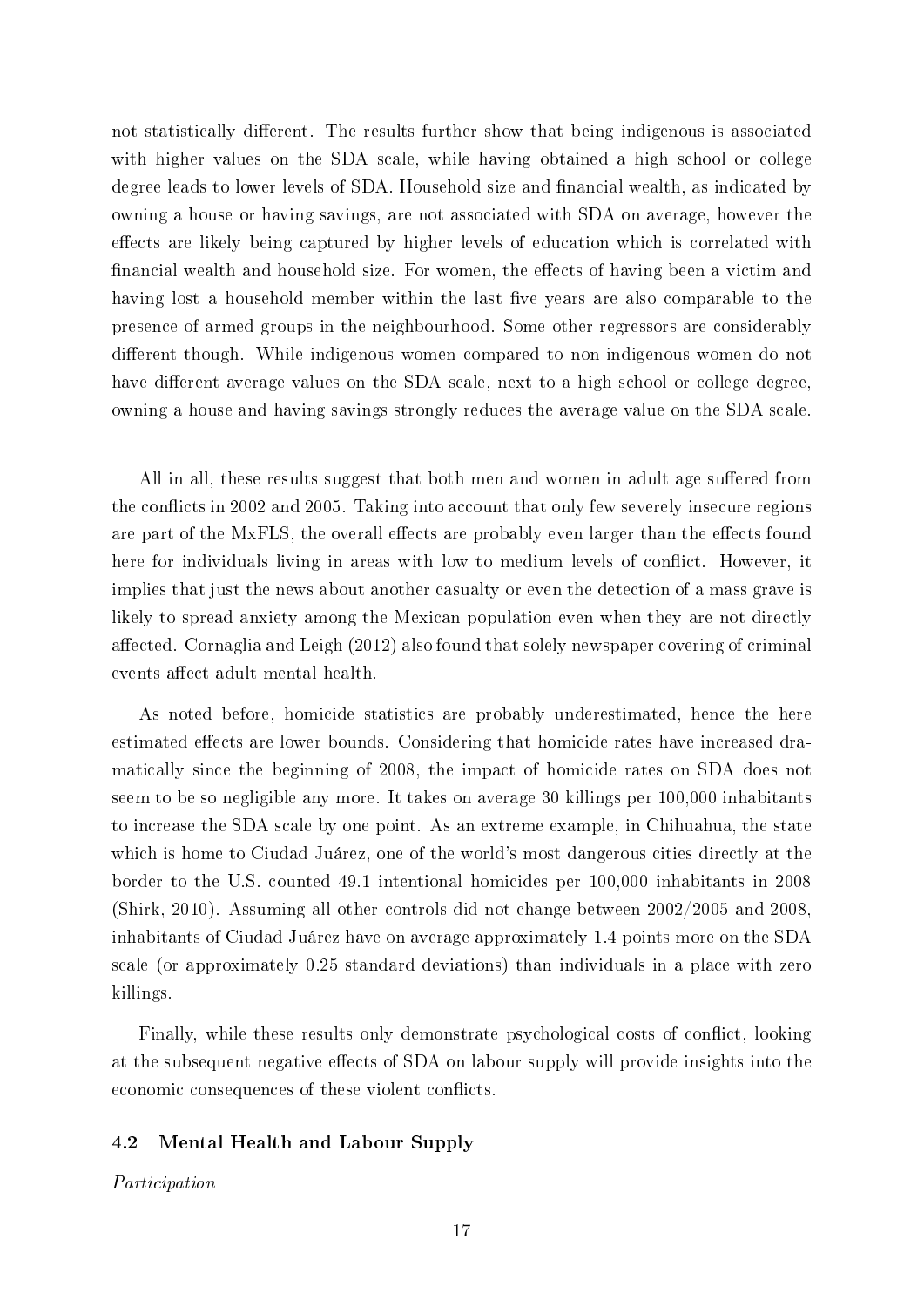not statistically different. The results further show that being indigenous is associated with higher values on the SDA scale, while having obtained a high school or college degree leads to lower levels of SDA. Household size and financial wealth, as indicated by owning a house or having savings, are not associated with SDA on average, however the effects are likely being captured by higher levels of education which is correlated with financial wealth and household size. For women, the effects of having been a victim and having lost a household member within the last five years are also comparable to the presence of armed groups in the neighbourhood. Some other regressors are considerably different though. While indigenous women compared to non-indigenous women do not have different average values on the SDA scale, next to a high school or college degree, owning a house and having savings strongly reduces the average value on the SDA scale.

All in all, these results suggest that both men and women in adult age suffered from the conflicts in 2002 and 2005. Taking into account that only few severely insecure regions are part of the MxFLS, the overall effects are probably even larger than the effects found here for individuals living in areas with low to medium levels of conflict. However, it implies that just the news about another casualty or even the detection of a mass grave is likely to spread anxiety among the Mexican population even when they are not directly affected. Cornaglia and Leigh (2012) also found that solely newspaper covering of criminal events affect adult mental health.

As noted before, homicide statistics are probably underestimated, hence the here estimated effects are lower bounds. Considering that homicide rates have increased dramatically since the beginning of 2008, the impact of homicide rates on SDA does not seem to be so negligible any more. It takes on average 30 killings per 100,000 inhabitants to increase the SDA scale by one point. As an extreme example, in Chihuahua, the state which is home to Ciudad Juárez, one of the world's most dangerous cities directly at the border to the U.S. counted 49.1 intentional homicides per 100,000 inhabitants in 2008 (Shirk, 2010). Assuming all other controls did not change between 2002/2005 and 2008, inhabitants of Ciudad Juárez have on average approximately 1.4 points more on the SDA scale (or approximately 0.25 standard deviations) than individuals in a place with zero killings.

Finally, while these results only demonstrate psychological costs of conflict, looking at the subsequent negative effects of SDA on labour supply will provide insights into the economic consequences of these violent conflicts.

### 4.2 Mental Health and Labour Supply

*Participation*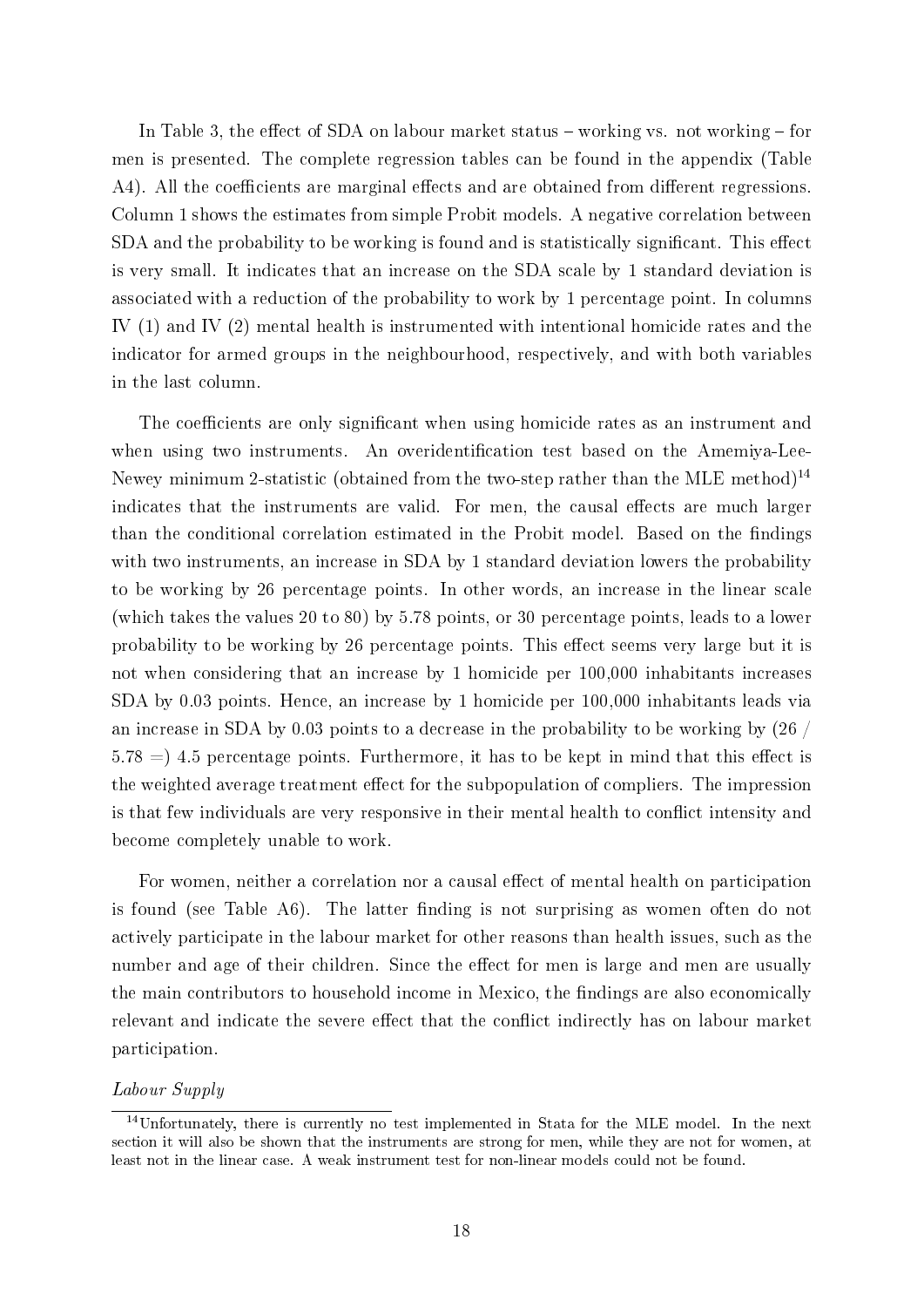In Table 3, the effect of SDA on labour market status – working vs. not working – for men is presented. The complete regression tables can be found in the appendix (Table A4). All the coefficients are marginal effects and are obtained from different regressions. Column 1 shows the estimates from simple Probit models. A negative correlation between SDA and the probability to be working is found and is statistically significant. This effect is very small. It indicates that an increase on the SDA scale by 1 standard deviation is associated with a reduction of the probability to work by 1 percentage point. In columns IV (1) and IV (2) mental health is instrumented with intentional homicide rates and the indicator for armed groups in the neighbourhood, respectively, and with both variables in the last column.

The coefficients are only significant when using homicide rates as an instrument and when using two instruments. An overidentification test based on the Amemiya-Lee-Newey minimum 2-statistic (obtained from the two-step rather than the MLE method)[14] indicates that the instruments are valid. For men, the causal effects are much larger than the conditional correlation estimated in the Probit model. Based on the findings with two instruments, an increase in SDA by 1 standard deviation lowers the probability to be working by 26 percentage points. In other words, an increase in the linear scale (which takes the values 20 to 80) by 5.78 points, or 30 percentage points, leads to a lower probability to be working by 26 percentage points. This effect seems very large but it is not when considering that an increase by 1 homicide per 100,000 inhabitants increases SDA by 0.03 points. Hence, an increase by 1 homicide per 100,000 inhabitants leads via an increase in SDA by 0.03 points to a decrease in the probability to be working by (26 / 5.78 =) 4.5 percentage points. Furthermore, it has to be kept in mind that this effect is the weighted average treatment effect for the subpopulation of compliers. The impression is that few individuals are very responsive in their mental health to conflict intensity and become completely unable to work.

For women, neither a correlation nor a causal effect of mental health on participation is found (see Table A6). The latter finding is not surprising as women often do not actively participate in the labour market for other reasons than health issues, such as the number and age of their children. Since the effect for men is large and men are usually the main contributors to household income in Mexico, the findings are also economically relevant and indicate the severe effect that the conflict indirectly has on labour market participation.

*Labour Supply*

---

[14] Unfortunately, there is currently no test implemented in Stata for the MLE model. In the next section it will also be shown that the instruments are strong for men, while they are not for women, at least not in the linear case. A weak instrument test for non-linear models could not be found.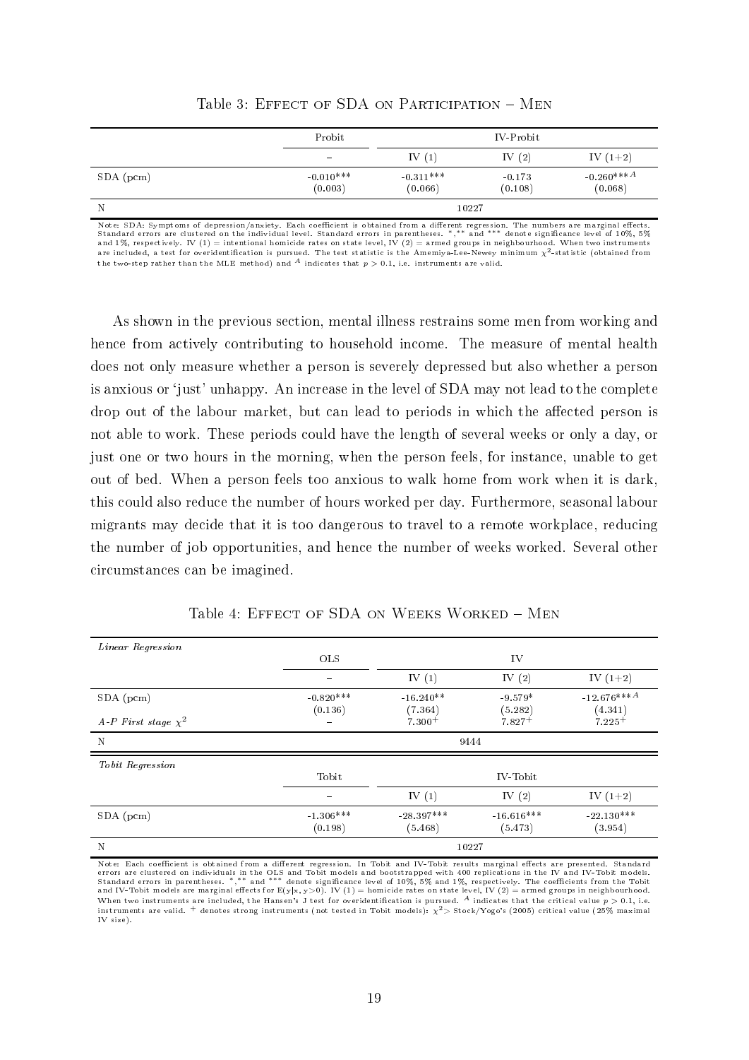Table 3: Effect of SDA on Participation – Men

| | Probit | IV-Probit | | |
|---|---|---|---|---|
| | – | IV (1) | IV (2) | IV (1+2) |
| SDA (pcm) | -0.010*** | -0.311*** | -0.173 | -0.260***[A] |
| | (0.003) | (0.066) | (0.108) | (0.068) |
| N | | 10227 | | |

Note: SDA: Symptoms of depression/anxiety. Each coefficient is obtained from a different regression. The numbers are marginal effects. Standard errors are clustered on the individual level. Standard errors in parentheses. *,** and *** denote significance level of 10%, 5% and 1%, respectively. IV (1) = intentional homicide rates on state level, IV (2) = armed groups in neighbourhood. When two instruments are included, a test for overidentification is pursued. The test statistic is the Amemiya-Lee-Newey minimum $\chi^2$-statistic (obtained from the two-step rather than the MLE method) and [A] indicates that $p > 0.1$, i.e. instruments are valid.

As shown in the previous section, mental illness restrains some men from working and hence from actively contributing to household income. The measure of mental health does not only measure whether a person is severely depressed but also whether a person is anxious or 'just' unhappy. An increase in the level of SDA may not lead to the complete drop out of the labour market, but can lead to periods in which the affected person is not able to work. These periods could have the length of several weeks or only a day, or just one or two hours in the morning, when the person feels, for instance, unable to get out of bed. When a person feels too anxious to walk home from work when it is dark, this could also reduce the number of hours worked per day. Furthermore, seasonal labour migrants may decide that it is too dangerous to travel to a remote workplace, reducing the number of job opportunities, and hence the number of weeks worked. Several other circumstances can be imagined.

Table 4: Effect of SDA on Weeks Worked – Men

| *Linear Regression* | | | | |
|---|---|---|---|---|
| | OLS | IV | | |
| | – | IV (1) | IV (2) | IV (1+2) |
| SDA (pcm) | -0.820*** | -16.240** | -9.579* | -12.676***[A] |
| | (0.136) | (7.364) | (5.282) | (4.341) |
| *A-P First stage* $\chi^2$ | – | 7.300+ | 7.827+ | 7.225+ |
| N | | 9444 | | |
| *Tobit Regression* | | | | |
| | Tobit | IV-Tobit | | |
| | – | IV (1) | IV (2) | IV (1+2) |
| SDA (pcm) | -1.306*** | -28.397*** | -16.616*** | -22.130*** |
| | (0.198) | (5.468) | (5.473) | (3.954) |
| N | | 10227 | | |

Note: Each coefficient is obtained from a different regression. In Tobit and IV-Tobit results marginal effects are presented. Standard errors are clustered on individuals in the OLS and Tobit models and bootstrapped with 400 replications in the IV and IV-Tobit models. Standard errors in parentheses. *,** and *** denote significance level of 10%, 5% and 1%, respectively. The coefficients from the Tobit and IV-Tobit models are marginal effects for E(y|x, y>0). IV (1) = homicide rates on state level, IV (2) = armed groups in neighbourhood. When two instruments are included, the Hansen's J test for overidentification is pursued. [A] indicates that the critical value $p > 0.1$, i.e. instruments are valid. + denotes strong instruments (not tested in Tobit models): $\chi^2 >$ Stock/Yogo's (2005) critical value (25% maximal IV size).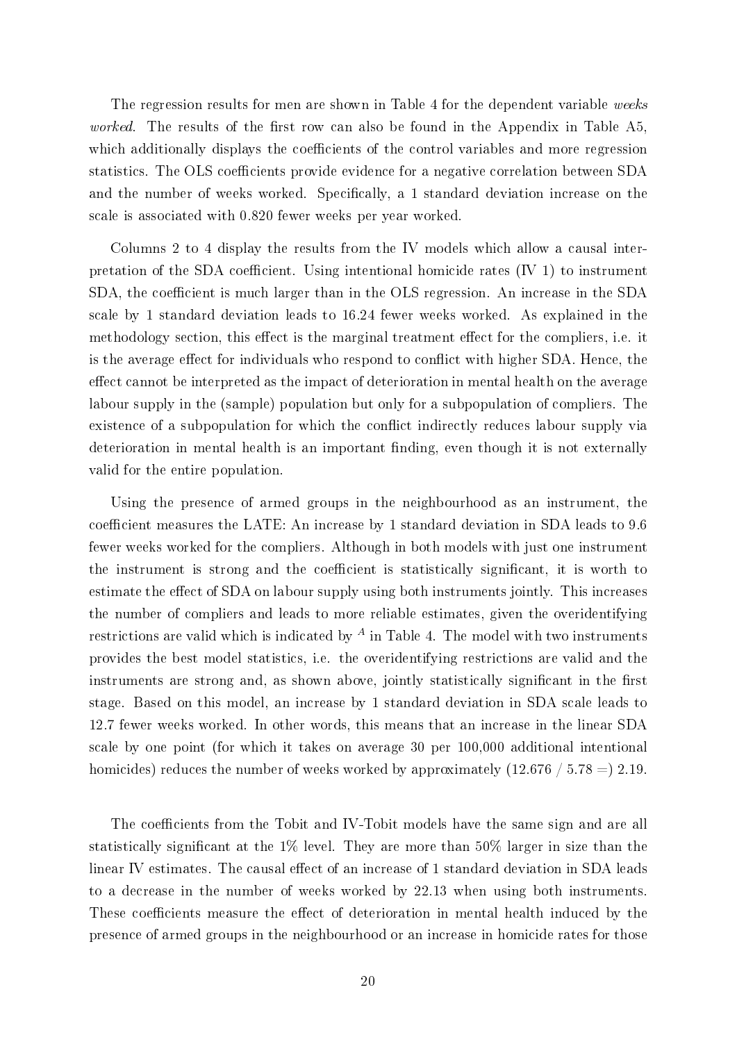The regression results for men are shown in Table 4 for the dependent variable *weeks worked*. The results of the first row can also be found in the Appendix in Table A5, which additionally displays the coefficients of the control variables and more regression statistics. The OLS coefficients provide evidence for a negative correlation between SDA and the number of weeks worked. Specifically, a 1 standard deviation increase on the scale is associated with 0.820 fewer weeks per year worked.

Columns 2 to 4 display the results from the IV models which allow a causal interpretation of the SDA coefficient. Using intentional homicide rates (IV 1) to instrument SDA, the coefficient is much larger than in the OLS regression. An increase in the SDA scale by 1 standard deviation leads to 16.24 fewer weeks worked. As explained in the methodology section, this effect is the marginal treatment effect for the compliers, i.e. it is the average effect for individuals who respond to conflict with higher SDA. Hence, the effect cannot be interpreted as the impact of deterioration in mental health on the average labour supply in the (sample) population but only for a subpopulation of compliers. The existence of a subpopulation for which the conflict indirectly reduces labour supply via deterioration in mental health is an important finding, even though it is not externally valid for the entire population.

Using the presence of armed groups in the neighbourhood as an instrument, the coefficient measures the LATE: An increase by 1 standard deviation in SDA leads to 9.6 fewer weeks worked for the compliers. Although in both models with just one instrument the instrument is strong and the coefficient is statistically significant, it is worth to estimate the effect of SDA on labour supply using both instruments jointly. This increases the number of compliers and leads to more reliable estimates, given the overidentifying restrictions are valid which is indicated by $^{A}$ in Table 4. The model with two instruments provides the best model statistics, i.e. the overidentifying restrictions are valid and the instruments are strong and, as shown above, jointly statistically significant in the first stage. Based on this model, an increase by 1 standard deviation in SDA scale leads to 12.7 fewer weeks worked. In other words, this means that an increase in the linear SDA scale by one point (for which it takes on average 30 per 100,000 additional intentional homicides) reduces the number of weeks worked by approximately (12.676 / 5.78 =) 2.19.

The coefficients from the Tobit and IV-Tobit models have the same sign and are all statistically significant at the 1% level. They are more than 50% larger in size than the linear IV estimates. The causal effect of an increase of 1 standard deviation in SDA leads to a decrease in the number of weeks worked by 22.13 when using both instruments. These coefficients measure the effect of deterioration in mental health induced by the presence of armed groups in the neighbourhood or an increase in homicide rates for those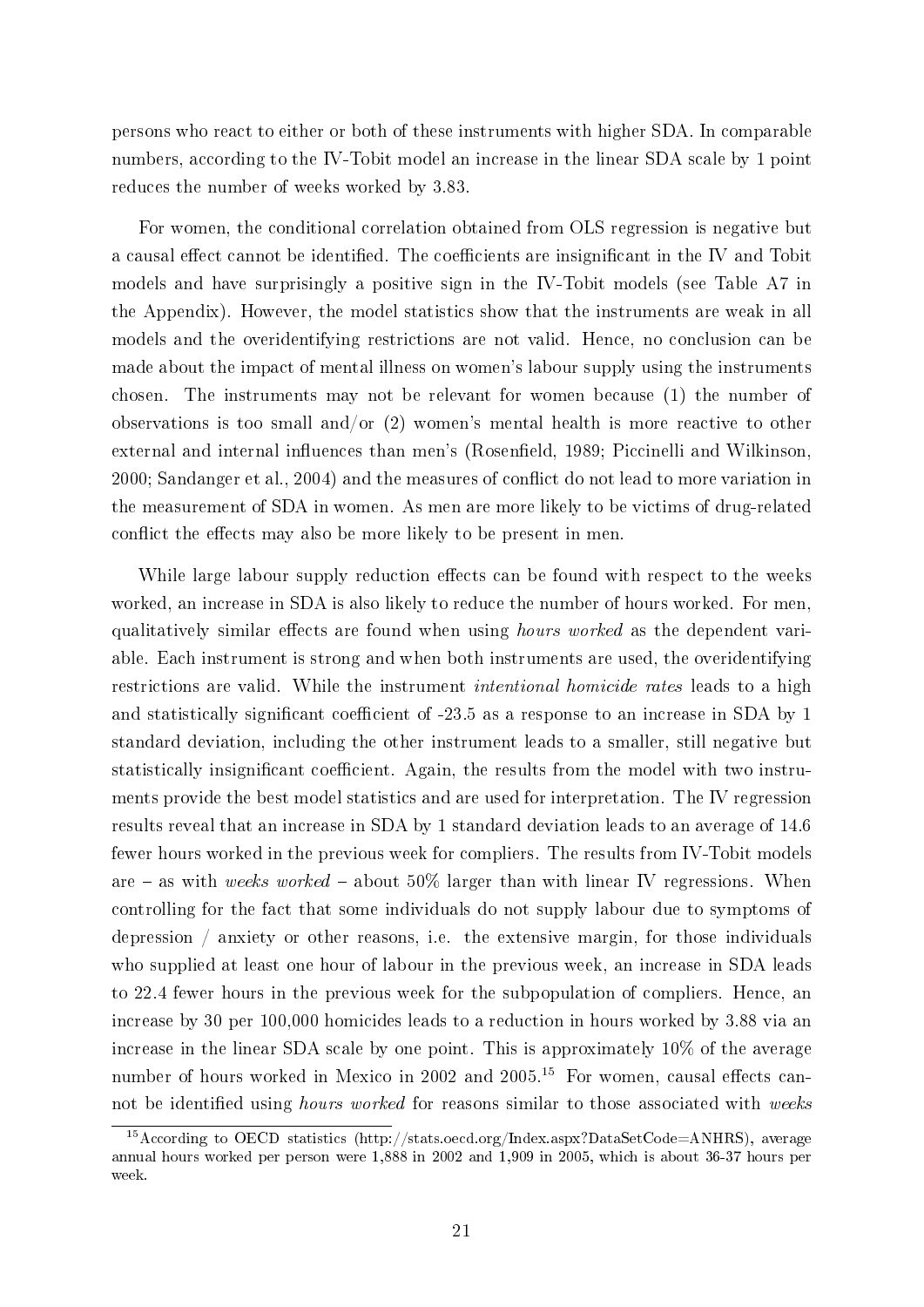persons who react to either or both of these instruments with higher SDA. In comparable numbers, according to the IV-Tobit model an increase in the linear SDA scale by 1 point reduces the number of weeks worked by 3.83.

For women, the conditional correlation obtained from OLS regression is negative but a causal effect cannot be identified. The coefficients are insignificant in the IV and Tobit models and have surprisingly a positive sign in the IV-Tobit models (see Table A7 in the Appendix). However, the model statistics show that the instruments are weak in all models and the overidentifying restrictions are not valid. Hence, no conclusion can be made about the impact of mental illness on women's labour supply using the instruments chosen. The instruments may not be relevant for women because (1) the number of observations is too small and/or (2) women's mental health is more reactive to other external and internal influences than men's (Rosenfield, 1989; Piccinelli and Wilkinson, 2000; Sandanger et al., 2004) and the measures of conflict do not lead to more variation in the measurement of SDA in women. As men are more likely to be victims of drug-related conflict the effects may also be more likely to be present in men.

While large labour supply reduction effects can be found with respect to the weeks worked, an increase in SDA is also likely to reduce the number of hours worked. For men, qualitatively similar effects are found when using *hours worked* as the dependent variable. Each instrument is strong and when both instruments are used, the overidentifying restrictions are valid. While the instrument *intentional homicide rates* leads to a high and statistically significant coefficient of -23.5 as a response to an increase in SDA by 1 standard deviation, including the other instrument leads to a smaller, still negative but statistically insignificant coefficient. Again, the results from the model with two instruments provide the best model statistics and are used for interpretation. The IV regression results reveal that an increase in SDA by 1 standard deviation leads to an average of 14.6 fewer hours worked in the previous week for compliers. The results from IV-Tobit models are – as with *weeks worked* – about 50% larger than with linear IV regressions. When controlling for the fact that some individuals do not supply labour due to symptoms of depression / anxiety or other reasons, i.e. the extensive margin, for those individuals who supplied at least one hour of labour in the previous week, an increase in SDA leads to 22.4 fewer hours in the previous week for the subpopulation of compliers. Hence, an increase by 30 per 100,000 homicides leads to a reduction in hours worked by 3.88 via an increase in the linear SDA scale by one point. This is approximately 10% of the average number of hours worked in Mexico in 2002 and 2005.[15] For women, causal effects cannot be identified using *hours worked* for reasons similar to those associated with *weeks*

[15] According to OECD statistics (http://stats.oecd.org/Index.aspx?DataSetCode=ANHRS), average annual hours worked per person were 1,888 in 2002 and 1,909 in 2005, which is about 36-37 hours per week.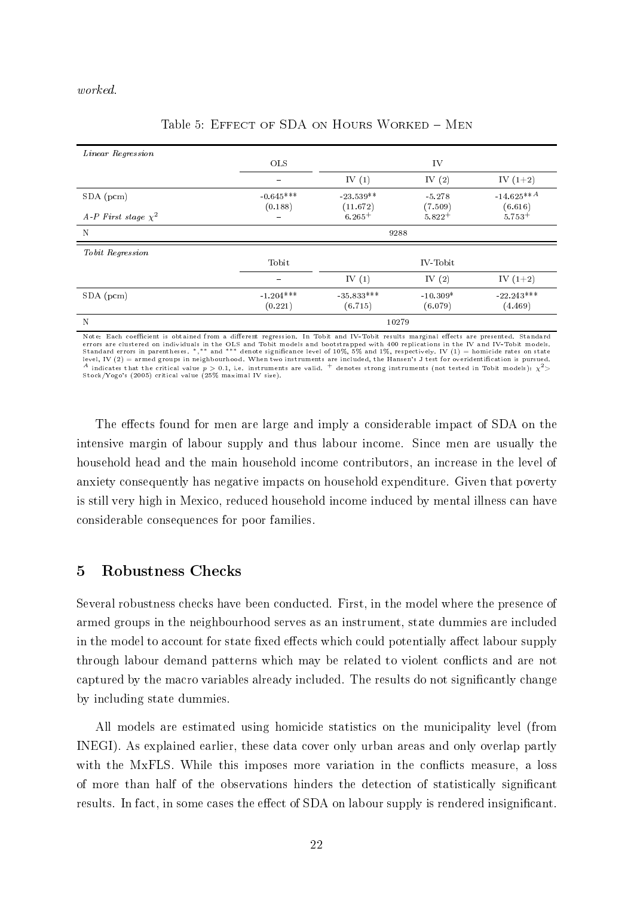*worked.*

Table 5: Effect of SDA on Hours Worked – Men

| *Linear Regression* | OLS | IV | | |
|---|---|---|---|---|
| | – | IV (1) | IV (2) | IV (1+2) |
| SDA (pcm) | -0.645*** | -23.539** | -5.278 | -14.625**$^{A}$ |
| | (0.188) | (11.672) | (7.509) | (6.616) |
| *A-P First stage* $\chi^2$ | – | 6.265$^{+}$ | 5.822$^{+}$ | 5.753$^{+}$ |
| N | 9288 | | | |
| *Tobit Regression* | Tobit | IV-Tobit | | |
| | – | IV (1) | IV (2) | IV (1+2) |
| SDA (pcm) | -1.204*** | -35.833*** | -10.309* | -22.243*** |
| | (0.221) | (6.715) | (6.079) | (4.469) |
| N | 10279 | | | |

Note: Each coefficient is obtained from a different regression. In Tobit and IV-Tobit results marginal effects are presented. Standard errors are clustered on individuals in the OLS and Tobit models and bootstrapped with 400 replications in the IV and IV-Tobit models. Standard errors in parentheses. *,** and *** denote significance level of 10%, 5% and 1%, respectively. IV (1) = homicide rates on state level, IV (2) = armed groups in neighbourhood. When two instruments are included, the Hansen's J test for overidentification is pursued. $^{A}$ indicates that the critical value $p > 0.1$, i.e. instruments are valid. $^{+}$ denotes strong instruments (not tested in Tobit models): $\chi^2 >$ Stock/Yogo's (2005) critical value (25% maximal IV size).

The effects found for men are large and imply a considerable impact of SDA on the intensive margin of labour supply and thus labour income. Since men are usually the household head and the main household income contributors, an increase in the level of anxiety consequently has negative impacts on household expenditure. Given that poverty is still very high in Mexico, reduced household income induced by mental illness can have considerable consequences for poor families.

## 5 Robustness Checks

Several robustness checks have been conducted. First, in the model where the presence of armed groups in the neighbourhood serves as an instrument, state dummies are included in the model to account for state fixed effects which could potentially affect labour supply through labour demand patterns which may be related to violent conflicts and are not captured by the macro variables already included. The results do not significantly change by including state dummies.

All models are estimated using homicide statistics on the municipality level (from INEGI). As explained earlier, these data cover only urban areas and only overlap partly with the MxFLS. While this imposes more variation in the conflicts measure, a loss of more than half of the observations hinders the detection of statistically significant results. In fact, in some cases the effect of SDA on labour supply is rendered insignificant.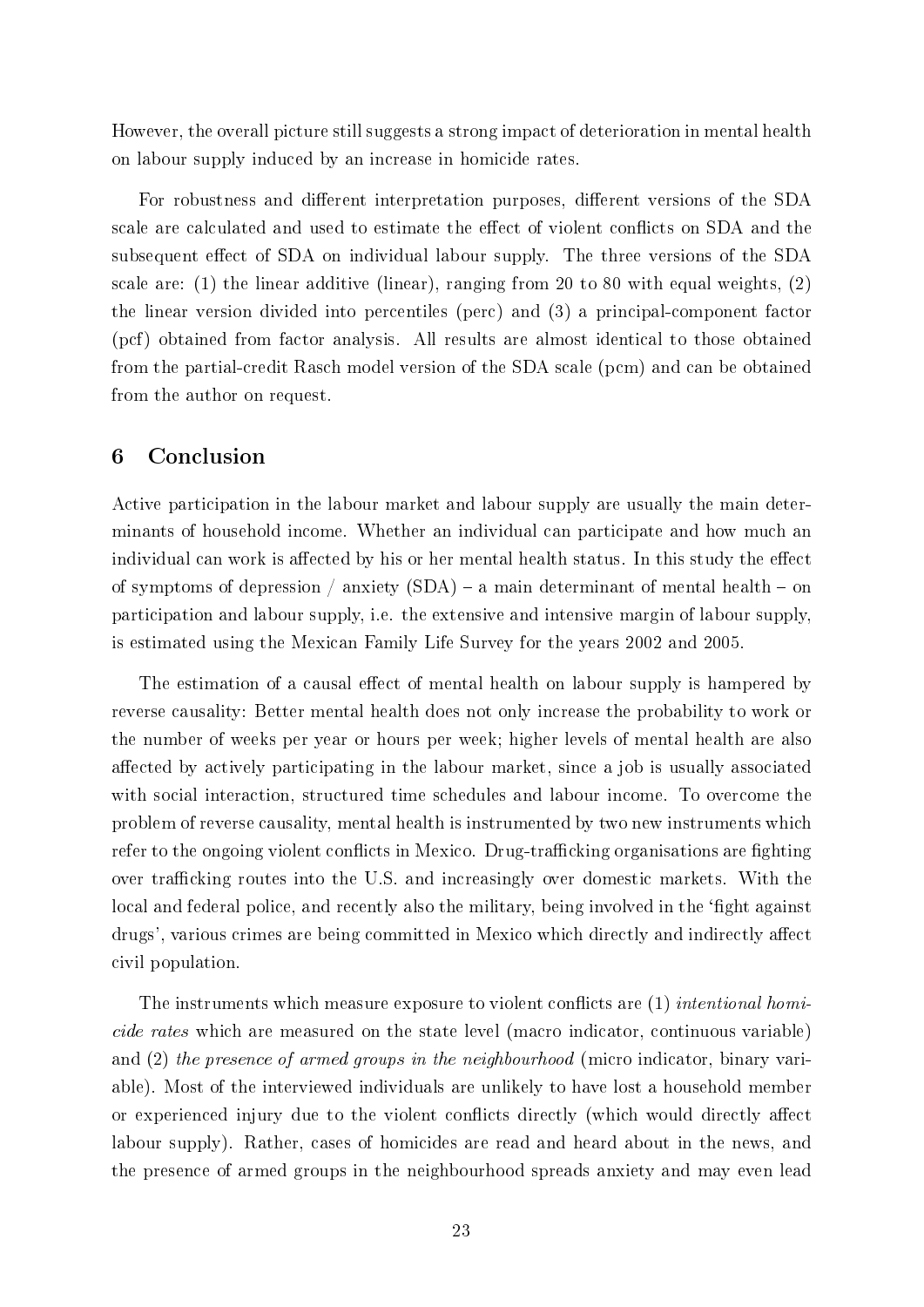However, the overall picture still suggests a strong impact of deterioration in mental health on labour supply induced by an increase in homicide rates.

For robustness and different interpretation purposes, different versions of the SDA scale are calculated and used to estimate the effect of violent conflicts on SDA and the subsequent effect of SDA on individual labour supply. The three versions of the SDA scale are: (1) the linear additive (linear), ranging from 20 to 80 with equal weights, (2) the linear version divided into percentiles (perc) and (3) a principal-component factor (pcf) obtained from factor analysis. All results are almost identical to those obtained from the partial-credit Rasch model version of the SDA scale (pcm) and can be obtained from the author on request.

## 6 Conclusion

Active participation in the labour market and labour supply are usually the main determinants of household income. Whether an individual can participate and how much an individual can work is affected by his or her mental health status. In this study the effect of symptoms of depression / anxiety (SDA) – a main determinant of mental health – on participation and labour supply, i.e. the extensive and intensive margin of labour supply, is estimated using the Mexican Family Life Survey for the years 2002 and 2005.

The estimation of a causal effect of mental health on labour supply is hampered by reverse causality: Better mental health does not only increase the probability to work or the number of weeks per year or hours per week; higher levels of mental health are also affected by actively participating in the labour market, since a job is usually associated with social interaction, structured time schedules and labour income. To overcome the problem of reverse causality, mental health is instrumented by two new instruments which refer to the ongoing violent conflicts in Mexico. Drug-trafficking organisations are fighting over trafficking routes into the U.S. and increasingly over domestic markets. With the local and federal police, and recently also the military, being involved in the 'fight against drugs', various crimes are being committed in Mexico which directly and indirectly affect civil population.

The instruments which measure exposure to violent conflicts are (1) *intentional homicide rates* which are measured on the state level (macro indicator, continuous variable) and (2) *the presence of armed groups in the neighbourhood* (micro indicator, binary variable). Most of the interviewed individuals are unlikely to have lost a household member or experienced injury due to the violent conflicts directly (which would directly affect labour supply). Rather, cases of homicides are read and heard about in the news, and the presence of armed groups in the neighbourhood spreads anxiety and may even lead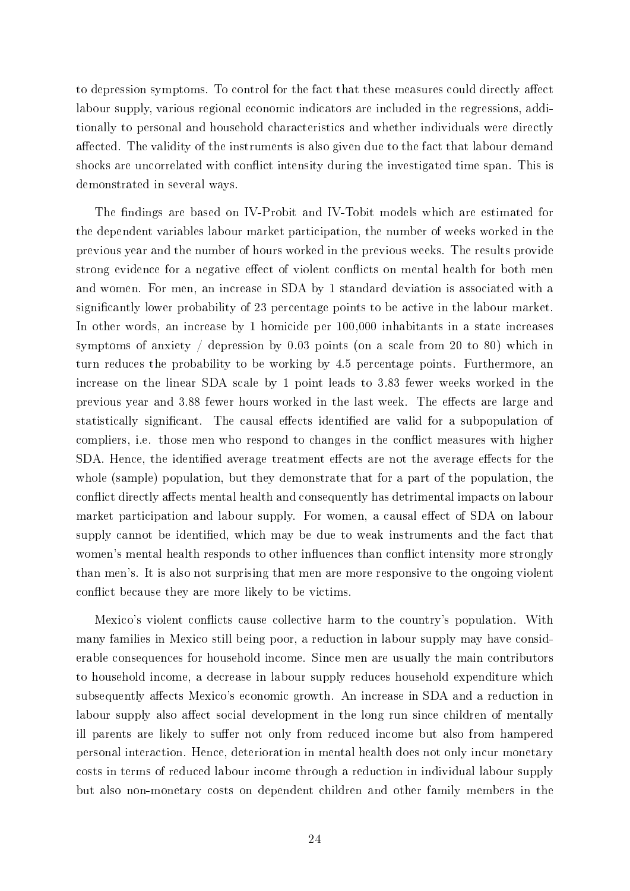to depression symptoms. To control for the fact that these measures could directly affect labour supply, various regional economic indicators are included in the regressions, additionally to personal and household characteristics and whether individuals were directly affected. The validity of the instruments is also given due to the fact that labour demand shocks are uncorrelated with conflict intensity during the investigated time span. This is demonstrated in several ways.

The findings are based on IV-Probit and IV-Tobit models which are estimated for the dependent variables labour market participation, the number of weeks worked in the previous year and the number of hours worked in the previous weeks. The results provide strong evidence for a negative effect of violent conflicts on mental health for both men and women. For men, an increase in SDA by 1 standard deviation is associated with a significantly lower probability of 23 percentage points to be active in the labour market. In other words, an increase by 1 homicide per 100,000 inhabitants in a state increases symptoms of anxiety / depression by 0.03 points (on a scale from 20 to 80) which in turn reduces the probability to be working by 4.5 percentage points. Furthermore, an increase on the linear SDA scale by 1 point leads to 3.83 fewer weeks worked in the previous year and 3.88 fewer hours worked in the last week. The effects are large and statistically significant. The causal effects identified are valid for a subpopulation of compliers, i.e. those men who respond to changes in the conflict measures with higher SDA. Hence, the identified average treatment effects are not the average effects for the whole (sample) population, but they demonstrate that for a part of the population, the conflict directly affects mental health and consequently has detrimental impacts on labour market participation and labour supply. For women, a causal effect of SDA on labour supply cannot be identified, which may be due to weak instruments and the fact that women's mental health responds to other influences than conflict intensity more strongly than men's. It is also not surprising that men are more responsive to the ongoing violent conflict because they are more likely to be victims.

Mexico's violent conflicts cause collective harm to the country's population. With many families in Mexico still being poor, a reduction in labour supply may have considerable consequences for household income. Since men are usually the main contributors to household income, a decrease in labour supply reduces household expenditure which subsequently affects Mexico's economic growth. An increase in SDA and a reduction in labour supply also affect social development in the long run since children of mentally ill parents are likely to suffer not only from reduced income but also from hampered personal interaction. Hence, deterioration in mental health does not only incur monetary costs in terms of reduced labour income through a reduction in individual labour supply but also non-monetary costs on dependent children and other family members in the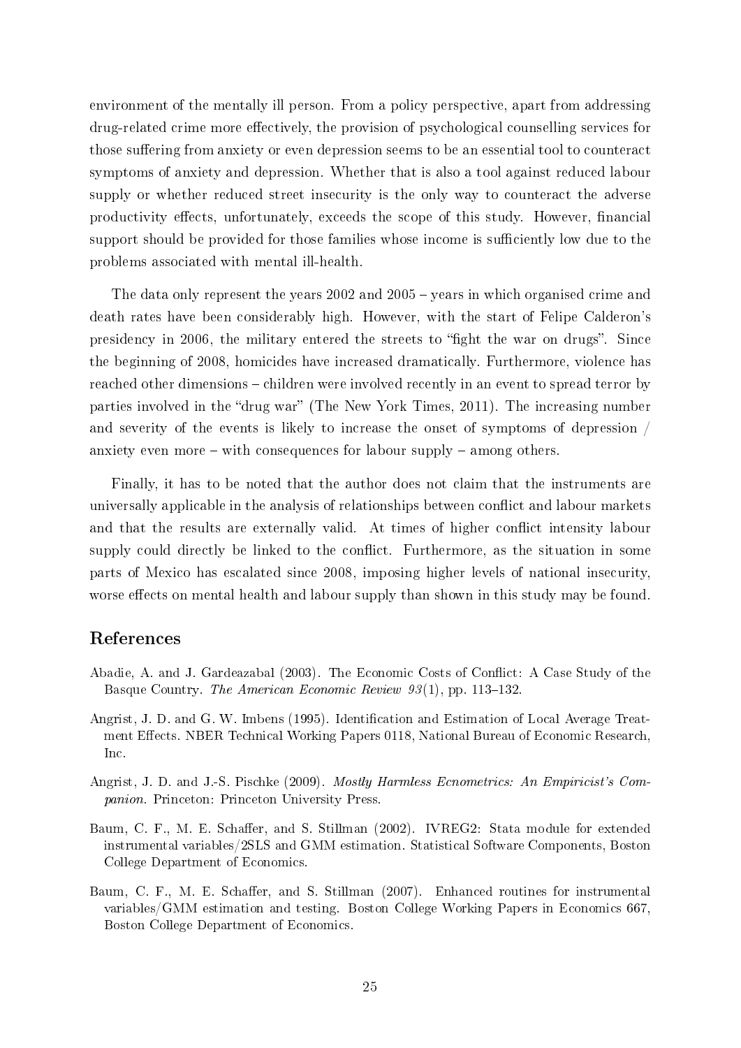environment of the mentally ill person. From a policy perspective, apart from addressing drug-related crime more effectively, the provision of psychological counselling services for those suffering from anxiety or even depression seems to be an essential tool to counteract symptoms of anxiety and depression. Whether that is also a tool against reduced labour supply or whether reduced street insecurity is the only way to counteract the adverse productivity effects, unfortunately, exceeds the scope of this study. However, financial support should be provided for those families whose income is sufficiently low due to the problems associated with mental ill-health.

The data only represent the years 2002 and 2005 – years in which organised crime and death rates have been considerably high. However, with the start of Felipe Calderon's presidency in 2006, the military entered the streets to "fight the war on drugs". Since the beginning of 2008, homicides have increased dramatically. Furthermore, violence has reached other dimensions – children were involved recently in an event to spread terror by parties involved in the "drug war" (The New York Times, 2011). The increasing number and severity of the events is likely to increase the onset of symptoms of depression / anxiety even more – with consequences for labour supply – among others.

Finally, it has to be noted that the author does not claim that the instruments are universally applicable in the analysis of relationships between conflict and labour markets and that the results are externally valid. At times of higher conflict intensity labour supply could directly be linked to the conflict. Furthermore, as the situation in some parts of Mexico has escalated since 2008, imposing higher levels of national insecurity, worse effects on mental health and labour supply than shown in this study may be found.

## References

Abadie, A. and J. Gardeazabal (2003). The Economic Costs of Conflict: A Case Study of the Basque Country. *The American Economic Review 93*(1), pp. 113–132.

Angrist, J. D. and G. W. Imbens (1995). Identification and Estimation of Local Average Treatment Effects. NBER Technical Working Papers 0118, National Bureau of Economic Research, Inc.

Angrist, J. D. and J.-S. Pischke (2009). *Mostly Harmless Ecnometrics: An Empiricist's Companion*. Princeton: Princeton University Press.

Baum, C. F., M. E. Schaffer, and S. Stillman (2002). IVREG2: Stata module for extended instrumental variables/2SLS and GMM estimation. Statistical Software Components, Boston College Department of Economics.

Baum, C. F., M. E. Schaffer, and S. Stillman (2007). Enhanced routines for instrumental variables/GMM estimation and testing. Boston College Working Papers in Economics 667, Boston College Department of Economics.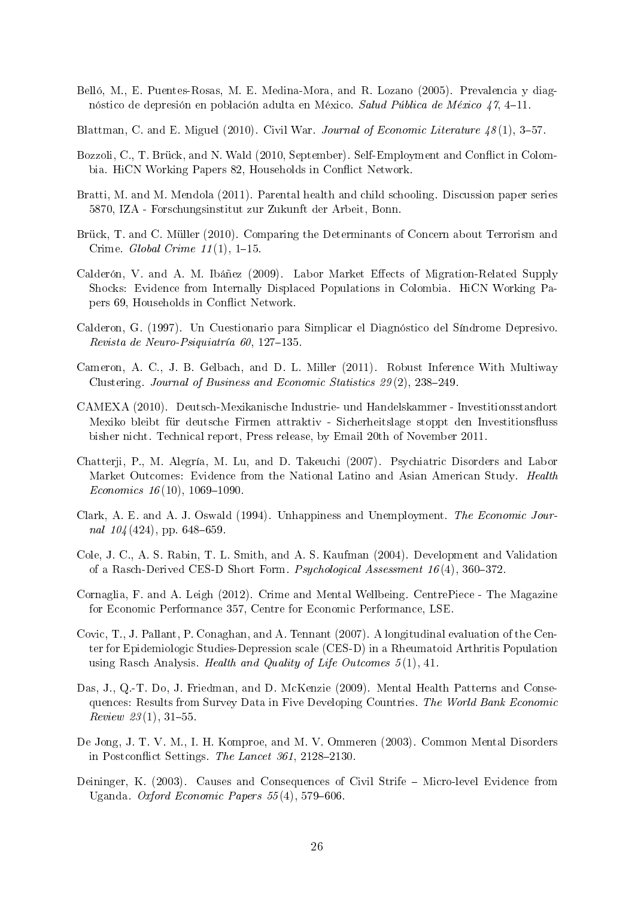Belló, M., E. Puentes-Rosas, M. E. Medina-Mora, and R. Lozano (2005). Prevalencia y diagnóstico de depresión en población adulta en México. *Salud Pública de México 47*, 4–11.

Blattman, C. and E. Miguel (2010). Civil War. *Journal of Economic Literature 48*(1), 3–57.

Bozzoli, C., T. Brück, and N. Wald (2010, September). Self-Employment and Conflict in Colombia. HiCN Working Papers 82, Households in Conflict Network.

Bratti, M. and M. Mendola (2011). Parental health and child schooling. Discussion paper series 5870, IZA - Forschungsinstitut zur Zukunft der Arbeit, Bonn.

Brück, T. and C. Müller (2010). Comparing the Determinants of Concern about Terrorism and Crime. *Global Crime 11*(1), 1–15.

Calderón, V. and A. M. Ibáñez (2009). Labor Market Effects of Migration-Related Supply Shocks: Evidence from Internally Displaced Populations in Colombia. HiCN Working Papers 69, Households in Conflict Network.

Calderon, G. (1997). Un Cuestionario para Simplicar el Diagnóstico del Síndrome Depresivo. *Revista de Neuro-Psiquiatría 60*, 127–135.

Cameron, A. C., J. B. Gelbach, and D. L. Miller (2011). Robust Inference With Multiway Clustering. *Journal of Business and Economic Statistics 29*(2), 238–249.

CAMEXA (2010). Deutsch-Mexikanische Industrie- und Handelskammer - Investitionsstandort Mexiko bleibt für deutsche Firmen attraktiv - Sicherheitslage stoppt den Investitionsfluss bisher nicht. Technical report, Press release, by Email 20th of November 2011.

Chatterji, P., M. Alegría, M. Lu, and D. Takeuchi (2007). Psychiatric Disorders and Labor Market Outcomes: Evidence from the National Latino and Asian American Study. *Health Economics 16*(10), 1069–1090.

Clark, A. E. and A. J. Oswald (1994). Unhappiness and Unemployment. *The Economic Journal 104*(424), pp. 648–659.

Cole, J. C., A. S. Rabin, T. L. Smith, and A. S. Kaufman (2004). Development and Validation of a Rasch-Derived CES-D Short Form. *Psychological Assessment 16*(4), 360–372.

Cornaglia, F. and A. Leigh (2012). Crime and Mental Wellbeing. CentrePiece - The Magazine for Economic Performance 357, Centre for Economic Performance, LSE.

Covic, T., J. Pallant, P. Conaghan, and A. Tennant (2007). A longitudinal evaluation of the Center for Epidemiologic Studies-Depression scale (CES-D) in a Rheumatoid Arthritis Population using Rasch Analysis. *Health and Quality of Life Outcomes 5*(1), 41.

Das, J., Q.-T. Do, J. Friedman, and D. McKenzie (2009). Mental Health Patterns and Consequences: Results from Survey Data in Five Developing Countries. *The World Bank Economic Review 23*(1), 31–55.

De Jong, J. T. V. M., I. H. Komproe, and M. V. Ommeren (2003). Common Mental Disorders in Postconflict Settings. *The Lancet 361*, 2128–2130.

Deininger, K. (2003). Causes and Consequences of Civil Strife – Micro-level Evidence from Uganda. *Oxford Economic Papers 55*(4), 579–606.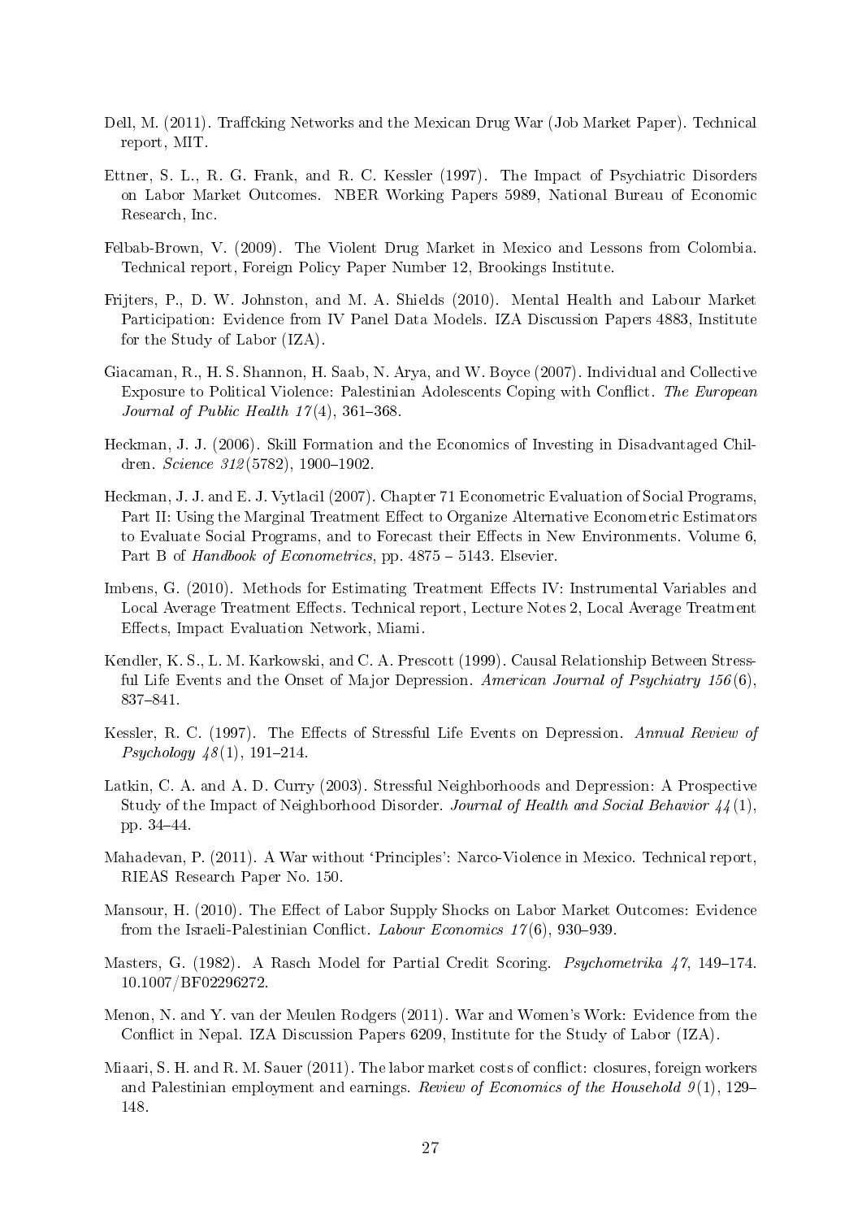Dell, M. (2011). Traffcking Networks and the Mexican Drug War (Job Market Paper). Technical report, MIT.

Ettner, S. L., R. G. Frank, and R. C. Kessler (1997). The Impact of Psychiatric Disorders on Labor Market Outcomes. NBER Working Papers 5989, National Bureau of Economic Research, Inc.

Felbab-Brown, V. (2009). The Violent Drug Market in Mexico and Lessons from Colombia. Technical report, Foreign Policy Paper Number 12, Brookings Institute.

Frijters, P., D. W. Johnston, and M. A. Shields (2010). Mental Health and Labour Market Participation: Evidence from IV Panel Data Models. IZA Discussion Papers 4883, Institute for the Study of Labor (IZA).

Giacaman, R., H. S. Shannon, H. Saab, N. Arya, and W. Boyce (2007). Individual and Collective Exposure to Political Violence: Palestinian Adolescents Coping with Conflict. *The European Journal of Public Health 17*(4), 361–368.

Heckman, J. J. (2006). Skill Formation and the Economics of Investing in Disadvantaged Children. *Science 312*(5782), 1900–1902.

Heckman, J. J. and E. J. Vytlacil (2007). Chapter 71 Econometric Evaluation of Social Programs, Part II: Using the Marginal Treatment Effect to Organize Alternative Econometric Estimators to Evaluate Social Programs, and to Forecast their Effects in New Environments. Volume 6, Part B of *Handbook of Econometrics*, pp. 4875 – 5143. Elsevier.

Imbens, G. (2010). Methods for Estimating Treatment Effects IV: Instrumental Variables and Local Average Treatment Effects. Technical report, Lecture Notes 2, Local Average Treatment Effects, Impact Evaluation Network, Miami.

Kendler, K. S., L. M. Karkowski, and C. A. Prescott (1999). Causal Relationship Between Stressful Life Events and the Onset of Major Depression. *American Journal of Psychiatry 156*(6), 837–841.

Kessler, R. C. (1997). The Effects of Stressful Life Events on Depression. *Annual Review of Psychology 48*(1), 191–214.

Latkin, C. A. and A. D. Curry (2003). Stressful Neighborhoods and Depression: A Prospective Study of the Impact of Neighborhood Disorder. *Journal of Health and Social Behavior 44*(1), pp. 34–44.

Mahadevan, P. (2011). A War without 'Principles': Narco-Violence in Mexico. Technical report, RIEAS Research Paper No. 150.

Mansour, H. (2010). The Effect of Labor Supply Shocks on Labor Market Outcomes: Evidence from the Israeli-Palestinian Conflict. *Labour Economics 17*(6), 930–939.

Masters, G. (1982). A Rasch Model for Partial Credit Scoring. *Psychometrika 47*, 149–174. 10.1007/BF02296272.

Menon, N. and Y. van der Meulen Rodgers (2011). War and Women's Work: Evidence from the Conflict in Nepal. IZA Discussion Papers 6209, Institute for the Study of Labor (IZA).

Miaari, S. H. and R. M. Sauer (2011). The labor market costs of conflict: closures, foreign workers and Palestinian employment and earnings. *Review of Economics of the Household 9*(1), 129–148.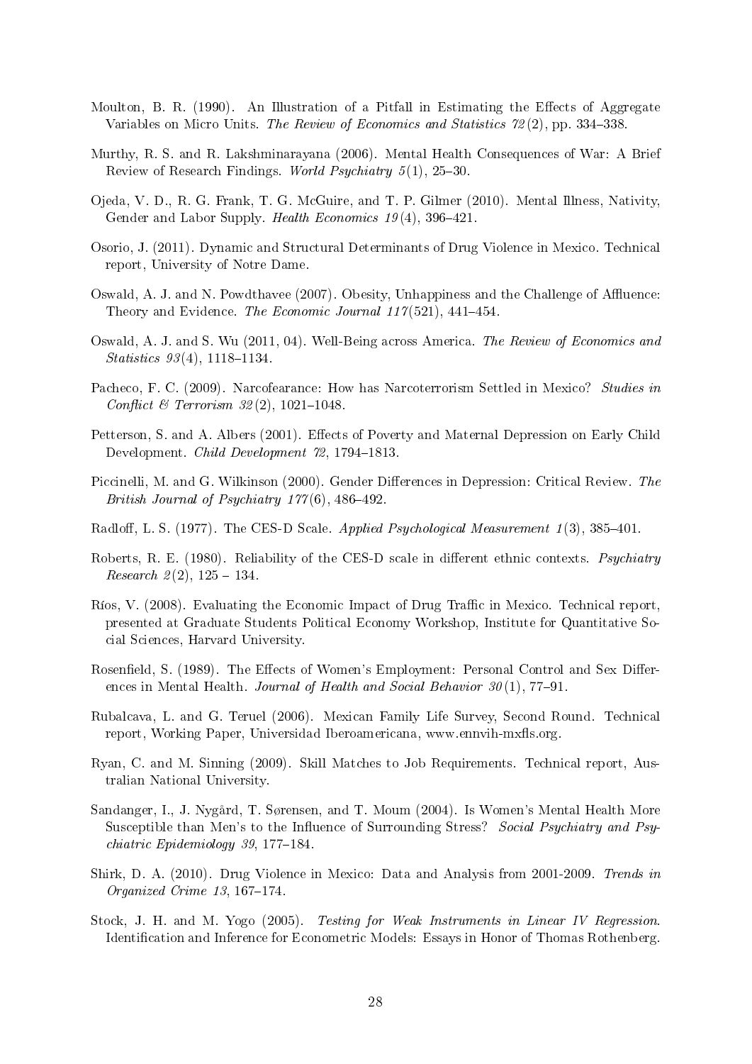Moulton, B. R. (1990). An Illustration of a Pitfall in Estimating the Effects of Aggregate Variables on Micro Units. *The Review of Economics and Statistics 72*(2), pp. 334–338.

Murthy, R. S. and R. Lakshminarayana (2006). Mental Health Consequences of War: A Brief Review of Research Findings. *World Psychiatry 5*(1), 25–30.

Ojeda, V. D., R. G. Frank, T. G. McGuire, and T. P. Gilmer (2010). Mental Illness, Nativity, Gender and Labor Supply. *Health Economics 19*(4), 396–421.

Osorio, J. (2011). Dynamic and Structural Determinants of Drug Violence in Mexico. Technical report, University of Notre Dame.

Oswald, A. J. and N. Powdthavee (2007). Obesity, Unhappiness and the Challenge of Affluence: Theory and Evidence. *The Economic Journal 117*(521), 441–454.

Oswald, A. J. and S. Wu (2011, 04). Well-Being across America. *The Review of Economics and Statistics 93*(4), 1118–1134.

Pacheco, F. C. (2009). Narcofearance: How has Narcoterrorism Settled in Mexico? *Studies in Conflict & Terrorism 32*(2), 1021–1048.

Petterson, S. and A. Albers (2001). Effects of Poverty and Maternal Depression on Early Child Development. *Child Development 72*, 1794–1813.

Piccinelli, M. and G. Wilkinson (2000). Gender Differences in Depression: Critical Review. *The British Journal of Psychiatry 177*(6), 486–492.

Radloff, L. S. (1977). The CES-D Scale. *Applied Psychological Measurement 1*(3), 385–401.

Roberts, R. E. (1980). Reliability of the CES-D scale in different ethnic contexts. *Psychiatry Research 2*(2), 125 – 134.

Ríos, V. (2008). Evaluating the Economic Impact of Drug Traffic in Mexico. Technical report, presented at Graduate Students Political Economy Workshop, Institute for Quantitative Social Sciences, Harvard University.

Rosenfield, S. (1989). The Effects of Women's Employment: Personal Control and Sex Differences in Mental Health. *Journal of Health and Social Behavior 30*(1), 77–91.

Rubalcava, L. and G. Teruel (2006). Mexican Family Life Survey, Second Round. Technical report, Working Paper, Universidad Iberoamericana, www.ennvih-mxfls.org.

Ryan, C. and M. Sinning (2009). Skill Matches to Job Requirements. Technical report, Australian National University.

Sandanger, I., J. Nygård, T. Sørensen, and T. Moum (2004). Is Women's Mental Health More Susceptible than Men's to the Influence of Surrounding Stress? *Social Psychiatry and Psychiatric Epidemiology 39*, 177–184.

Shirk, D. A. (2010). Drug Violence in Mexico: Data and Analysis from 2001-2009. *Trends in Organized Crime 13*, 167–174.

Stock, J. H. and M. Yogo (2005). *Testing for Weak Instruments in Linear IV Regression*. Identification and Inference for Econometric Models: Essays in Honor of Thomas Rothenberg.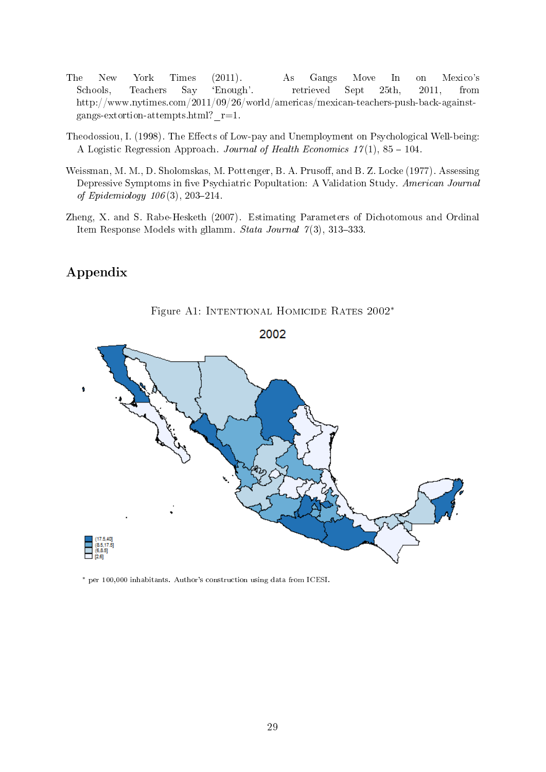The New York Times (2011). As Gangs Move In on Mexico's Schools, Teachers Say 'Enough'. retrieved Sept 25th, 2011, from http://www.nytimes.com/2011/09/26/world/americas/mexican-teachers-push-back-against-gangs-extortion-attempts.html?_r=1.

Theodossiou, I. (1998). The Effects of Low-pay and Unemployment on Psychological Well-being: A Logistic Regression Approach. *Journal of Health Economics 17*(1), 85 – 104.

Weissman, M. M., D. Sholomskas, M. Pottenger, B. A. Prusoff, and B. Z. Locke (1977). Assessing Depressive Symptoms in five Psychiatric Popultation: A Validation Study. *American Journal of Epidemiology 106*(3), 203–214.

Zheng, X. and S. Rabe-Hesketh (2007). Estimating Parameters of Dichotomous and Ordinal Item Response Models with gllamm. *Stata Journal 7*(3), 313–333.

# Appendix

Figure A1: Intentional Homicide Rates 2002*

\* per 100,000 inhabitants. Author's construction using data from ICESI.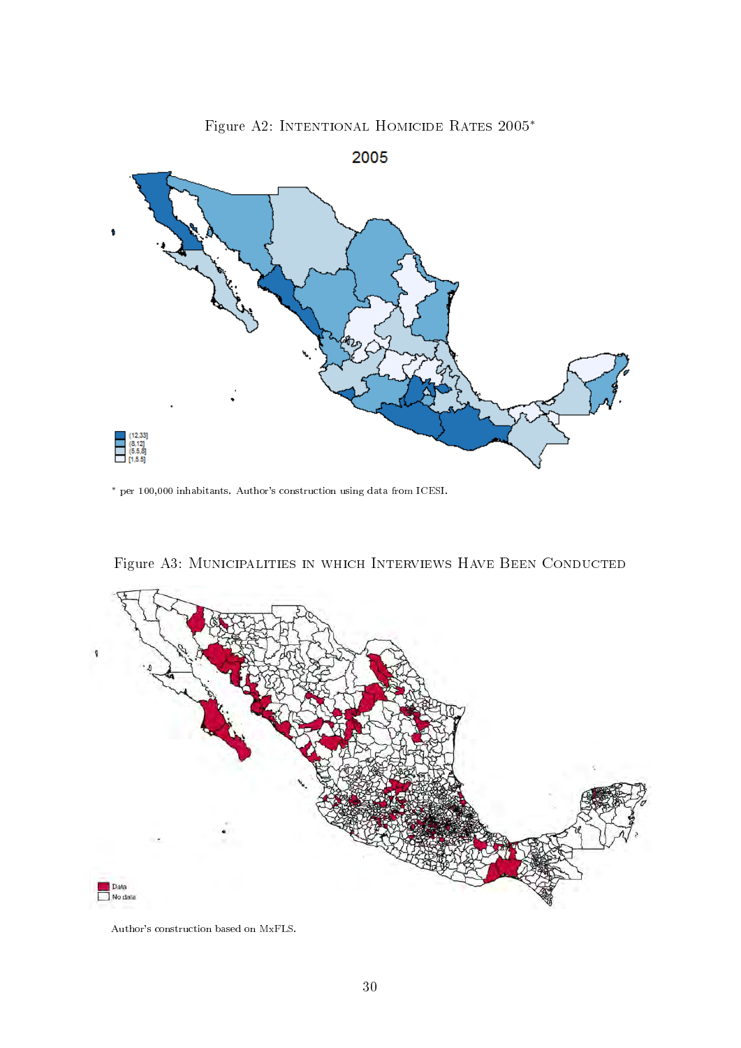Figure A2: Intentional Homicide Rates 2005*

\* per 100,000 inhabitants. Author's construction using data from ICESI.

Figure A3: Municipalities in which Interviews Have Been Conducted

Author's construction based on MxFLS.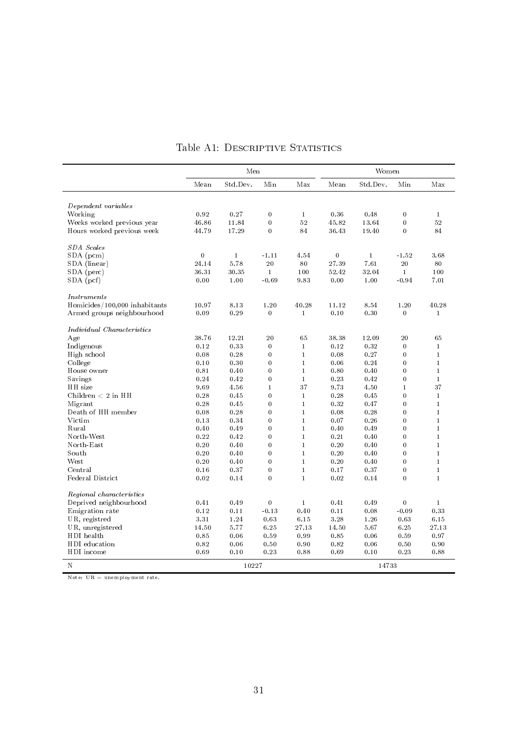Table A1: DESCRIPTIVE STATISTICS

| | Men | | | | Women | | | |
|---|---|---|---|---|---|---|---|---|
| | Mean | Std.Dev. | Min | Max | Mean | Std.Dev. | Min | Max |
| *Dependent variables* | | | | | | | | |
| Working | 0.92 | 0.27 | 0 | 1 | 0.36 | 0.48 | 0 | 1 |
| Weeks worked previous year | 46.86 | 11.84 | 0 | 52 | 45.82 | 13.64 | 0 | 52 |
| Hours worked previous week | 44.79 | 17.29 | 0 | 84 | 36.43 | 19.40 | 0 | 84 |
| *SDA Scales* | | | | | | | | |
| SDA (pcm) | 0 | 1 | -1.11 | 4.54 | 0 | 1 | -1.52 | 3.68 |
| SDA (linear) | 24.14 | 5.78 | 20 | 80 | 27.39 | 7.61 | 20 | 80 |
| SDA (perc) | 36.31 | 30.35 | 1 | 100 | 52.42 | 32.04 | 1 | 100 |
| SDA (pcf) | 0.00 | 1.00 | -0.69 | 9.83 | 0.00 | 1.00 | -0.94 | 7.01 |
| *Instruments* | | | | | | | | |
| Homicides/100,000 inhabitants | 10.97 | 8.13 | 1.20 | 40.28 | 11.12 | 8.54 | 1.20 | 40.28 |
| Armed groups neighbourhood | 0.09 | 0.29 | 0 | 1 | 0.10 | 0.30 | 0 | 1 |
| *Individual Characteristics* | | | | | | | | |
| Age | 38.76 | 12.21 | 20 | 65 | 38.38 | 12.09 | 20 | 65 |
| Indigenous | 0.12 | 0.33 | 0 | 1 | 0.12 | 0.32 | 0 | 1 |
| High school | 0.08 | 0.28 | 0 | 1 | 0.08 | 0.27 | 0 | 1 |
| College | 0.10 | 0.30 | 0 | 1 | 0.06 | 0.24 | 0 | 1 |
| House owner | 0.81 | 0.40 | 0 | 1 | 0.80 | 0.40 | 0 | 1 |
| Savings | 0.24 | 0.42 | 0 | 1 | 0.23 | 0.42 | 0 | 1 |
| HH size | 9.69 | 4.56 | 1 | 37 | 9.73 | 4.50 | 1 | 37 |
| Children < 2 in HH | 0.28 | 0.45 | 0 | 1 | 0.28 | 0.45 | 0 | 1 |
| Migrant | 0.28 | 0.45 | 0 | 1 | 0.32 | 0.47 | 0 | 1 |
| Death of HH member | 0.08 | 0.28 | 0 | 1 | 0.08 | 0.28 | 0 | 1 |
| Victim | 0.13 | 0.34 | 0 | 1 | 0.07 | 0.26 | 0 | 1 |
| Rural | 0.40 | 0.49 | 0 | 1 | 0.40 | 0.49 | 0 | 1 |
| North-West | 0.22 | 0.42 | 0 | 1 | 0.21 | 0.40 | 0 | 1 |
| North-East | 0.20 | 0.40 | 0 | 1 | 0.20 | 0.40 | 0 | 1 |
| South | 0.20 | 0.40 | 0 | 1 | 0.20 | 0.40 | 0 | 1 |
| West | 0.20 | 0.40 | 0 | 1 | 0.20 | 0.40 | 0 | 1 |
| Central | 0.16 | 0.37 | 0 | 1 | 0.17 | 0.37 | 0 | 1 |
| Federal District | 0.02 | 0.14 | 0 | 1 | 0.02 | 0.14 | 0 | 1 |
| *Regional characteristics* | | | | | | | | |
| Deprived neighbourhood | 0.41 | 0.49 | 0 | 1 | 0.41 | 0.49 | 0 | 1 |
| Emigration rate | 0.12 | 0.11 | -0.13 | 0.40 | 0.11 | 0.08 | -0.09 | 0.33 |
| UR, registred | 3.31 | 1.24 | 0.63 | 6.15 | 3.28 | 1.26 | 0.63 | 6.15 |
| UR, unregistered | 14.50 | 5.77 | 6.25 | 27.13 | 14.50 | 5.67 | 6.25 | 27.13 |
| HDI health | 0.85 | 0.06 | 0.59 | 0.99 | 0.85 | 0.06 | 0.59 | 0.97 |
| HDI education | 0.82 | 0.06 | 0.50 | 0.90 | 0.82 | 0.06 | 0.50 | 0.90 |
| HDI income | 0.69 | 0.10 | 0.23 | 0.88 | 0.69 | 0.10 | 0.23 | 0.88 |
| N | | 10227 | | | | 14733 | | |

Note: UR = unemployment rate.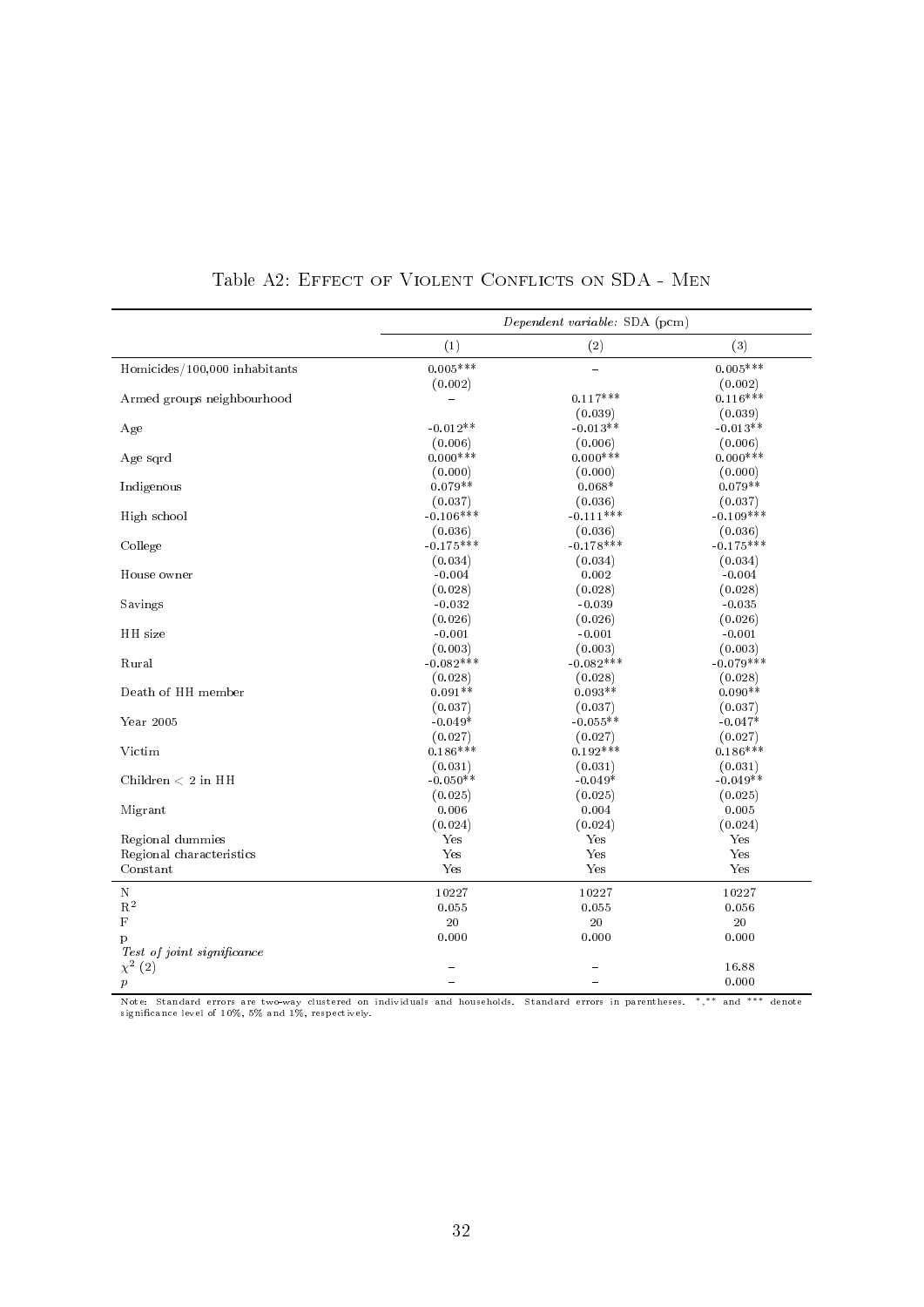Table A2: Effect of Violent Conflicts on SDA - Men

| | *Dependent variable:* SDA (pcm) | | |
|---|---|---|---|
| | (1) | (2) | (3) |
| Homicides/100,000 inhabitants | 0.005*** | – | 0.005*** |
| | (0.002) | | (0.002) |
| Armed groups neighbourhood | – | 0.117*** | 0.116*** |
| | | (0.039) | (0.039) |
| Age | -0.012** | -0.013** | -0.013** |
| | (0.006) | (0.006) | (0.006) |
| Age sqrd | 0.000*** | 0.000*** | 0.000*** |
| | (0.000) | (0.000) | (0.000) |
| Indigenous | 0.079** | 0.068* | 0.079** |
| | (0.037) | (0.036) | (0.037) |
| High school | -0.106*** | -0.111*** | -0.109*** |
| | (0.036) | (0.036) | (0.036) |
| College | -0.175*** | -0.178*** | -0.175*** |
| | (0.034) | (0.034) | (0.034) |
| House owner | -0.004 | 0.002 | -0.004 |
| | (0.028) | (0.028) | (0.028) |
| Savings | -0.032 | -0.039 | -0.035 |
| | (0.026) | (0.026) | (0.026) |
| HH size | -0.001 | -0.001 | -0.001 |
| | (0.003) | (0.003) | (0.003) |
| Rural | -0.082*** | -0.082*** | -0.079*** |
| | (0.028) | (0.028) | (0.028) |
| Death of HH member | 0.091** | 0.093** | 0.090** |
| | (0.037) | (0.037) | (0.037) |
| Year 2005 | -0.049* | -0.055** | -0.047* |
| | (0.027) | (0.027) | (0.027) |
| Victim | 0.186*** | 0.192*** | 0.186*** |
| | (0.031) | (0.031) | (0.031) |
| Children < 2 in HH | -0.050** | -0.049* | -0.049** |
| | (0.025) | (0.025) | (0.025) |
| Migrant | 0.006 | 0.004 | 0.005 |
| | (0.024) | (0.024) | (0.024) |
| Regional dummies | Yes | Yes | Yes |
| Regional characteristics | Yes | Yes | Yes |
| Constant | Yes | Yes | Yes |
| N | 10227 | 10227 | 10227 |
| $R^2$ | 0.055 | 0.055 | 0.056 |
| F | 20 | 20 | 20 |
| p | 0.000 | 0.000 | 0.000 |
| *Test of joint significance* | | | |
| $\chi^2$ (2) | – | – | 16.88 |
| $p$ | – | – | 0.000 |

Note: Standard errors are two-way clustered on individuals and households. Standard errors in parentheses. *,** and *** denote significance level of 10%, 5% and 1%, respectively.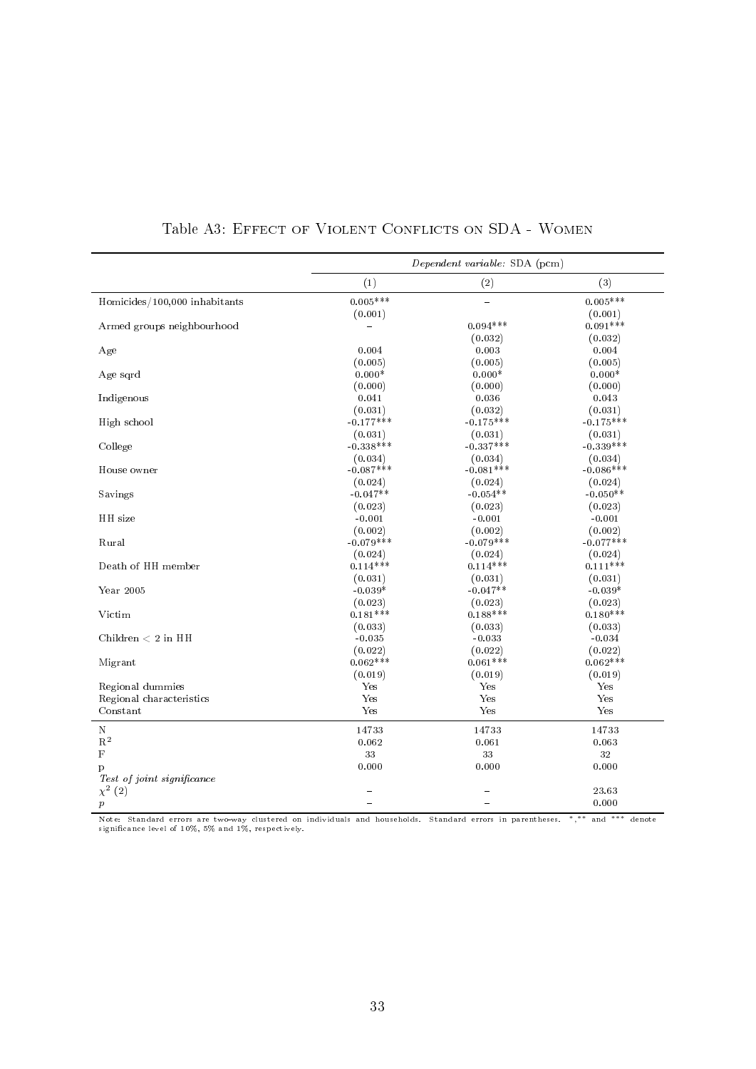Table A3: Effect of Violent Conflicts on SDA - Women

| | *Dependent variable:* SDA (pcm) | | |
|---|---|---|---|
| | (1) | (2) | (3) |
| Homicides/100,000 inhabitants | 0.005*** | – | 0.005*** |
| | (0.001) | | (0.001) |
| Armed groups neighbourhood | – | 0.094*** | 0.091*** |
| | | (0.032) | (0.032) |
| Age | 0.004 | 0.003 | 0.004 |
| | (0.005) | (0.005) | (0.005) |
| Age sqrd | 0.000* | 0.000* | 0.000* |
| | (0.000) | (0.000) | (0.000) |
| Indigenous | 0.041 | 0.036 | 0.043 |
| | (0.031) | (0.032) | (0.031) |
| High school | -0.177*** | -0.175*** | -0.175*** |
| | (0.031) | (0.031) | (0.031) |
| College | -0.338*** | -0.337*** | -0.339*** |
| | (0.034) | (0.034) | (0.034) |
| House owner | -0.087*** | -0.081*** | -0.086*** |
| | (0.024) | (0.024) | (0.024) |
| Savings | -0.047** | -0.054** | -0.050** |
| | (0.023) | (0.023) | (0.023) |
| HH size | -0.001 | -0.001 | -0.001 |
| | (0.002) | (0.002) | (0.002) |
| Rural | -0.079*** | -0.079*** | -0.077*** |
| | (0.024) | (0.024) | (0.024) |
| Death of HH member | 0.114*** | 0.114*** | 0.111*** |
| | (0.031) | (0.031) | (0.031) |
| Year 2005 | -0.039* | -0.047** | -0.039* |
| | (0.023) | (0.023) | (0.023) |
| Victim | 0.181*** | 0.188*** | 0.180*** |
| | (0.033) | (0.033) | (0.033) |
| Children < 2 in HH | -0.035 | -0.033 | -0.034 |
| | (0.022) | (0.022) | (0.022) |
| Migrant | 0.062*** | 0.061*** | 0.062*** |
| | (0.019) | (0.019) | (0.019) |
| Regional dummies | Yes | Yes | Yes |
| Regional characteristics | Yes | Yes | Yes |
| Constant | Yes | Yes | Yes |
| N | 14733 | 14733 | 14733 |
| $R^2$ | 0.062 | 0.061 | 0.063 |
| F | 33 | 33 | 32 |
| p | 0.000 | 0.000 | 0.000 |
| *Test of joint significance* | | | |
| $\chi^2$ (2) | – | – | 23.63 |
| $p$ | – | – | 0.000 |

Note: Standard errors are two-way clustered on individuals and households. Standard errors in parentheses. *,** and *** denote significance level of 10%, 5% and 1%, respectively.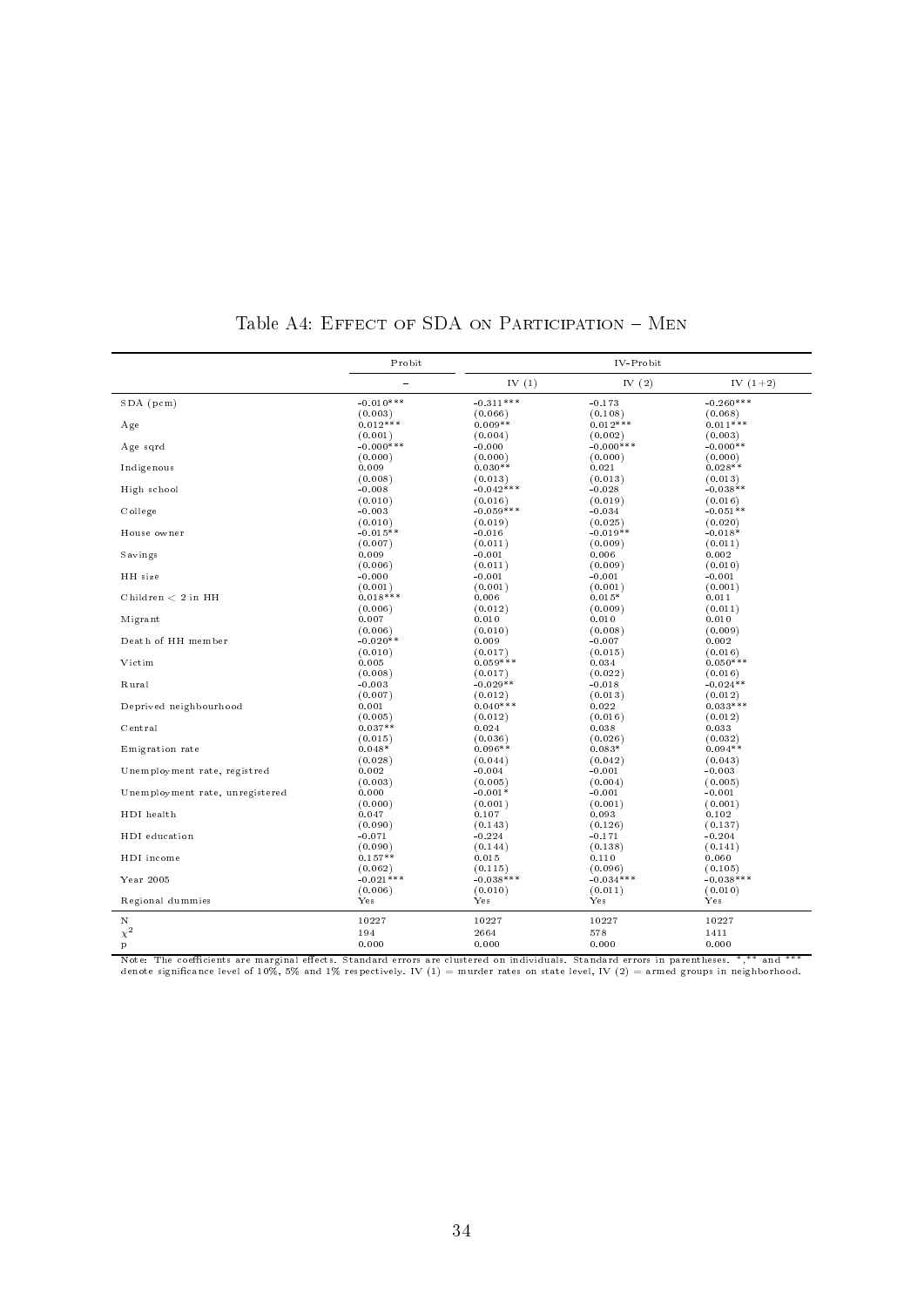# Table A4: Effect of SDA on Participation – Men

| | Probit | IV-Probit | | |
|---|---|---|---|---|
| | – | IV (1) | IV (2) | IV (1+2) |
| SDA (pcm) | -0.010*** | -0.311*** | -0.173 | -0.260*** |
| | (0.003) | (0.066) | (0.108) | (0.068) |
| Age | 0.012*** | 0.009** | 0.012*** | 0.011*** |
| | (0.001) | (0.004) | (0.002) | (0.003) |
| Age sqrd | -0.000*** | -0.000 | -0.000*** | -0.000** |
| | (0.000) | (0.000) | (0.000) | (0.000) |
| Indigenous | 0.009 | 0.030** | 0.021 | 0.028** |
| | (0.008) | (0.013) | (0.013) | (0.013) |
| High school | -0.008 | -0.042*** | -0.028 | -0.038** |
| | (0.010) | (0.016) | (0.019) | (0.016) |
| College | -0.003 | -0.059*** | -0.034 | -0.051** |
| | (0.010) | (0.019) | (0.025) | (0.020) |
| House owner | -0.015** | -0.016 | -0.019** | -0.018* |
| | (0.007) | (0.011) | (0.009) | (0.011) |
| Savings | 0.009 | -0.001 | 0.006 | 0.002 |
| | (0.006) | (0.011) | (0.009) | (0.010) |
| HH size | -0.000 | -0.001 | -0.001 | -0.001 |
| | (0.001) | (0.001) | (0.001) | (0.001) |
| Children < 2 in HH | 0.018*** | 0.006 | 0.015* | 0.011 |
| | (0.006) | (0.012) | (0.009) | (0.011) |
| Migrant | 0.007 | 0.010 | 0.010 | 0.010 |
| | (0.006) | (0.010) | (0.008) | (0.009) |
| Death of HH member | -0.020** | 0.009 | -0.007 | 0.002 |
| | (0.010) | (0.017) | (0.015) | (0.016) |
| Victim | 0.005 | 0.059*** | 0.034 | 0.050*** |
| | (0.008) | (0.017) | (0.022) | (0.016) |
| Rural | -0.003 | -0.029** | -0.018 | -0.024** |
| | (0.007) | (0.012) | (0.013) | (0.012) |
| Deprived neighbourhood | 0.001 | 0.040*** | 0.022 | 0.033*** |
| | (0.005) | (0.012) | (0.016) | (0.012) |
| Central | 0.037** | 0.024 | 0.038 | 0.033 |
| | (0.015) | (0.036) | (0.026) | (0.032) |
| Emigration rate | 0.048* | 0.096** | 0.083* | 0.094** |
| | (0.028) | (0.044) | (0.042) | (0.043) |
| Unemployment rate, registred | 0.002 | -0.004 | -0.001 | -0.003 |
| | (0.003) | (0.005) | (0.004) | (0.005) |
| Unemployment rate, unregistered | 0.000 | -0.001* | -0.001 | -0.001 |
| | (0.000) | (0.001) | (0.001) | (0.001) |
| HDI health | 0.047 | 0.107 | 0.093 | 0.102 |
| | (0.090) | (0.143) | (0.126) | (0.137) |
| HDI education | -0.071 | -0.224 | -0.171 | -0.204 |
| | (0.090) | (0.144) | (0.138) | (0.141) |
| HDI income | 0.157** | 0.015 | 0.110 | 0.060 |
| | (0.062) | (0.115) | (0.096) | (0.105) |
| Year 2005 | -0.021*** | -0.038*** | -0.034*** | -0.038*** |
| | (0.006) | (0.010) | (0.011) | (0.010) |
| Regional dummies | Yes | Yes | Yes | Yes |
| N | 10227 | 10227 | 10227 | 10227 |
| $\chi^2$ | 194 | 2664 | 578 | 1411 |
| p | 0.000 | 0.000 | 0.000 | 0.000 |

Note: The coefficients are marginal effects. Standard errors are clustered on individuals. Standard errors in parentheses. *,** and *** denote significance level of 10%, 5% and 1% respectively. IV (1) = murder rates on state level, IV (2) = armed groups in neighborhood.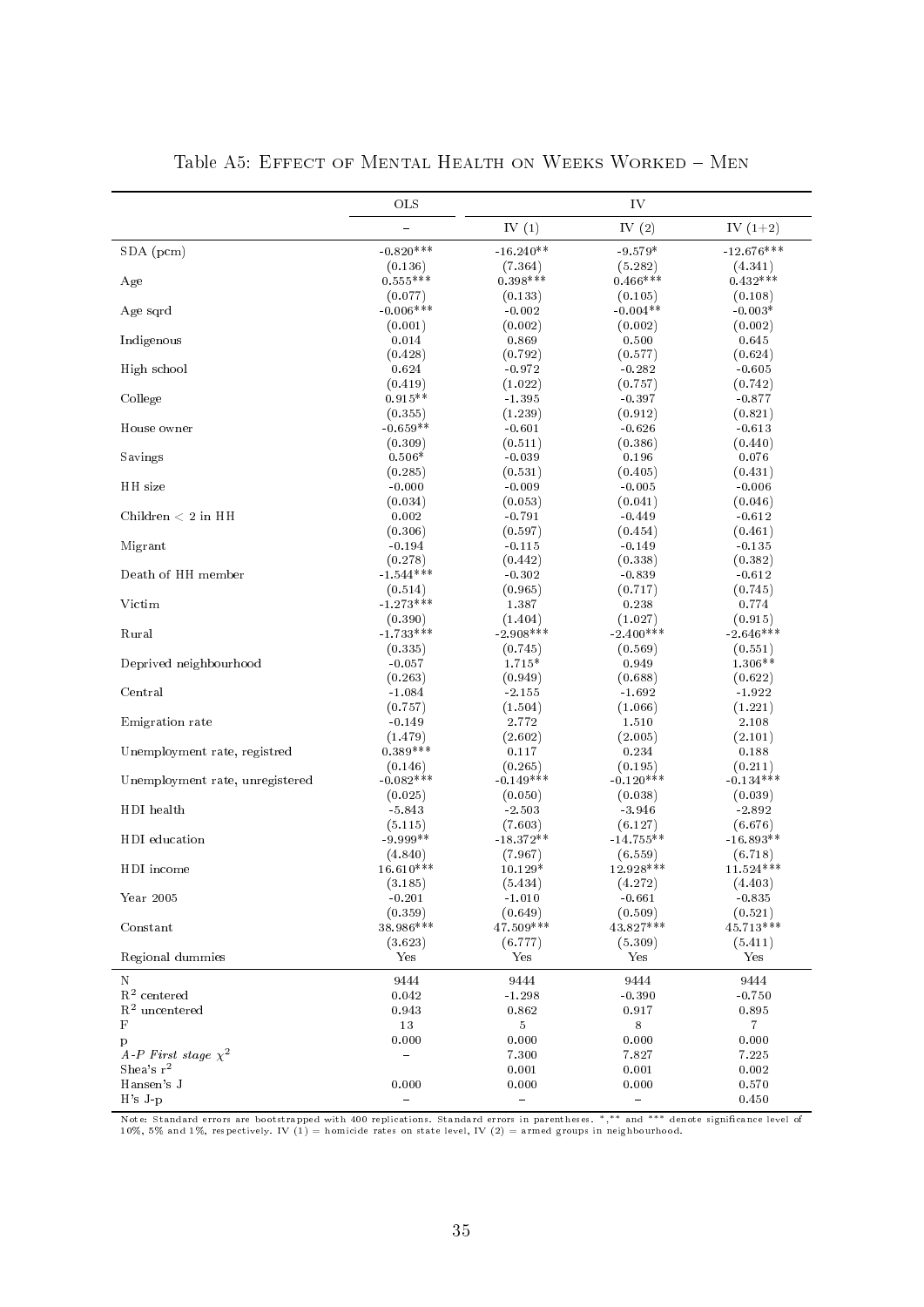Table A5: Effect of Mental Health on Weeks Worked – Men

| | OLS | IV | | |
|---|---|---|---|---|
| | – | IV (1) | IV (2) | IV (1+2) |
| SDA (pcm) | -0.820*** | -16.240** | -9.579* | -12.676*** |
| | (0.136) | (7.364) | (5.282) | (4.341) |
| Age | 0.555*** | 0.398*** | 0.466*** | 0.432*** |
| | (0.077) | (0.133) | (0.105) | (0.108) |
| Age sqrd | -0.006*** | -0.002 | -0.004** | -0.003* |
| | (0.001) | (0.002) | (0.002) | (0.002) |
| Indigenous | 0.014 | 0.869 | 0.500 | 0.645 |
| | (0.428) | (0.792) | (0.577) | (0.624) |
| High school | 0.624 | -0.972 | -0.282 | -0.605 |
| | (0.419) | (1.022) | (0.757) | (0.742) |
| College | 0.915** | -1.395 | -0.397 | -0.877 |
| | (0.355) | (1.239) | (0.912) | (0.821) |
| House owner | -0.659** | -0.601 | -0.626 | -0.613 |
| | (0.309) | (0.511) | (0.386) | (0.440) |
| Savings | 0.506* | -0.039 | 0.196 | 0.076 |
| | (0.285) | (0.531) | (0.405) | (0.431) |
| HH size | -0.000 | -0.009 | -0.005 | -0.006 |
| | (0.034) | (0.053) | (0.041) | (0.046) |
| Children < 2 in HH | 0.002 | -0.791 | -0.449 | -0.612 |
| | (0.306) | (0.597) | (0.454) | (0.461) |
| Migrant | -0.194 | -0.115 | -0.149 | -0.135 |
| | (0.278) | (0.442) | (0.338) | (0.382) |
| Death of HH member | -1.544*** | -0.302 | -0.839 | -0.612 |
| | (0.514) | (0.965) | (0.717) | (0.745) |
| Victim | -1.273*** | 1.387 | 0.238 | 0.774 |
| | (0.390) | (1.404) | (1.027) | (0.915) |
| Rural | -1.733*** | -2.908*** | -2.400*** | -2.646*** |
| | (0.335) | (0.745) | (0.569) | (0.551) |
| Deprived neighbourhood | -0.057 | 1.715* | 0.949 | 1.306** |
| | (0.263) | (0.949) | (0.688) | (0.622) |
| Central | -1.084 | -2.155 | -1.692 | -1.922 |
| | (0.757) | (1.504) | (1.066) | (1.221) |
| Emigration rate | -0.149 | 2.772 | 1.510 | 2.108 |
| | (1.479) | (2.602) | (2.005) | (2.101) |
| Unemployment rate, registred | 0.389*** | 0.117 | 0.234 | 0.188 |
| | (0.146) | (0.265) | (0.195) | (0.211) |
| Unemployment rate, unregistered | -0.082*** | -0.149*** | -0.120*** | -0.134*** |
| | (0.025) | (0.050) | (0.038) | (0.039) |
| HDI health | -5.843 | -2.503 | -3.946 | -2.892 |
| | (5.115) | (7.603) | (6.127) | (6.676) |
| HDI education | -9.999** | -18.372** | -14.755** | -16.893** |
| | (4.840) | (7.967) | (6.559) | (6.718) |
| HDI income | 16.610*** | 10.129* | 12.928*** | 11.524*** |
| | (3.185) | (5.434) | (4.272) | (4.403) |
| Year 2005 | -0.201 | -1.010 | -0.661 | -0.835 |
| | (0.359) | (0.649) | (0.509) | (0.521) |
| Constant | 38.986*** | 47.509*** | 43.827*** | 45.713*** |
| | (3.623) | (6.777) | (5.309) | (5.411) |
| Regional dummies | Yes | Yes | Yes | Yes |
| N | 9444 | 9444 | 9444 | 9444 |
| $R^2$ centered | 0.042 | -1.298 | -0.390 | -0.750 |
| $R^2$ uncentered | 0.943 | 0.862 | 0.917 | 0.895 |
| F | 13 | 5 | 8 | 7 |
| p | 0.000 | 0.000 | 0.000 | 0.000 |
| *A-P First stage* $\chi^2$ | – | 7.300 | 7.827 | 7.225 |
| Shea's $r^2$ | | 0.001 | 0.001 | 0.002 |
| Hansen's J | 0.000 | 0.000 | 0.000 | 0.570 |
| H's J-p | – | – | – | 0.450 |

Note: Standard errors are bootstrapped with 400 replications. Standard errors in parentheses. *,** and *** denote significance level of 10%, 5% and 1%, respectively. IV (1) = homicide rates on state level, IV (2) = armed groups in neighbourhood.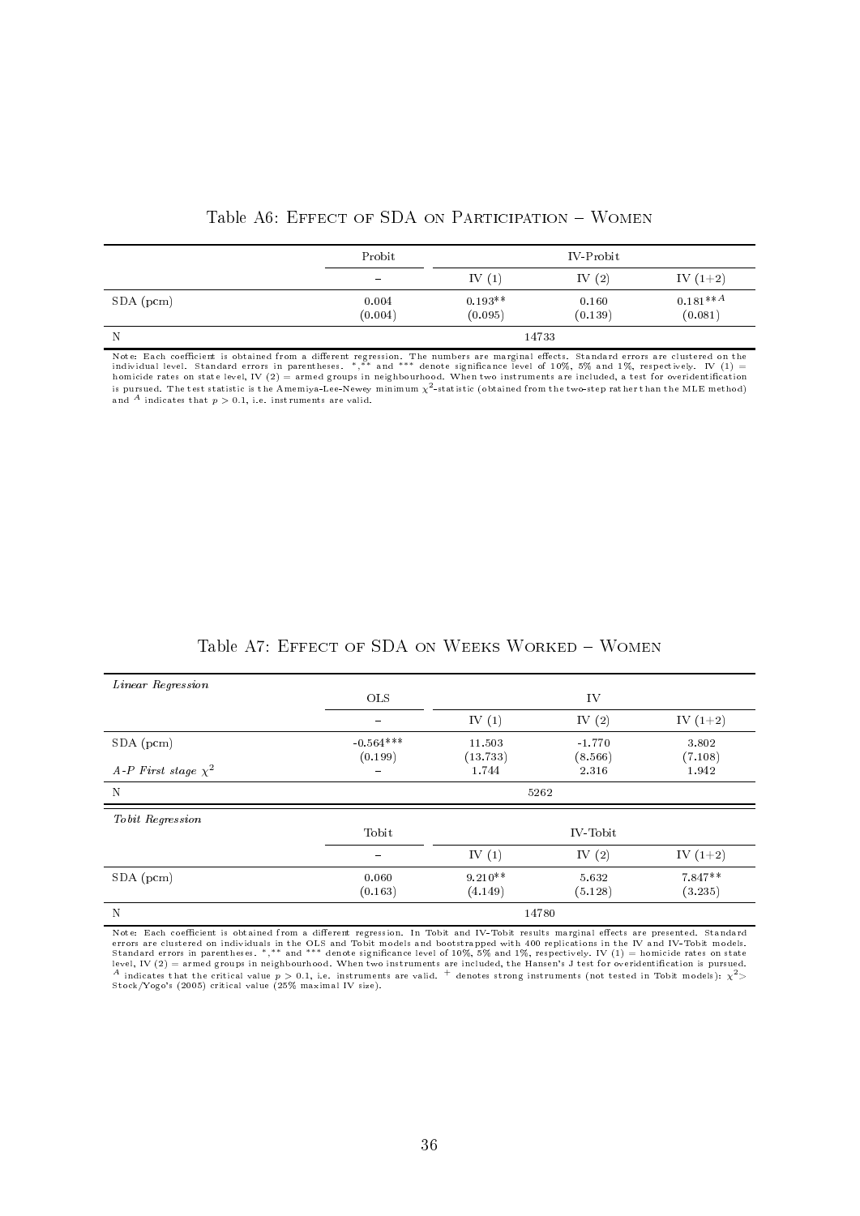Table A6: Effect of SDA on Participation – Women

| | Probit | IV-Probit | | |
|---|---|---|---|---|
| | – | IV (1) | IV (2) | IV (1+2) |
| SDA (pcm) | 0.004 | 0.193** | 0.160 | 0.181**$^{A}$ |
| | (0.004) | (0.095) | (0.139) | (0.081) |
| N | | 14733 | | |

Note: Each coefficient is obtained from a different regression. The numbers are marginal effects. Standard errors are clustered on the individual level. Standard errors in parentheses. *,** and *** denote significance level of 10%, 5% and 1%, respectively. IV (1) = homicide rates on state level, IV (2) = armed groups in neighbourhood. When two instruments are included, a test for overidentification is pursued. The test statistic is the Amemiya-Lee-Newey minimum $\chi^2$-statistic (obtained from the two-step rather than the MLE method) and $^{A}$ indicates that $p > 0.1$, i.e. instruments are valid.

Table A7: Effect of SDA on Weeks Worked – Women

| *Linear Regression* | | | | |
|---|---|---|---|---|
| | OLS | IV | | |
| | – | IV (1) | IV (2) | IV (1+2) |
| SDA (pcm) | -0.564*** | 11.503 | -1.770 | 3.802 |
| | (0.199) | (13.733) | (8.566) | (7.108) |
| *A-P First stage* $\chi^2$ | – | 1.744 | 2.316 | 1.942 |
| N | | 5262 | | |
| *Tobit Regression* | | | | |
| | Tobit | IV-Tobit | | |
| | – | IV (1) | IV (2) | IV (1+2) |
| SDA (pcm) | 0.060 | 9.210** | 5.632 | 7.847** |
| | (0.163) | (4.149) | (5.128) | (3.235) |
| N | | 14780 | | |

Note: Each coefficient is obtained from a different regression. In Tobit and IV-Tobit results marginal effects are presented. Standard errors are clustered on individuals in the OLS and Tobit models and bootstrapped with 400 replications in the IV and IV-Tobit models. Standard errors in parentheses. *,** and *** denote significance level of 10%, 5% and 1%, respectively. IV (1) = homicide rates on state level, IV (2) = armed groups in neighbourhood. When two instruments are included, the Hansen's J test for overidentification is pursued. $^{A}$ indicates that the critical value $p > 0.1$, i.e. instruments are valid. $^{+}$ denotes strong instruments (not tested in Tobit models): $\chi^2 >$ Stock/Yogo's (2005) critical value (25% maximal IV size).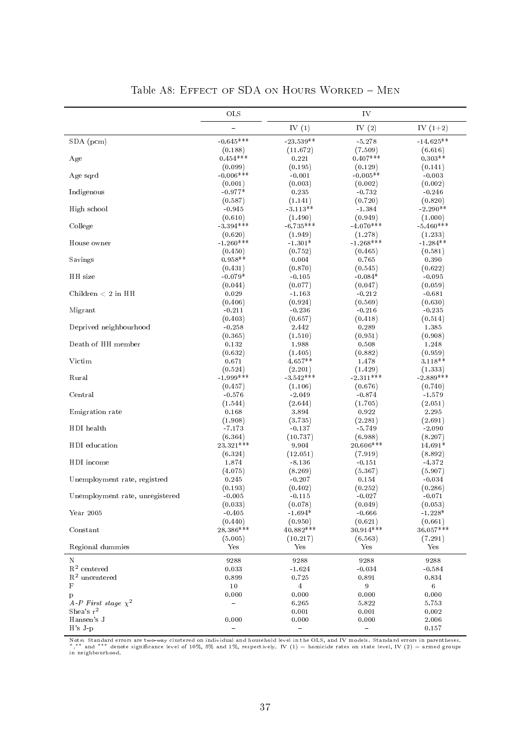Table A8: Effect of SDA on Hours Worked – Men

| | OLS | IV | | |
|---|---|---|---|---|
| | – | IV (1) | IV (2) | IV (1+2) |
| SDA (pcm) | -0.645*** | -23.539** | -5.278 | -14.625** |
| | (0.188) | (11.672) | (7.509) | (6.616) |
| Age | 0.454*** | 0.221 | 0.407*** | 0.303** |
| | (0.099) | (0.195) | (0.129) | (0.141) |
| Age sqrd | -0.006*** | -0.001 | -0.005** | -0.003 |
| | (0.001) | (0.003) | (0.002) | (0.002) |
| Indigenous | -0.977* | 0.235 | -0.732 | -0.246 |
| | (0.587) | (1.141) | (0.720) | (0.820) |
| High school | -0.945 | -3.113** | -1.384 | -2.290** |
| | (0.610) | (1.490) | (0.949) | (1.000) |
| College | -3.394*** | -6.735*** | -4.070*** | -5.460*** |
| | (0.620) | (1.949) | (1.278) | (1.233) |
| House owner | -1.260*** | -1.301* | -1.268*** | -1.284** |
| | (0.450) | (0.752) | (0.465) | (0.581) |
| Savings | 0.958** | 0.004 | 0.765 | 0.390 |
| | (0.431) | (0.870) | (0.545) | (0.622) |
| HH size | -0.079* | -0.105 | -0.084* | -0.095 |
| | (0.044) | (0.077) | (0.047) | (0.059) |
| Children < 2 in HH | 0.029 | -1.163 | -0.212 | -0.681 |
| | (0.406) | (0.924) | (0.569) | (0.630) |
| Migrant | -0.211 | -0.236 | -0.216 | -0.235 |
| | (0.403) | (0.657) | (0.418) | (0.514) |
| Deprived neighbourhood | -0.258 | 2.442 | 0.289 | 1.385 |
| | (0.365) | (1.510) | (0.951) | (0.908) |
| Death of HH member | 0.132 | 1.988 | 0.508 | 1.248 |
| | (0.632) | (1.405) | (0.882) | (0.959) |
| Victim | 0.671 | 4.657** | 1.478 | 3.118** |
| | (0.524) | (2.201) | (1.429) | (1.333) |
| Rural | -1.999*** | -3.542*** | -2.311*** | -2.889*** |
| | (0.457) | (1.106) | (0.676) | (0.740) |
| Central | -0.576 | -2.049 | -0.874 | -1.579 |
| | (1.544) | (2.644) | (1.705) | (2.051) |
| Emigration rate | 0.168 | 3.894 | 0.922 | 2.295 |
| | (1.908) | (3.735) | (2.281) | (2.691) |
| HDI health | -7.173 | -0.137 | -5.749 | -2.090 |
| | (6.364) | (10.737) | (6.988) | (8.207) |
| HDI education | 23.321*** | 9.904 | 20.606*** | 14.691* |
| | (6.324) | (12.051) | (7.919) | (8.892) |
| HDI income | 1.874 | -8.136 | -0.151 | -4.372 |
| | (4.075) | (8.269) | (5.367) | (5.907) |
| Unemployment rate, registred | 0.245 | -0.207 | 0.154 | -0.034 |
| | (0.193) | (0.402) | (0.252) | (0.286) |
| Unemployment rate, unregistered | -0.005 | -0.115 | -0.027 | -0.071 |
| | (0.033) | (0.078) | (0.049) | (0.053) |
| Year 2005 | -0.405 | -1.694* | -0.666 | -1.228* |
| | (0.440) | (0.950) | (0.621) | (0.661) |
| Constant | 28.386*** | 40.882*** | 30.914*** | 36.057*** |
| | (5.005) | (10.217) | (6.563) | (7.291) |
| Regional dummies | Yes | Yes | Yes | Yes |
| N | 9288 | 9288 | 9288 | 9288 |
| $R^2$ centered | 0.033 | -1.624 | -0.034 | -0.584 |
| $R^2$ uncentered | 0.899 | 0.725 | 0.891 | 0.834 |
| F | 10 | 4 | 9 | 6 |
| p | 0.000 | 0.000 | 0.000 | 0.000 |
| *A-P First stage* $\chi^2$ | – | 6.265 | 5.822 | 5.753 |
| Shea's $r^2$ | | 0.001 | 0.001 | 0.002 |
| Hansen's J | 0.000 | 0.000 | 0.000 | 2.006 |
| H's J-p | – | – | – | 0.157 |

Note: Standard errors are two-way clustered on individual and household level in the OLS, and IV models. Standard errors in parentheses. *,** and *** denote significance level of 10%, 5% and 1%, respectively. IV (1) = homicide rates on state level, IV (2) = armed groups in neighbourhood.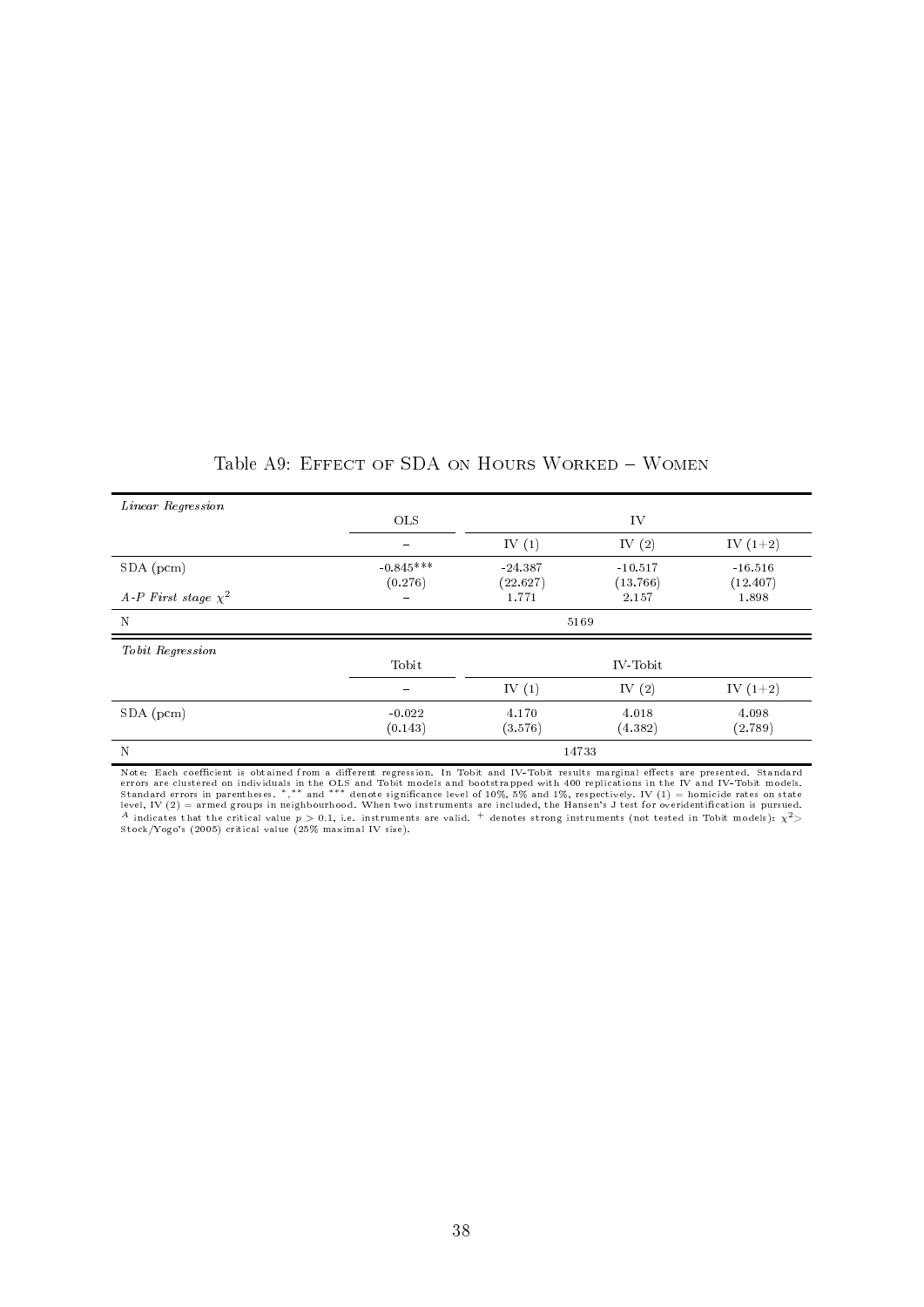Table A9: Effect of SDA on Hours Worked – Women

| *Linear Regression* | | | | |
|---|---|---|---|---|
| | OLS | IV | | |
| | – | IV (1) | IV (2) | IV (1+2) |
| SDA (pcm) | -0.845*** | -24.387 | -10.517 | -16.516 |
| | (0.276) | (22.627) | (13.766) | (12.407) |
| *A-P First stage* $\chi^2$ | – | 1.771 | 2.157 | 1.898 |
| N | | 5169 | | |

| *Tobit Regression* | | | | |
|---|---|---|---|---|
| | Tobit | IV-Tobit | | |
| | – | IV (1) | IV (2) | IV (1+2) |
| SDA (pcm) | -0.022 | 4.170 | 4.018 | 4.098 |
| | (0.143) | (3.576) | (4.382) | (2.789) |
| N | | 14733 | | |

Note: Each coefficient is obtained from a different regression. In Tobit and IV-Tobit results marginal effects are presented. Standard errors are clustered on individuals in the OLS and Tobit models and bootstrapped with 400 replications in the IV and IV-Tobit models. Standard errors in parentheses. *,** and *** denote significance level of 10%, 5% and 1%, respectively. IV (1) = homicide rates on state level, IV (2) = armed groups in neighbourhood. When two instruments are included, the Hansen's J test for overidentification is pursued. [A] indicates that the critical value $p > 0.1$, i.e. instruments are valid. [+] denotes strong instruments (not tested in Tobit models): $\chi^2 >$ Stock/Yogo's (2005) critical value (25% maximal IV size).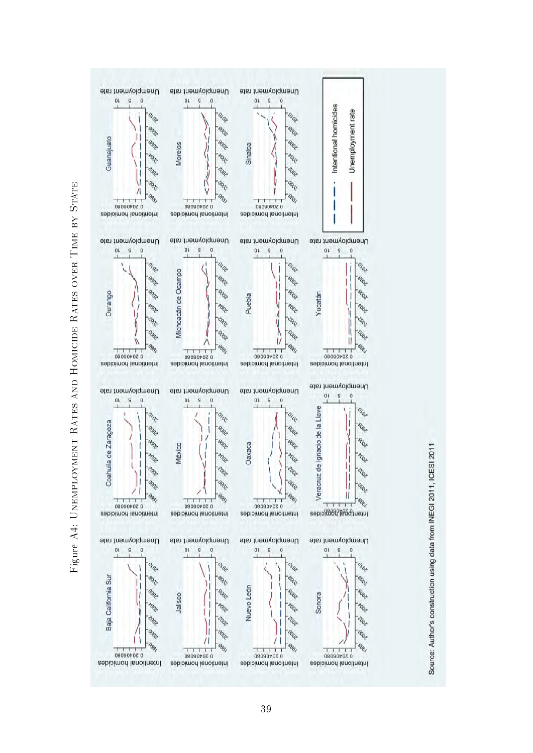Figure A4: Unemployment Rates and Homicide Rates over Time by State

Source: Author's construction using data from INEGI 2011, ICESI 2011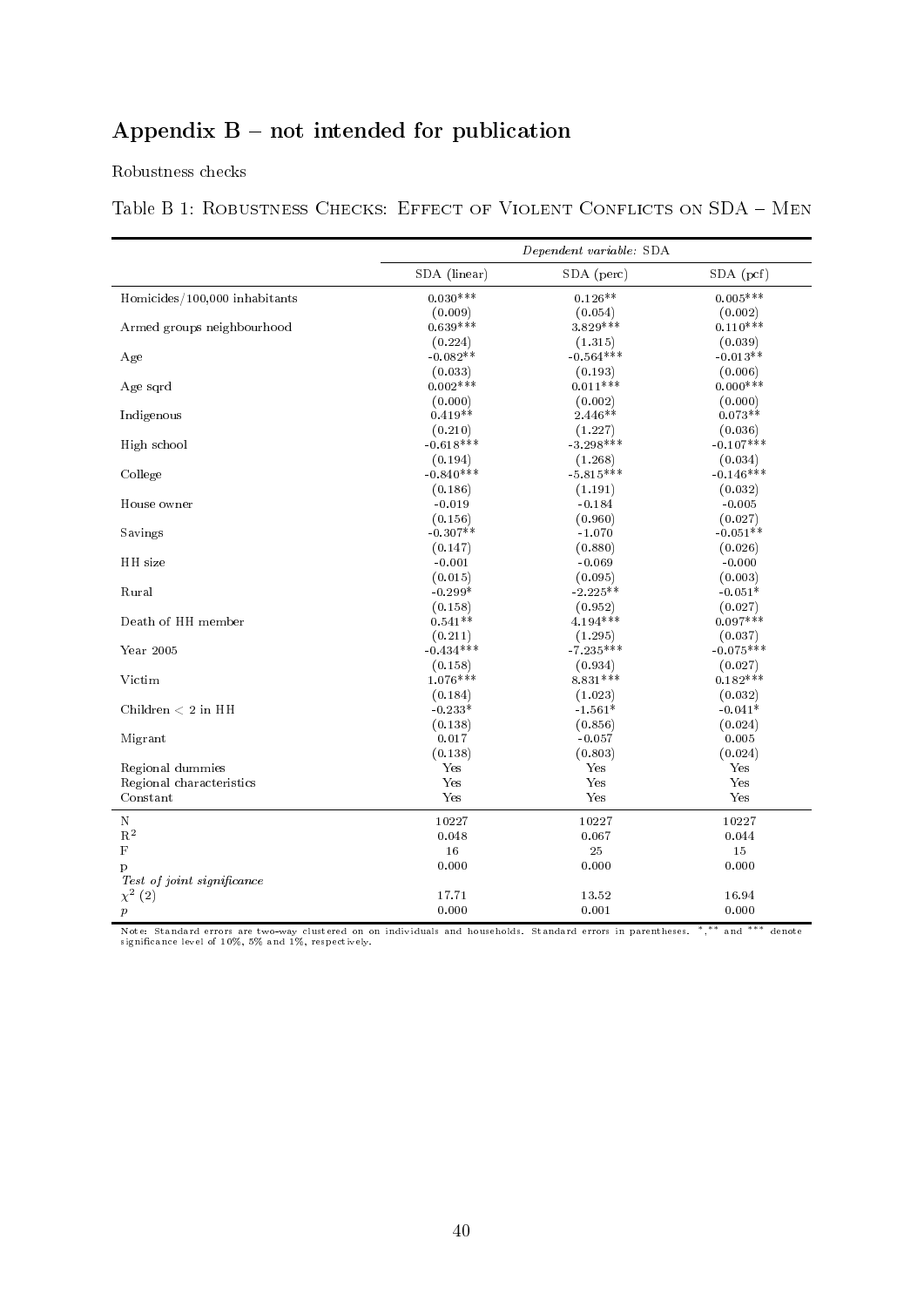## Appendix B – not intended for publication

Robustness checks

Table B 1: Robustness Checks: Effect of Violent Conflicts on SDA – Men

| | *Dependent variable:* SDA | | |
|---|---|---|---|
| | SDA (linear) | SDA (perc) | SDA (pcf) |
| Homicides/100,000 inhabitants | 0.030*** | 0.126** | 0.005*** |
| | (0.009) | (0.054) | (0.002) |
| Armed groups neighbourhood | 0.639*** | 3.829*** | 0.110*** |
| | (0.224) | (1.315) | (0.039) |
| Age | -0.082** | -0.564*** | -0.013** |
| | (0.033) | (0.193) | (0.006) |
| Age sqrd | 0.002*** | 0.011*** | 0.000*** |
| | (0.000) | (0.002) | (0.000) |
| Indigenous | 0.419** | 2.446** | 0.073** |
| | (0.210) | (1.227) | (0.036) |
| High school | -0.618*** | -3.298*** | -0.107*** |
| | (0.194) | (1.268) | (0.034) |
| College | -0.840*** | -5.815*** | -0.146*** |
| | (0.186) | (1.191) | (0.032) |
| House owner | -0.019 | -0.184 | -0.005 |
| | (0.156) | (0.960) | (0.027) |
| Savings | -0.307** | -1.070 | -0.051** |
| | (0.147) | (0.880) | (0.026) |
| HH size | -0.001 | -0.069 | -0.000 |
| | (0.015) | (0.095) | (0.003) |
| Rural | -0.299* | -2.225** | -0.051* |
| | (0.158) | (0.952) | (0.027) |
| Death of HH member | 0.541** | 4.194*** | 0.097*** |
| | (0.211) | (1.295) | (0.037) |
| Year 2005 | -0.434*** | -7.235*** | -0.075*** |
| | (0.158) | (0.934) | (0.027) |
| Victim | 1.076*** | 8.831*** | 0.182*** |
| | (0.184) | (1.023) | (0.032) |
| Children < 2 in HH | -0.233* | -1.561* | -0.041* |
| | (0.138) | (0.856) | (0.024) |
| Migrant | 0.017 | -0.057 | 0.005 |
| | (0.138) | (0.803) | (0.024) |
| Regional dummies | Yes | Yes | Yes |
| Regional characteristics | Yes | Yes | Yes |
| Constant | Yes | Yes | Yes |
| N | 10227 | 10227 | 10227 |
| $R^2$ | 0.048 | 0.067 | 0.044 |
| F | 16 | 25 | 15 |
| p | 0.000 | 0.000 | 0.000 |
| *Test of joint significance* | | | |
| $\chi^2$ (2) | 17.71 | 13.52 | 16.94 |
| $p$ | 0.000 | 0.001 | 0.000 |

Note: Standard errors are two-way clustered on on individuals and households. Standard errors in parentheses. *,** and *** denote significance level of 10%, 5% and 1%, respectively.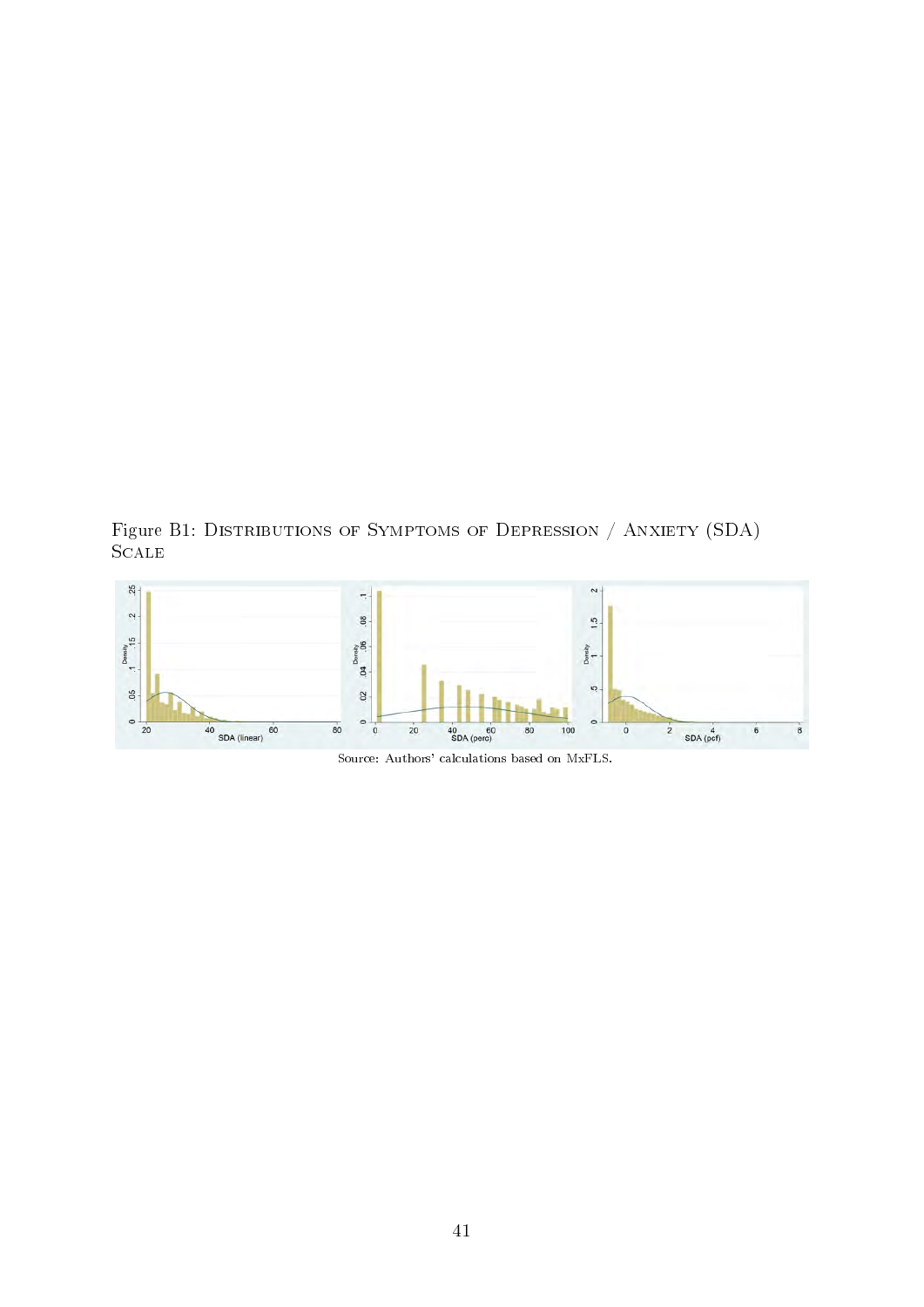Figure B1: Distributions of Symptoms of Depression / Anxiety (SDA) Scale

Source: Authors' calculations based on MxFLS.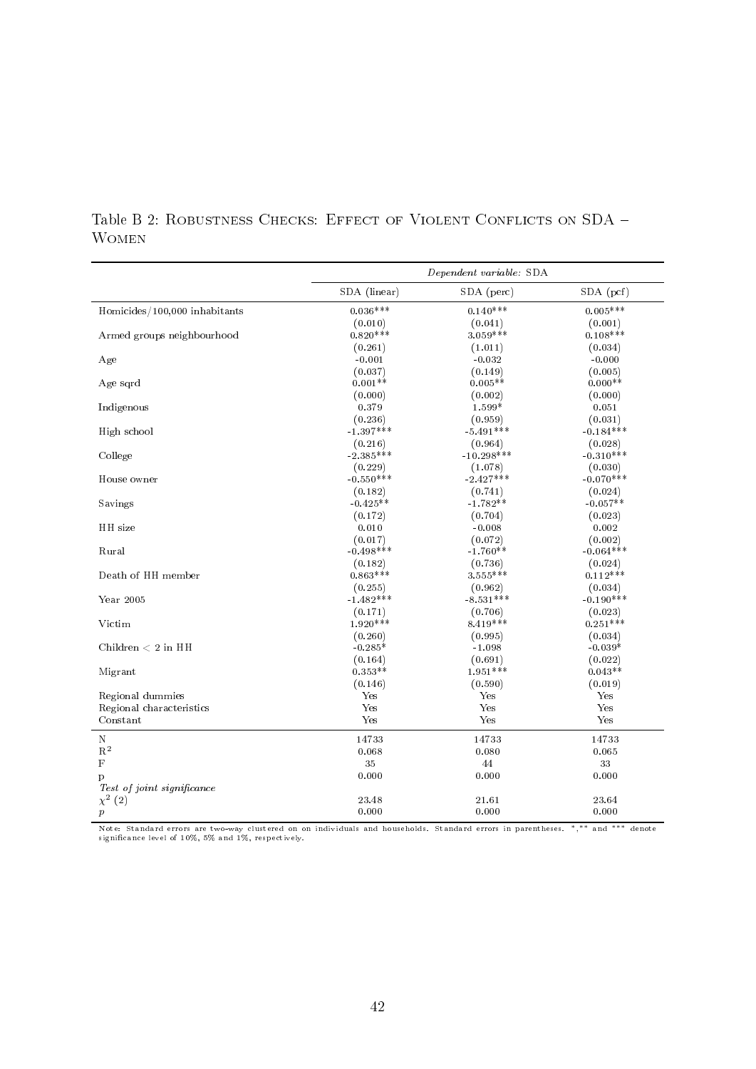Table B 2: Robustness Checks: Effect of Violent Conflicts on SDA – Women

| | *Dependent variable:* SDA | | |
|---|---|---|---|
| | SDA (linear) | SDA (perc) | SDA (pcf) |
| Homicides/100,000 inhabitants | 0.036*** | 0.140*** | 0.005*** |
| | (0.010) | (0.041) | (0.001) |
| Armed groups neighbourhood | 0.820*** | 3.059*** | 0.108*** |
| | (0.261) | (1.011) | (0.034) |
| Age | -0.001 | -0.032 | -0.000 |
| | (0.037) | (0.149) | (0.005) |
| Age sqrd | 0.001** | 0.005** | 0.000** |
| | (0.000) | (0.002) | (0.000) |
| Indigenous | 0.379 | 1.599* | 0.051 |
| | (0.236) | (0.959) | (0.031) |
| High school | -1.397*** | -5.491*** | -0.184*** |
| | (0.216) | (0.964) | (0.028) |
| College | -2.385*** | -10.298*** | -0.310*** |
| | (0.229) | (1.078) | (0.030) |
| House owner | -0.550*** | -2.427*** | -0.070*** |
| | (0.182) | (0.741) | (0.024) |
| Savings | -0.425** | -1.782** | -0.057** |
| | (0.172) | (0.704) | (0.023) |
| HH size | 0.010 | -0.008 | 0.002 |
| | (0.017) | (0.072) | (0.002) |
| Rural | -0.498*** | -1.760** | -0.064*** |
| | (0.182) | (0.736) | (0.024) |
| Death of HH member | 0.863*** | 3.555*** | 0.112*** |
| | (0.255) | (0.962) | (0.034) |
| Year 2005 | -1.482*** | -8.531*** | -0.190*** |
| | (0.171) | (0.706) | (0.023) |
| Victim | 1.920*** | 8.419*** | 0.251*** |
| | (0.260) | (0.995) | (0.034) |
| Children < 2 in HH | -0.285* | -1.098 | -0.039* |
| | (0.164) | (0.691) | (0.022) |
| Migrant | 0.353** | 1.951*** | 0.043** |
| | (0.146) | (0.590) | (0.019) |
| Regional dummies | Yes | Yes | Yes |
| Regional characteristics | Yes | Yes | Yes |
| Constant | Yes | Yes | Yes |
| N | 14733 | 14733 | 14733 |
| $R^2$ | 0.068 | 0.080 | 0.065 |
| F | 35 | 44 | 33 |
| p | 0.000 | 0.000 | 0.000 |
| *Test of joint significance* | | | |
| $\chi^2$ (2) | 23.48 | 21.61 | 23.64 |
| $p$ | 0.000 | 0.000 | 0.000 |

Note: Standard errors are two-way clustered on on individuals and households. Standard errors in parentheses. *,** and *** denote significance level of 10%, 5% and 1%, respectively.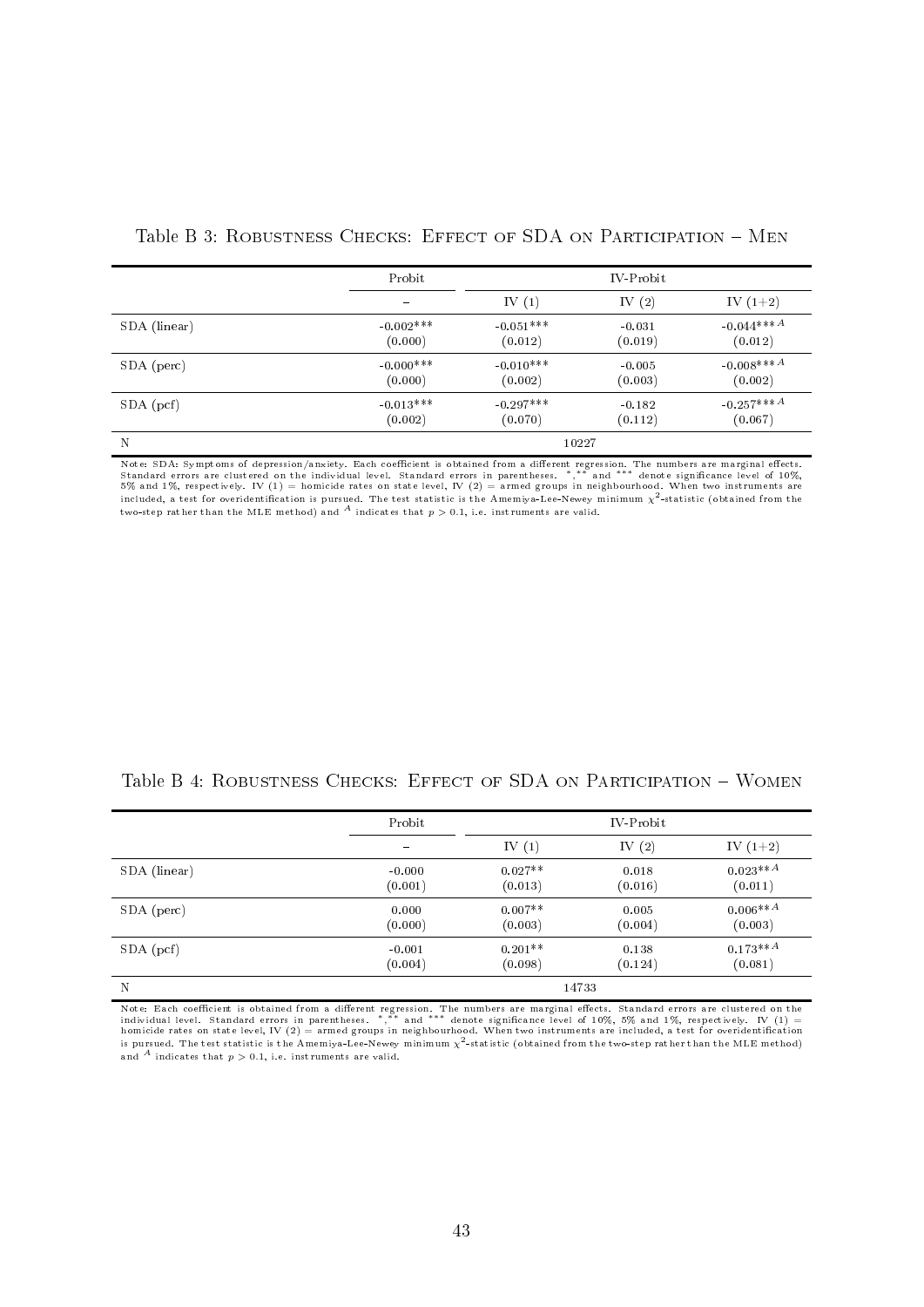Table B 3: Robustness Checks: Effect of SDA on Participation – Men

| | Probit | IV-Probit | | |
|---|---|---|---|---|
| | – | IV (1) | IV (2) | IV (1+2) |
| SDA (linear) | -0.002*** | -0.051*** | -0.031 | -0.044***[A] |
| | (0.000) | (0.012) | (0.019) | (0.012) |
| SDA (perc) | -0.000*** | -0.010*** | -0.005 | -0.008***[A] |
| | (0.000) | (0.002) | (0.003) | (0.002) |
| SDA (pcf) | -0.013*** | -0.297*** | -0.182 | -0.257***[A] |
| | (0.002) | (0.070) | (0.112) | (0.067) |
| N | | 10227 | | |

Note: SDA: Symptoms of depression/anxiety. Each coefficient is obtained from a different regression. The numbers are marginal effects. Standard errors are clustered on the individual level. Standard errors in parentheses. *,** and *** denote significance level of 10%, 5% and 1%, respectively. IV (1) = homicide rates on state level, IV (2) = armed groups in neighbourhood. When two instruments are included, a test for overidentification is pursued. The test statistic is the Amemiya-Lee-Newey minimum $\chi^2$-statistic (obtained from the two-step rather than the MLE method) and [A] indicates that $p > 0.1$, i.e. instruments are valid.

Table B 4: Robustness Checks: Effect of SDA on Participation – Women

| | Probit | IV-Probit | | |
|---|---|---|---|---|
| | – | IV (1) | IV (2) | IV (1+2) |
| SDA (linear) | -0.000 | 0.027** | 0.018 | 0.023**[A] |
| | (0.001) | (0.013) | (0.016) | (0.011) |
| SDA (perc) | 0.000 | 0.007** | 0.005 | 0.006**[A] |
| | (0.000) | (0.003) | (0.004) | (0.003) |
| SDA (pcf) | -0.001 | 0.201** | 0.138 | 0.173**[A] |
| | (0.004) | (0.098) | (0.124) | (0.081) |
| N | | 14733 | | |

Note: Each coefficient is obtained from a different regression. The numbers are marginal effects. Standard errors are clustered on the individual level. Standard errors in parentheses. *,** and *** denote significance level of 10%, 5% and 1%, respectively. IV (1) = homicide rates on state level, IV (2) = armed groups in neighbourhood. When two instruments are included, a test for overidentification is pursued. The test statistic is the Amemiya-Lee-Newey minimum $\chi^2$-statistic (obtained from the two-step rather than the MLE method) and [A] indicates that $p > 0.1$, i.e. instruments are valid.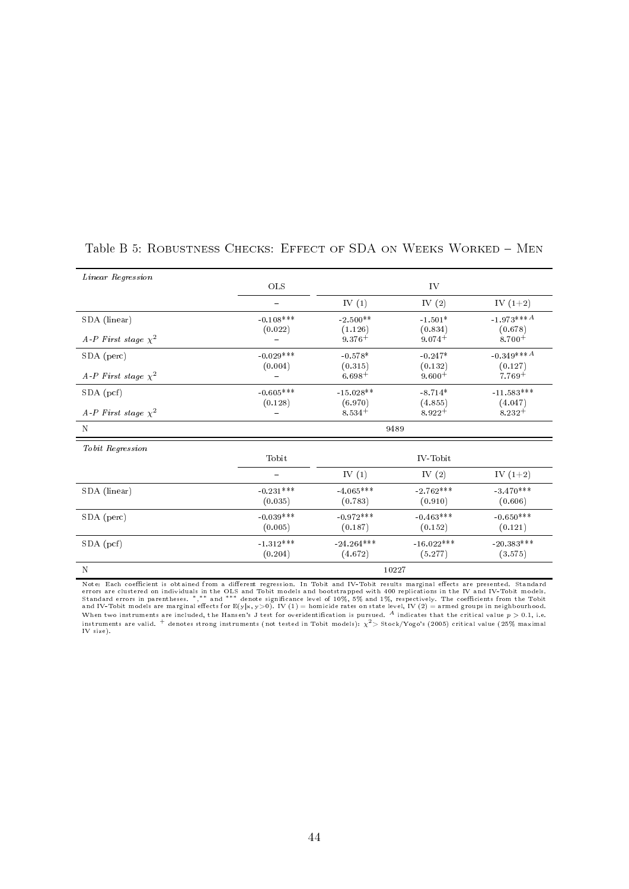Table B 5: Robustness Checks: Effect of SDA on Weeks Worked – Men

| *Linear Regression* | OLS | IV | | |
|---|---|---|---|---|
| | – | IV (1) | IV (2) | IV (1+2) |
| SDA (linear) | -0.108*** | -2.500** | -1.501* | -1.973***$^{A}$ |
| | (0.022) | (1.126) | (0.834) | (0.678) |
| *A-P First stage* $\chi^2$ | – | 9.376$^{+}$ | 9.074$^{+}$ | 8.700$^{+}$ |
| SDA (perc) | -0.029*** | -0.578* | -0.247* | -0.349***$^{A}$ |
| | (0.004) | (0.315) | (0.132) | (0.127) |
| *A-P First stage* $\chi^2$ | – | 6.698$^{+}$ | 9.600$^{+}$ | 7.769$^{+}$ |
| SDA (pcf) | -0.605*** | -15.028** | -8.714* | -11.583*** |
| | (0.128) | (6.970) | (4.855) | (4.047) |
| *A-P First stage* $\chi^2$ | – | 8.534$^{+}$ | 8.922$^{+}$ | 8.232$^{+}$ |
| N | 9489 | | | |

| *Tobit Regression* | Tobit | IV-Tobit | | |
|---|---|---|---|---|
| | – | IV (1) | IV (2) | IV (1+2) |
| SDA (linear) | -0.231*** | -4.065*** | -2.762*** | -3.470*** |
| | (0.035) | (0.783) | (0.910) | (0.606) |
| SDA (perc) | -0.039*** | -0.972*** | -0.463*** | -0.650*** |
| | (0.005) | (0.187) | (0.152) | (0.121) |
| SDA (pcf) | -1.312*** | -24.264*** | -16.022*** | -20.383*** |
| | (0.204) | (4.672) | (5.277) | (3.575) |
| N | 10227 | | | |

Note: Each coefficient is obtained from a different regression. In Tobit and IV-Tobit results marginal effects are presented. Standard errors are clustered on individuals in the OLS and Tobit models and bootstrapped with 400 replications in the IV and IV-Tobit models. Standard errors in parentheses. *,** and *** denote significance level of 10%, 5% and 1%, respectively. The coefficients from the Tobit and IV-Tobit models are marginal effects for E(y|x, y>0). IV (1) = homicide rates on state level, IV (2) = armed groups in neighbourhood. When two instruments are included, the Hansen's J test for overidentification is pursued. $^{A}$ indicates that the critical value $p > 0.1$, i.e. instruments are valid. $^{+}$ denotes strong instruments (not tested in Tobit models): $\chi^2 >$ Stock/Yogo's (2005) critical value (25% maximal IV size).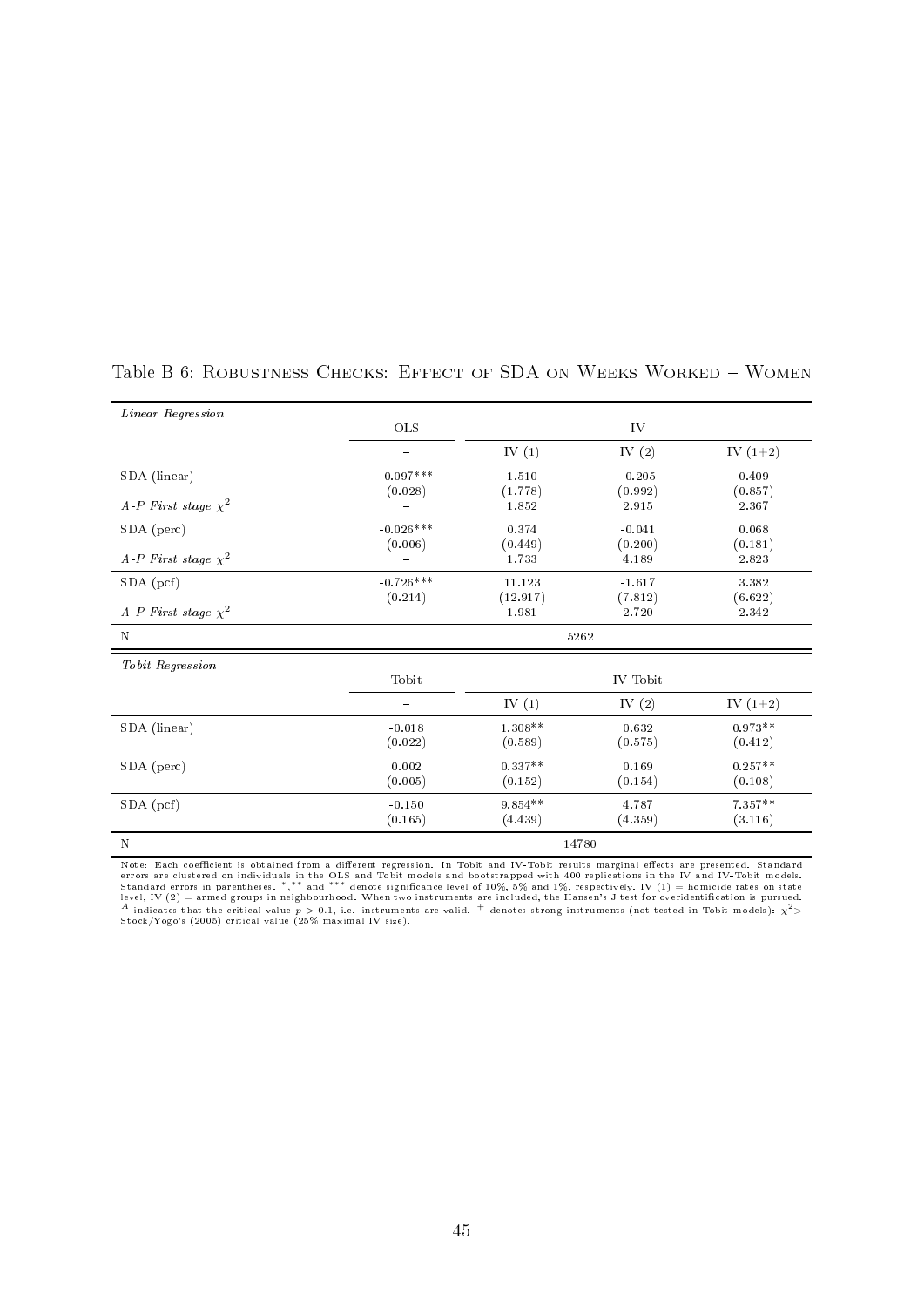Table B 6: Robustness Checks: Effect of SDA on Weeks Worked – Women

| *Linear Regression* | OLS | IV | | |
|---|---|---|---|---|
| | – | IV (1) | IV (2) | IV (1+2) |
| SDA (linear) | -0.097*** | 1.510 | -0.205 | 0.409 |
| | (0.028) | (1.778) | (0.992) | (0.857) |
| *A-P First stage* $\chi^2$ | – | 1.852 | 2.915 | 2.367 |
| SDA (perc) | -0.026*** | 0.374 | -0.041 | 0.068 |
| | (0.006) | (0.449) | (0.200) | (0.181) |
| *A-P First stage* $\chi^2$ | – | 1.733 | 4.189 | 2.823 |
| SDA (pcf) | -0.726*** | 11.123 | -1.617 | 3.382 |
| | (0.214) | (12.917) | (7.812) | (6.622) |
| *A-P First stage* $\chi^2$ | – | 1.981 | 2.720 | 2.342 |
| N | | 5262 | | |

| *Tobit Regression* | Tobit | IV-Tobit | | |
|---|---|---|---|---|
| | – | IV (1) | IV (2) | IV (1+2) |
| SDA (linear) | -0.018 | 1.308** | 0.632 | 0.973** |
| | (0.022) | (0.589) | (0.575) | (0.412) |
| SDA (perc) | 0.002 | 0.337** | 0.169 | 0.257** |
| | (0.005) | (0.152) | (0.154) | (0.108) |
| SDA (pcf) | -0.150 | 9.854** | 4.787 | 7.357** |
| | (0.165) | (4.439) | (4.359) | (3.116) |
| N | | 14780 | | |

Note: Each coefficient is obtained from a different regression. In Tobit and IV-Tobit results marginal effects are presented. Standard errors are clustered on individuals in the OLS and Tobit models and bootstrapped with 400 replications in the IV and IV-Tobit models. Standard errors in parentheses. *,** and *** denote significance level of 10%, 5% and 1%, respectively. IV (1) = homicide rates on state level, IV (2) = armed groups in neighbourhood. When two instruments are included, the Hansen's J test for overidentification is pursued. [A] indicates that the critical value $p > 0.1$, i.e. instruments are valid. [+] denotes strong instruments (not tested in Tobit models): $\chi^2 >$ Stock/Yogo's (2005) critical value (25% maximal IV size).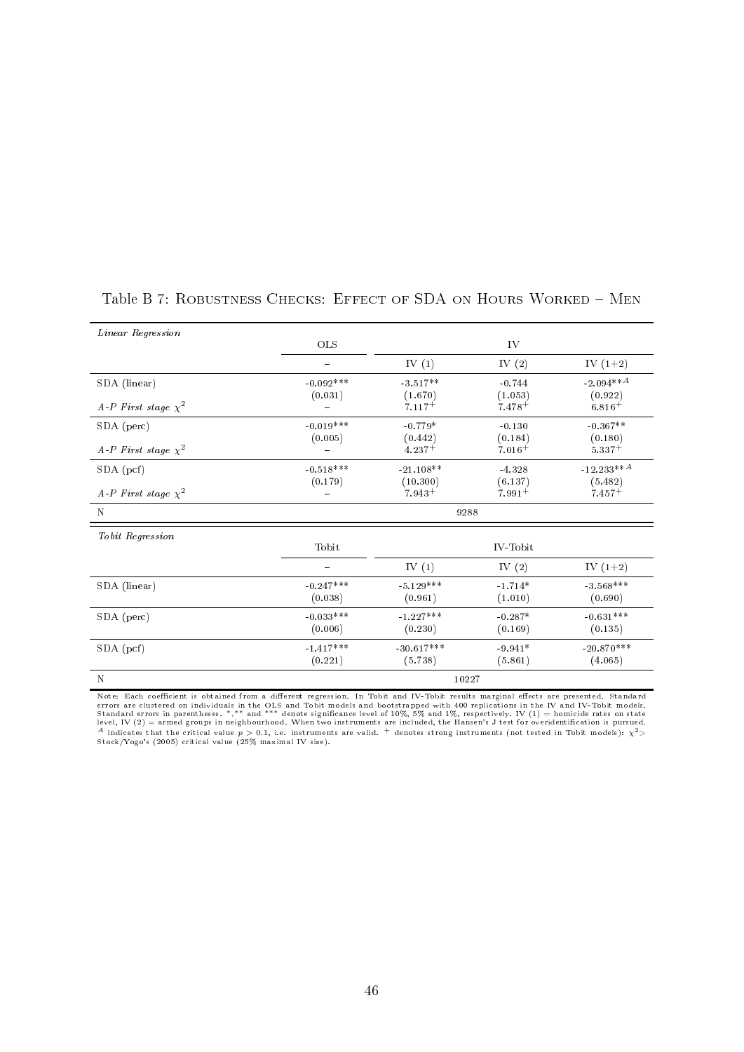Table B 7: Robustness Checks: Effect of SDA on Hours Worked – Men

| *Linear Regression* | OLS | IV | | |
|---|---|---|---|---|
| | – | IV (1) | IV (2) | IV (1+2) |
| SDA (linear) | -0.092*** | -3.517** | -0.744 | -2.094**$^{A}$ |
| | (0.031) | (1.670) | (1.053) | (0.922) |
| *A-P First stage* $\chi^2$ | – | $7.117^{+}$ | $7.478^{+}$ | $6.816^{+}$ |
| SDA (perc) | -0.019*** | -0.779* | -0.130 | -0.367** |
| | (0.005) | (0.442) | (0.184) | (0.180) |
| *A-P First stage* $\chi^2$ | – | $4.237^{+}$ | $7.016^{+}$ | $5.337^{+}$ |
| SDA (pcf) | -0.518*** | -21.108** | -4.328 | -12.233**$^{A}$ |
| | (0.179) | (10.300) | (6.137) | (5.482) |
| *A-P First stage* $\chi^2$ | – | $7.943^{+}$ | $7.991^{+}$ | $7.457^{+}$ |
| N | 9288 | | | |

| *Tobit Regression* | Tobit | IV-Tobit | | |
|---|---|---|---|---|
| | – | IV (1) | IV (2) | IV (1+2) |
| SDA (linear) | -0.247*** | -5.129*** | -1.714* | -3.568*** |
| | (0.038) | (0.961) | (1.010) | (0.690) |
| SDA (perc) | -0.033*** | -1.227*** | -0.287* | -0.631*** |
| | (0.006) | (0.230) | (0.169) | (0.135) |
| SDA (pcf) | -1.417*** | -30.617*** | -9.941* | -20.870*** |
| | (0.221) | (5.738) | (5.861) | (4.065) |
| N | 10227 | | | |

Note: Each coefficient is obtained from a different regression. In Tobit and IV-Tobit results marginal effects are presented. Standard errors are clustered on individuals in the OLS and Tobit models and bootstrapped with 400 replications in the IV and IV-Tobit models. Standard errors in parentheses. *,** and *** denote significance level of 10%, 5% and 1%, respectively. IV (1) = homicide rates on state level, IV (2) = armed groups in neighbourhood. When two instruments are included, the Hansen's J test for overidentification is pursued. $^{A}$ indicates that the critical value $p > 0.1$, i.e. instruments are valid. $^{+}$ denotes strong instruments (not tested in Tobit models): $\chi^2 >$ Stock/Yogo's (2005) critical value (25% maximal IV size).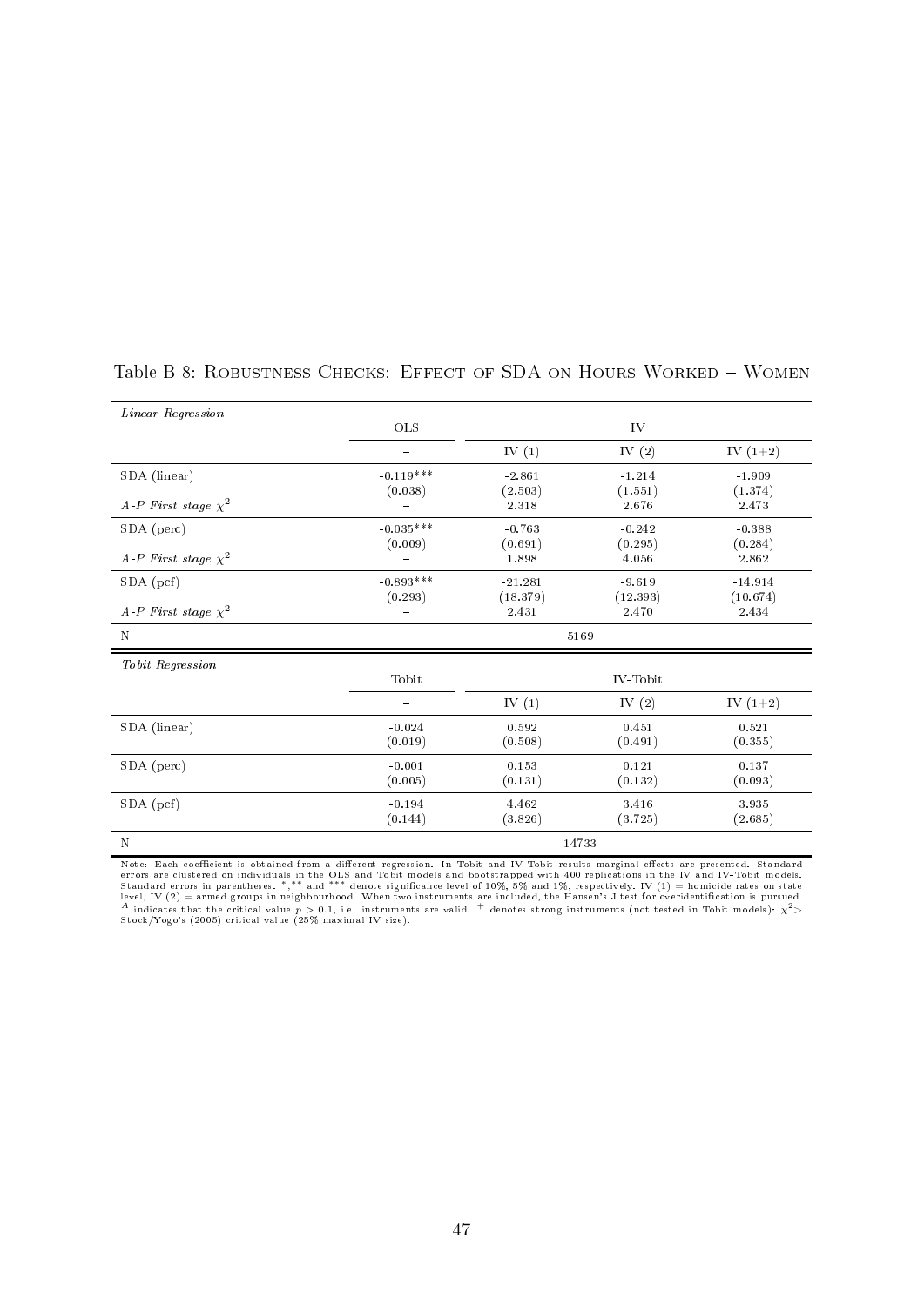Table B 8: Robustness Checks: Effect of SDA on Hours Worked – Women

| *Linear Regression* | OLS | IV | | |
|---|---|---|---|---|
| | – | IV (1) | IV (2) | IV (1+2) |
| SDA (linear) | -0.119*** | -2.861 | -1.214 | -1.909 |
| | (0.038) | (2.503) | (1.551) | (1.374) |
| *A-P First stage* $\chi^2$ | – | 2.318 | 2.676 | 2.473 |
| SDA (perc) | -0.035*** | -0.763 | -0.242 | -0.388 |
| | (0.009) | (0.691) | (0.295) | (0.284) |
| *A-P First stage* $\chi^2$ | – | 1.898 | 4.056 | 2.862 |
| SDA (pcf) | -0.893*** | -21.281 | -9.619 | -14.914 |
| | (0.293) | (18.379) | (12.393) | (10.674) |
| *A-P First stage* $\chi^2$ | – | 2.431 | 2.470 | 2.434 |
| N | | 5169 | | |

| *Tobit Regression* | Tobit | IV-Tobit | | |
|---|---|---|---|---|
| | – | IV (1) | IV (2) | IV (1+2) |
| SDA (linear) | -0.024 | 0.592 | 0.451 | 0.521 |
| | (0.019) | (0.508) | (0.491) | (0.355) |
| SDA (perc) | -0.001 | 0.153 | 0.121 | 0.137 |
| | (0.005) | (0.131) | (0.132) | (0.093) |
| SDA (pcf) | -0.194 | 4.462 | 3.416 | 3.935 |
| | (0.144) | (3.826) | (3.725) | (2.685) |
| N | | 14733 | | |

Note: Each coefficient is obtained from a different regression. In Tobit and IV-Tobit results marginal effects are presented. Standard errors are clustered on individuals in the OLS and Tobit models and bootstrapped with 400 replications in the IV and IV-Tobit models. Standard errors in parentheses. *,** and *** denote significance level of 10%, 5% and 1%, respectively. IV (1) = homicide rates on state level, IV (2) = armed groups in neighbourhood. When two instruments are included, the Hansen's J test for overidentification is pursued. [A] indicates that the critical value $p > 0.1$, i.e. instruments are valid. [+] denotes strong instruments (not tested in Tobit models): $\chi^2 >$ Stock/Yogo's (2005) critical value (25% maximal IV size).